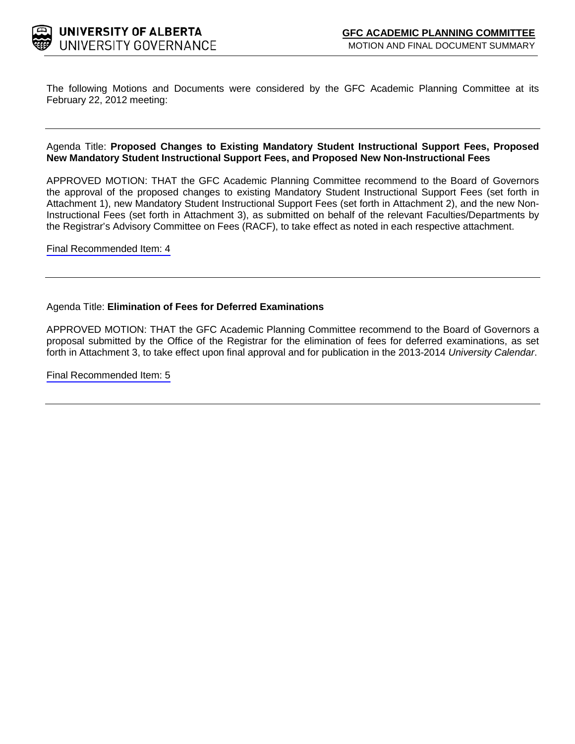**UNIVERSITY OF ALBERTA**
UNIVERSITY GOVERNANCE

**GFC ACADEMIC PLANNING COMMITTEE**
MOTION AND FINAL DOCUMENT SUMMARY

The following Motions and Documents were considered by the GFC Academic Planning Committee at its February 22, 2012 meeting:

---

Agenda Title: **Proposed Changes to Existing Mandatory Student Instructional Support Fees, Proposed New Mandatory Student Instructional Support Fees, and Proposed New Non-Instructional Fees**

APPROVED MOTION: THAT the GFC Academic Planning Committee recommend to the Board of Governors the approval of the proposed changes to existing Mandatory Student Instructional Support Fees (set forth in Attachment 1), new Mandatory Student Instructional Support Fees (set forth in Attachment 2), and the new Non-Instructional Fees (set forth in Attachment 3), as submitted on behalf of the relevant Faculties/Departments by the Registrar's Advisory Committee on Fees (RACF), to take effect as noted in each respective attachment.

Final Recommended Item: 4

---

Agenda Title: **Elimination of Fees for Deferred Examinations**

APPROVED MOTION: THAT the GFC Academic Planning Committee recommend to the Board of Governors a proposal submitted by the Office of the Registrar for the elimination of fees for deferred examinations, as set forth in Attachment 3, to take effect upon final approval and for publication in the 2013-2014 *University Calendar*.

Final Recommended Item: 5

---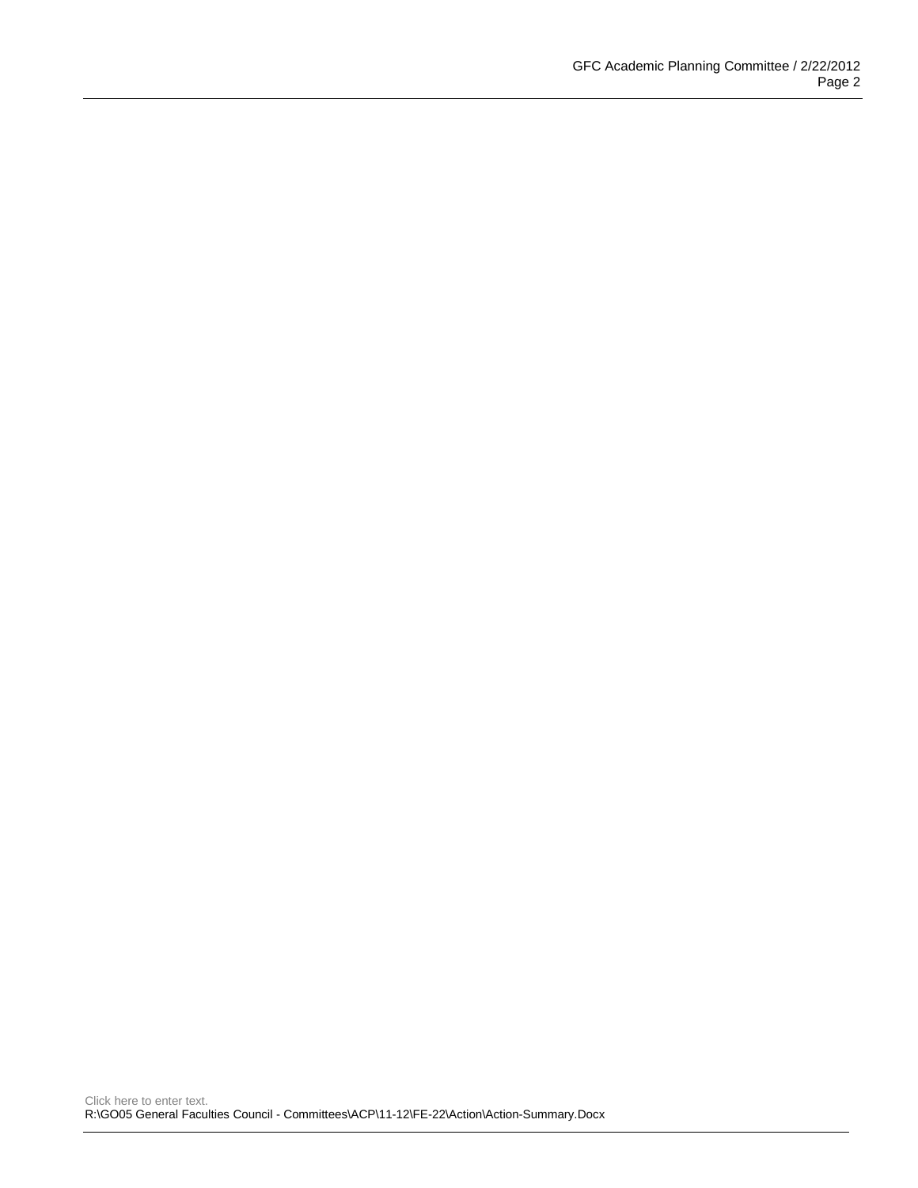Click here to enter text.
R:\GO05 General Faculties Council - Committees\ACP\11-12\FE-22\Action\Action-Summary.Docx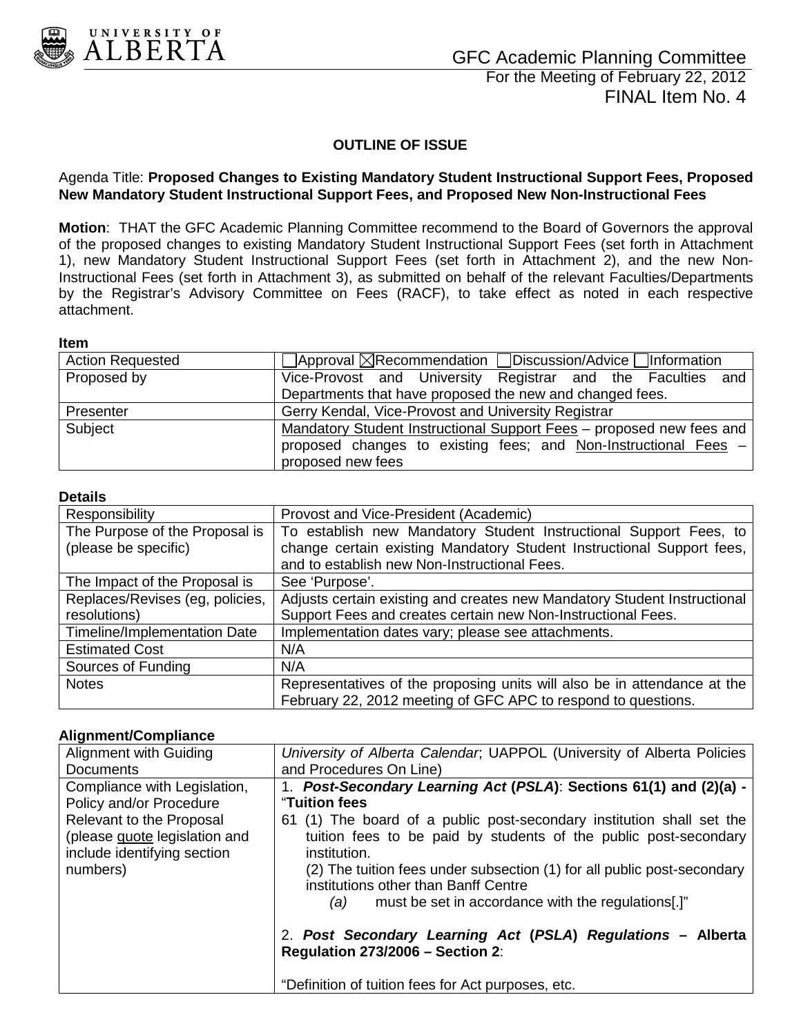GFC Academic Planning Committee
For the Meeting of February 22, 2012
FINAL Item No. 4

## OUTLINE OF ISSUE

Agenda Title: **Proposed Changes to Existing Mandatory Student Instructional Support Fees, Proposed New Mandatory Student Instructional Support Fees, and Proposed New Non-Instructional Fees**

**Motion**: THAT the GFC Academic Planning Committee recommend to the Board of Governors the approval of the proposed changes to existing Mandatory Student Instructional Support Fees (set forth in Attachment 1), new Mandatory Student Instructional Support Fees (set forth in Attachment 2), and the new Non-Instructional Fees (set forth in Attachment 3), as submitted on behalf of the relevant Faculties/Departments by the Registrar's Advisory Committee on Fees (RACF), to take effect as noted in each respective attachment.

**Item**

| | |
|---|---|
| Action Requested | ☐Approval ☒Recommendation ☐Discussion/Advice ☐Information |
| Proposed by | Vice-Provost and University Registrar and the Faculties and Departments that have proposed the new and changed fees. |
| Presenter | Gerry Kendal, Vice-Provost and University Registrar |
| Subject | Mandatory Student Instructional Support Fees – proposed new fees and proposed changes to existing fees; and Non-Instructional Fees – proposed new fees |

**Details**

| | |
|---|---|
| Responsibility | Provost and Vice-President (Academic) |
| The Purpose of the Proposal is (please be specific) | To establish new Mandatory Student Instructional Support Fees, to change certain existing Mandatory Student Instructional Support fees, and to establish new Non-Instructional Fees. |
| The Impact of the Proposal is | See 'Purpose'. |
| Replaces/Revises (eg, policies, resolutions) | Adjusts certain existing and creates new Mandatory Student Instructional Support Fees and creates certain new Non-Instructional Fees. |
| Timeline/Implementation Date | Implementation dates vary; please see attachments. |
| Estimated Cost | N/A |
| Sources of Funding | N/A |
| Notes | Representatives of the proposing units will also be in attendance at the February 22, 2012 meeting of GFC APC to respond to questions. |

**Alignment/Compliance**

| | |
|---|---|
| Alignment with Guiding Documents | *University of Alberta Calendar*; UAPPOL (University of Alberta Policies and Procedures On Line) |
| Compliance with Legislation, Policy and/or Procedure Relevant to the Proposal (please quote legislation and include identifying section numbers) | 1. ***Post-Secondary Learning Act* (*PSLA*)**: **Sections 61(1) and (2)(a) - "Tuition fees** <br> 61 (1) The board of a public post-secondary institution shall set the tuition fees to be paid by students of the public post-secondary institution. <br> (2) The tuition fees under subsection (1) for all public post-secondary institutions other than Banff Centre <br> *(a)* must be set in accordance with the regulations[.]" <br><br> 2. ***Post Secondary Learning Act* (*PSLA*) *Regulations* – Alberta Regulation 273/2006 – Section 2**: <br><br> "Definition of tuition fees for Act purposes, etc. |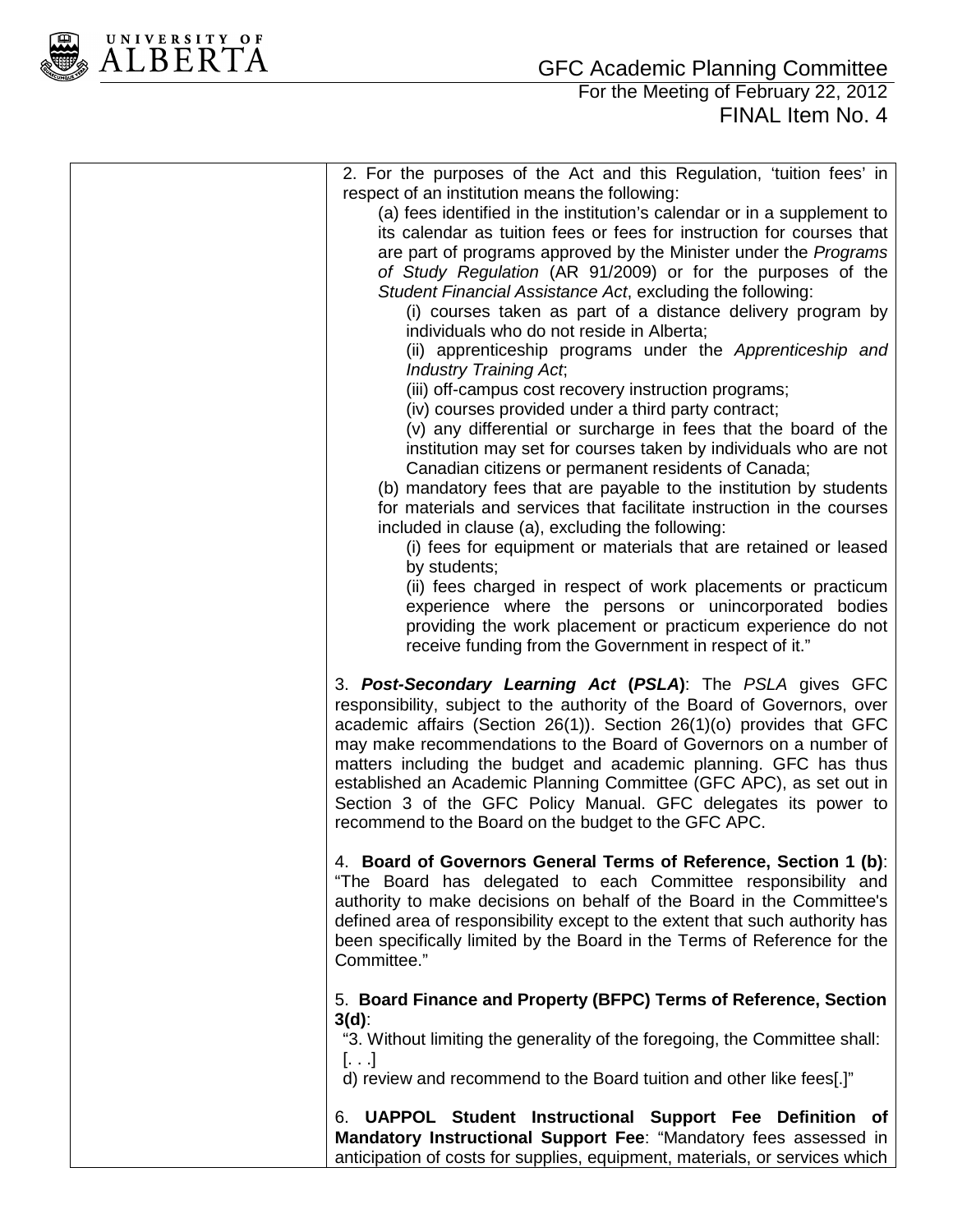| | 2. For the purposes of the Act and this Regulation, 'tuition fees' in respect of an institution means the following:<br>(a) fees identified in the institution's calendar or in a supplement to its calendar as tuition fees or fees for instruction for courses that are part of programs approved by the Minister under the *Programs of Study Regulation* (AR 91/2009) or for the purposes of the *Student Financial Assistance Act*, excluding the following:<br>(i) courses taken as part of a distance delivery program by individuals who do not reside in Alberta;<br>(ii) apprenticeship programs under the *Apprenticeship and Industry Training Act*;<br>(iii) off-campus cost recovery instruction programs;<br>(iv) courses provided under a third party contract;<br>(v) any differential or surcharge in fees that the board of the institution may set for courses taken by individuals who are not Canadian citizens or permanent residents of Canada;<br>(b) mandatory fees that are payable to the institution by students for materials and services that facilitate instruction in the courses included in clause (a), excluding the following:<br>(i) fees for equipment or materials that are retained or leased by students;<br>(ii) fees charged in respect of work placements or practicum experience where the persons or unincorporated bodies providing the work placement or practicum experience do not receive funding from the Government in respect of it."<br><br>3. ***Post-Secondary Learning Act* (*PSLA*)**: The *PSLA* gives GFC responsibility, subject to the authority of the Board of Governors, over academic affairs (Section 26(1)). Section 26(1)(o) provides that GFC may make recommendations to the Board of Governors on a number of matters including the budget and academic planning. GFC has thus established an Academic Planning Committee (GFC APC), as set out in Section 3 of the GFC Policy Manual. GFC delegates its power to recommend to the Board on the budget to the GFC APC.<br><br>4. **Board of Governors General Terms of Reference, Section 1 (b)**: "The Board has delegated to each Committee responsibility and authority to make decisions on behalf of the Board in the Committee's defined area of responsibility except to the extent that such authority has been specifically limited by the Board in the Terms of Reference for the Committee."<br><br>5. **Board Finance and Property (BFPC) Terms of Reference, Section 3(d)**:<br>"3. Without limiting the generality of the foregoing, the Committee shall:<br>[. . .]<br>d) review and recommend to the Board tuition and other like fees[.]"<br><br>6. **UAPPOL Student Instructional Support Fee Definition of Mandatory Instructional Support Fee**: "Mandatory fees assessed in anticipation of costs for supplies, equipment, materials, or services which |
|---|---|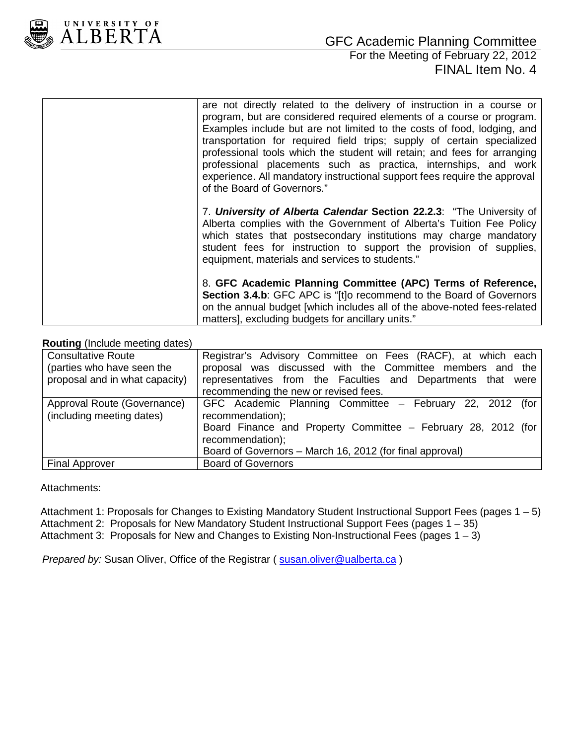| | |
|---|---|
| | are not directly related to the delivery of instruction in a course or program, but are considered required elements of a course or program. Examples include but are not limited to the costs of food, lodging, and transportation for required field trips; supply of certain specialized professional tools which the student will retain; and fees for arranging professional placements such as practica, internships, and work experience. All mandatory instructional support fees require the approval of the Board of Governors."<br><br>7. ***University of Alberta Calendar*** **Section 22.2.3**: "The University of Alberta complies with the Government of Alberta's Tuition Fee Policy which states that postsecondary institutions may charge mandatory student fees for instruction to support the provision of supplies, equipment, materials and services to students."<br><br>8. **GFC Academic Planning Committee (APC) Terms of Reference, Section 3.4.b**: GFC APC is "[t]o recommend to the Board of Governors on the annual budget [which includes all of the above-noted fees-related matters], excluding budgets for ancillary units." |

**Routing** (Include meeting dates)

| | |
|---|---|
| Consultative Route (parties who have seen the proposal and in what capacity) | Registrar's Advisory Committee on Fees (RACF), at which each proposal was discussed with the Committee members and the representatives from the Faculties and Departments that were recommending the new or revised fees. |
| Approval Route (Governance) (including meeting dates) | GFC Academic Planning Committee – February 22, 2012 (for recommendation);<br>Board Finance and Property Committee – February 28, 2012 (for recommendation);<br>Board of Governors – March 16, 2012 (for final approval) |
| Final Approver | Board of Governors |

Attachments:

Attachment 1: Proposals for Changes to Existing Mandatory Student Instructional Support Fees (pages 1 – 5)
Attachment 2: Proposals for New Mandatory Student Instructional Support Fees (pages 1 – 35)
Attachment 3: Proposals for New and Changes to Existing Non-Instructional Fees (pages 1 – 3)

*Prepared by:* Susan Oliver, Office of the Registrar ( susan.oliver@ualberta.ca )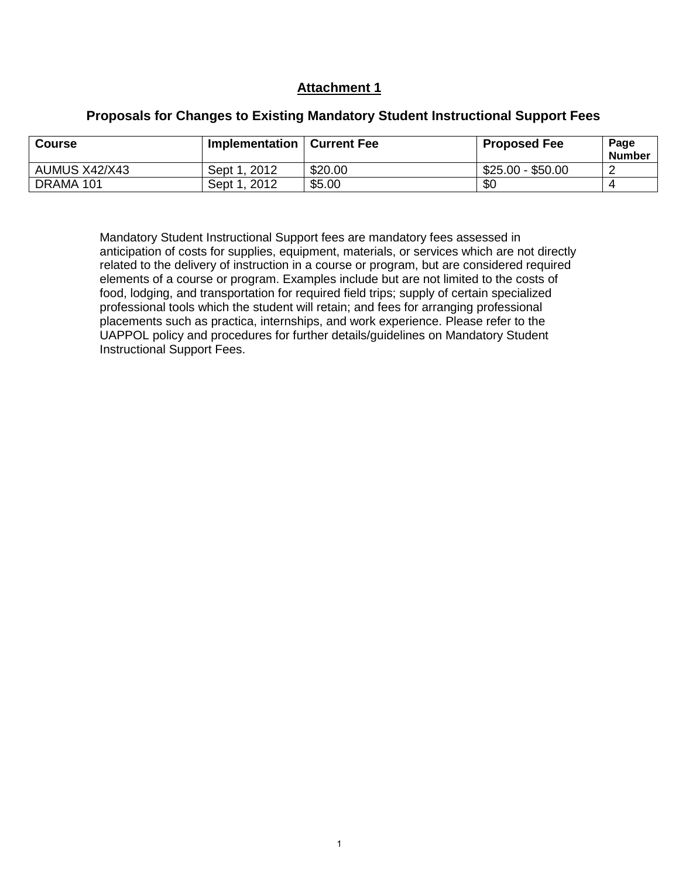## Attachment 1

### Proposals for Changes to Existing Mandatory Student Instructional Support Fees

| Course | Implementation | Current Fee | Proposed Fee | Page Number |
|---|---|---|---|---|
| AUMUS X42/X43 | Sept 1, 2012 | $20.00 | $25.00 - $50.00 | 2 |
| DRAMA 101 | Sept 1, 2012 | $5.00 | $0 | 4 |

Mandatory Student Instructional Support fees are mandatory fees assessed in anticipation of costs for supplies, equipment, materials, or services which are not directly related to the delivery of instruction in a course or program, but are considered required elements of a course or program. Examples include but are not limited to the costs of food, lodging, and transportation for required field trips; supply of certain specialized professional tools which the student will retain; and fees for arranging professional placements such as practica, internships, and work experience. Please refer to the UAPPOL policy and procedures for further details/guidelines on Mandatory Student Instructional Support Fees.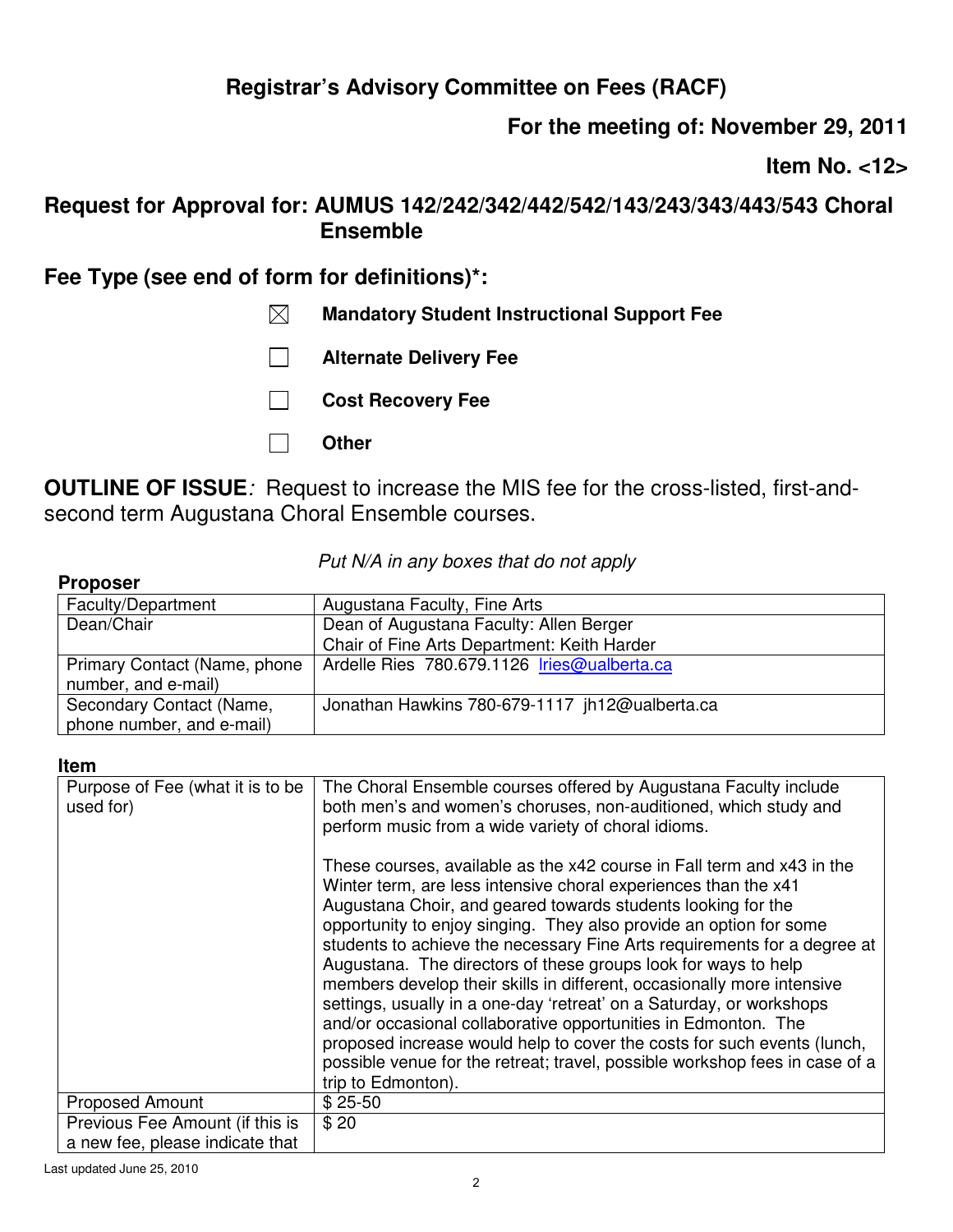## Registrar's Advisory Committee on Fees (RACF)

**For the meeting of: November 29, 2011**

**Item No. <12>**

## Request for Approval for: AUMUS 142/242/342/442/542/143/243/343/443/543 Choral Ensemble

## Fee Type (see end of form for definitions)*:

- ☒ **Mandatory Student Instructional Support Fee**
- ☐ **Alternate Delivery Fee**
- ☐ **Cost Recovery Fee**
- ☐ **Other**

**OUTLINE OF ISSUE***:* Request to increase the MIS fee for the cross-listed, first-and-second term Augustana Choral Ensemble courses.

*Put N/A in any boxes that do not apply*

**Proposer**

| | |
|---|---|
| Faculty/Department | Augustana Faculty, Fine Arts |
| Dean/Chair | Dean of Augustana Faculty: Allen Berger<br>Chair of Fine Arts Department: Keith Harder |
| Primary Contact (Name, phone number, and e-mail) | Ardelle Ries 780.679.1126 lries@ualberta.ca |
| Secondary Contact (Name, phone number, and e-mail) | Jonathan Hawkins 780-679-1117 jh12@ualberta.ca |

**Item**

| | |
|---|---|
| Purpose of Fee (what it is to be used for) | The Choral Ensemble courses offered by Augustana Faculty include both men's and women's choruses, non-auditioned, which study and perform music from a wide variety of choral idioms.<br><br>These courses, available as the x42 course in Fall term and x43 in the Winter term, are less intensive choral experiences than the x41 Augustana Choir, and geared towards students looking for the opportunity to enjoy singing. They also provide an option for some students to achieve the necessary Fine Arts requirements for a degree at Augustana. The directors of these groups look for ways to help members develop their skills in different, occasionally more intensive settings, usually in a one-day 'retreat' on a Saturday, or workshops and/or occasional collaborative opportunities in Edmonton. The proposed increase would help to cover the costs for such events (lunch, possible venue for the retreat; travel, possible workshop fees in case of a trip to Edmonton). |
| Proposed Amount | $ 25-50 |
| Previous Fee Amount (if this is a new fee, please indicate that | $ 20 |

Last updated June 25, 2010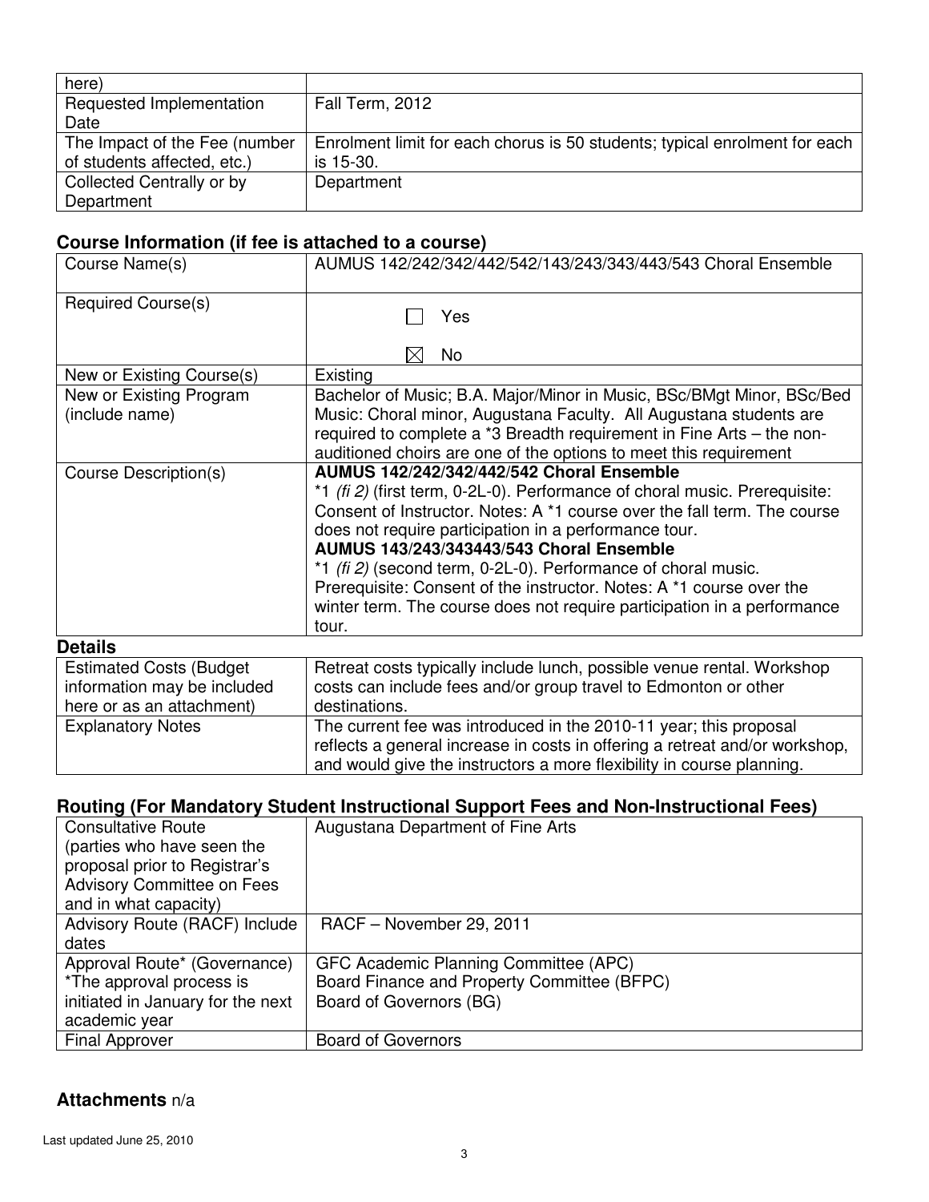| here) | |
|---|---|
| Requested Implementation Date | Fall Term, 2012 |
| The Impact of the Fee (number of students affected, etc.) | Enrolment limit for each chorus is 50 students; typical enrolment for each is 15-30. |
| Collected Centrally or by Department | Department |

## Course Information (if fee is attached to a course)

| Course Name(s) | AUMUS 142/242/342/442/542/143/243/343/443/543 Choral Ensemble |
|---|---|
| Required Course(s) | ☐ Yes<br>☒ No |
| New or Existing Course(s) | Existing |
| New or Existing Program (include name) | Bachelor of Music; B.A. Major/Minor in Music, BSc/BMgt Minor, BSc/Bed Music: Choral minor, Augustana Faculty. All Augustana students are required to complete a *3 Breadth requirement in Fine Arts – the non-auditioned choirs are one of the options to meet this requirement |
| Course Description(s) | **AUMUS 142/242/342/442/542 Choral Ensemble**<br>*1 *(fi 2)* (first term, 0-2L-0). Performance of choral music. Prerequisite: Consent of Instructor. Notes: A *1 course over the fall term. The course does not require participation in a performance tour.<br>**AUMUS 143/243/343443/543 Choral Ensemble**<br>*1 *(fi 2)* (second term, 0-2L-0). Performance of choral music. Prerequisite: Consent of the instructor. Notes: A *1 course over the winter term. The course does not require participation in a performance tour. |

## Details

| Estimated Costs (Budget information may be included here or as an attachment) | Retreat costs typically include lunch, possible venue rental. Workshop costs can include fees and/or group travel to Edmonton or other destinations. |
|---|---|
| Explanatory Notes | The current fee was introduced in the 2010-11 year; this proposal reflects a general increase in costs in offering a retreat and/or workshop, and would give the instructors a more flexibility in course planning. |

## Routing (For Mandatory Student Instructional Support Fees and Non-Instructional Fees)

| Consultative Route (parties who have seen the proposal prior to Registrar's Advisory Committee on Fees and in what capacity) | Augustana Department of Fine Arts |
|---|---|
| Advisory Route (RACF) Include dates | RACF – November 29, 2011 |
| Approval Route* (Governance) *The approval process is initiated in January for the next academic year | GFC Academic Planning Committee (APC)<br>Board Finance and Property Committee (BFPC)<br>Board of Governors (BG) |
| Final Approver | Board of Governors |

## Attachments n/a

Last updated June 25, 2010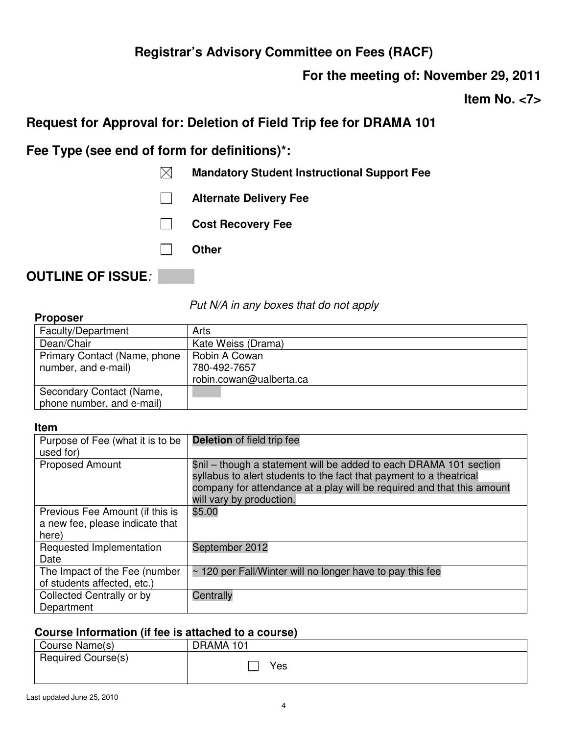## Registrar's Advisory Committee on Fees (RACF)

**For the meeting of: November 29, 2011**

**Item No. <7>**

## Request for Approval for: Deletion of Field Trip fee for DRAMA 101

## Fee Type (see end of form for definitions)*:

- ☒ **Mandatory Student Instructional Support Fee**
- ☐ **Alternate Delivery Fee**
- ☐ **Cost Recovery Fee**
- ☐ **Other**

## OUTLINE OF ISSUE*:*

*Put N/A in any boxes that do not apply*

**Proposer**

| | |
|---|---|
| Faculty/Department | Arts |
| Dean/Chair | Kate Weiss (Drama) |
| Primary Contact (Name, phone number, and e-mail) | Robin A Cowan<br>780-492-7657<br>robin.cowan@ualberta.ca |
| Secondary Contact (Name, phone number, and e-mail) | |

**Item**

| | |
|---|---|
| Purpose of Fee (what it is to be used for) | **Deletion** of field trip fee |
| Proposed Amount | $nil – though a statement will be added to each DRAMA 101 section syllabus to alert students to the fact that payment to a theatrical company for attendance at a play will be required and that this amount will vary by production. |
| Previous Fee Amount (if this is a new fee, please indicate that here) | $5.00 |
| Requested Implementation Date | September 2012 |
| The Impact of the Fee (number of students affected, etc.) | ~ 120 per Fall/Winter will no longer have to pay this fee |
| Collected Centrally or by Department | Centrally |

**Course Information (if fee is attached to a course)**

| | |
|---|---|
| Course Name(s) | DRAMA 101 |
| Required Course(s) | ☐ Yes |

Last updated June 25, 2010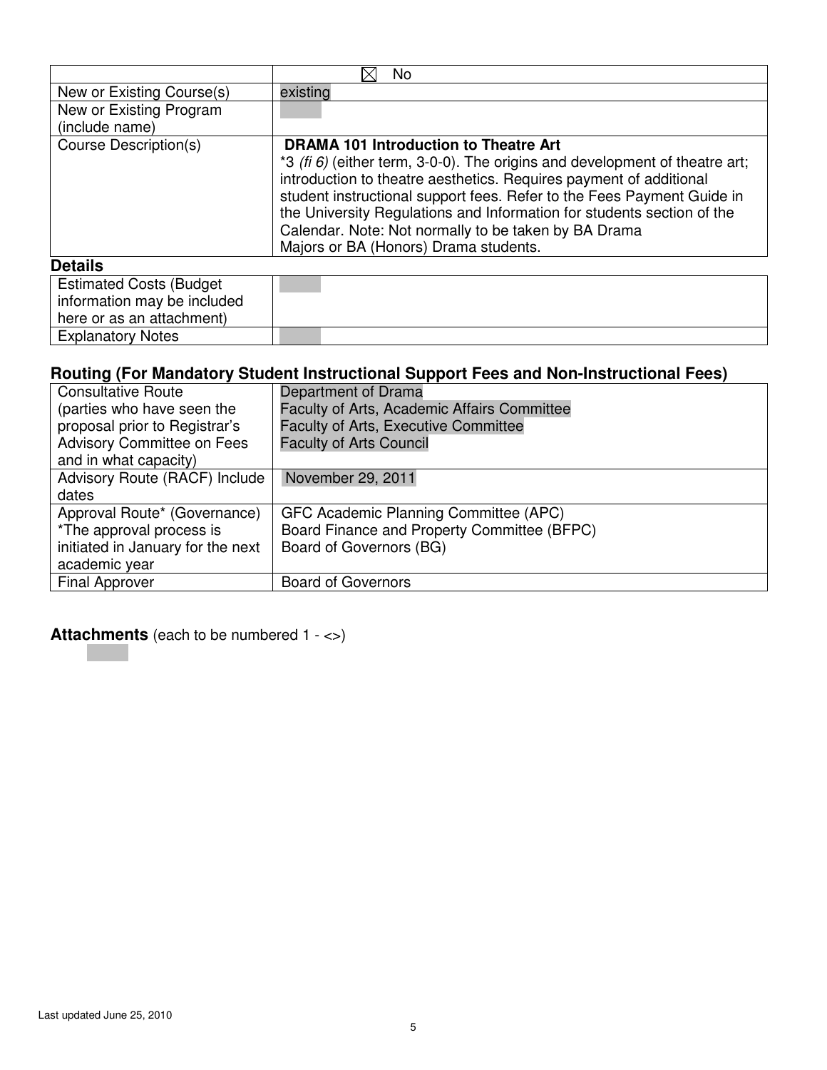| | ☒ No |
|---|---|
| New or Existing Course(s) | existing |
| New or Existing Program (include name) | |
| Course Description(s) | **DRAMA 101 Introduction to Theatre Art**<br>*3 *(fi 6)* (either term, 3-0-0). The origins and development of theatre art; introduction to theatre aesthetics. Requires payment of additional student instructional support fees. Refer to the Fees Payment Guide in the University Regulations and Information for students section of the Calendar. Note: Not normally to be taken by BA Drama Majors or BA (Honors) Drama students. |

**Details**

| | |
|---|---|
| Estimated Costs (Budget information may be included here or as an attachment) | |
| Explanatory Notes | |

**Routing (For Mandatory Student Instructional Support Fees and Non-Instructional Fees)**

| | |
|---|---|
| Consultative Route (parties who have seen the proposal prior to Registrar's Advisory Committee on Fees and in what capacity) | Department of Drama<br>Faculty of Arts, Academic Affairs Committee<br>Faculty of Arts, Executive Committee<br>Faculty of Arts Council |
| Advisory Route (RACF) Include dates | November 29, 2011 |
| Approval Route* (Governance)<br>*The approval process is initiated in January for the next academic year | GFC Academic Planning Committee (APC)<br>Board Finance and Property Committee (BFPC)<br>Board of Governors (BG) |
| Final Approver | Board of Governors |

**Attachments** (each to be numbered 1 - <>)

Last updated June 25, 2010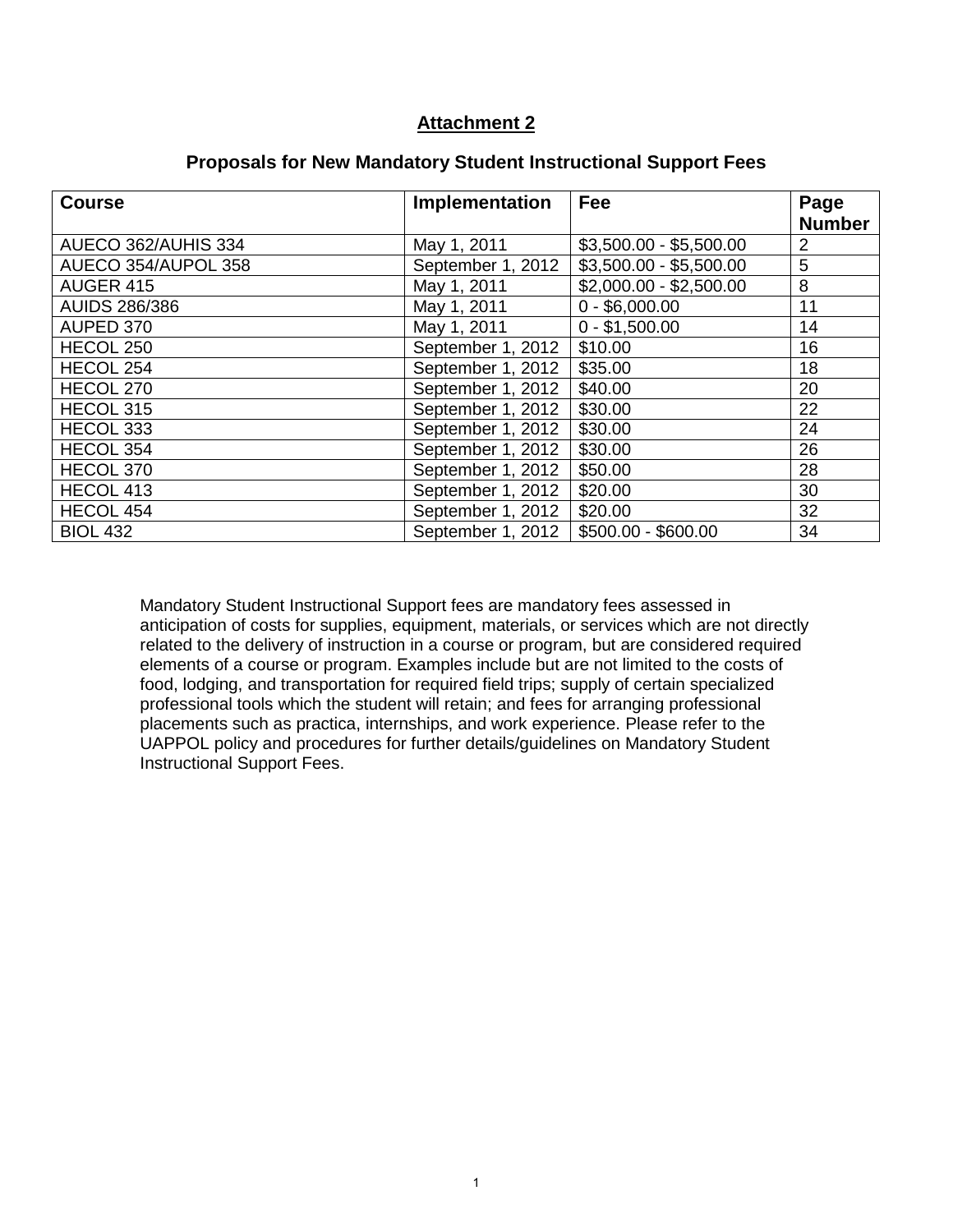## Attachment 2

### Proposals for New Mandatory Student Instructional Support Fees

| Course | Implementation | Fee | Page Number |
|---|---|---|---|
| AUECO 362/AUHIS 334 | May 1, 2011 | $3,500.00 - $5,500.00 | 2 |
| AUECO 354/AUPOL 358 | September 1, 2012 | $3,500.00 - $5,500.00 | 5 |
| AUGER 415 | May 1, 2011 | $2,000.00 - $2,500.00 | 8 |
| AUIDS 286/386 | May 1, 2011 | 0 - $6,000.00 | 11 |
| AUPED 370 | May 1, 2011 | 0 - $1,500.00 | 14 |
| HECOL 250 | September 1, 2012 | $10.00 | 16 |
| HECOL 254 | September 1, 2012 | $35.00 | 18 |
| HECOL 270 | September 1, 2012 | $40.00 | 20 |
| HECOL 315 | September 1, 2012 | $30.00 | 22 |
| HECOL 333 | September 1, 2012 | $30.00 | 24 |
| HECOL 354 | September 1, 2012 | $30.00 | 26 |
| HECOL 370 | September 1, 2012 | $50.00 | 28 |
| HECOL 413 | September 1, 2012 | $20.00 | 30 |
| HECOL 454 | September 1, 2012 | $20.00 | 32 |
| BIOL 432 | September 1, 2012 | $500.00 - $600.00 | 34 |

Mandatory Student Instructional Support fees are mandatory fees assessed in anticipation of costs for supplies, equipment, materials, or services which are not directly related to the delivery of instruction in a course or program, but are considered required elements of a course or program. Examples include but are not limited to the costs of food, lodging, and transportation for required field trips; supply of certain specialized professional tools which the student will retain; and fees for arranging professional placements such as practica, internships, and work experience. Please refer to the UAPPOL policy and procedures for further details/guidelines on Mandatory Student Instructional Support Fees.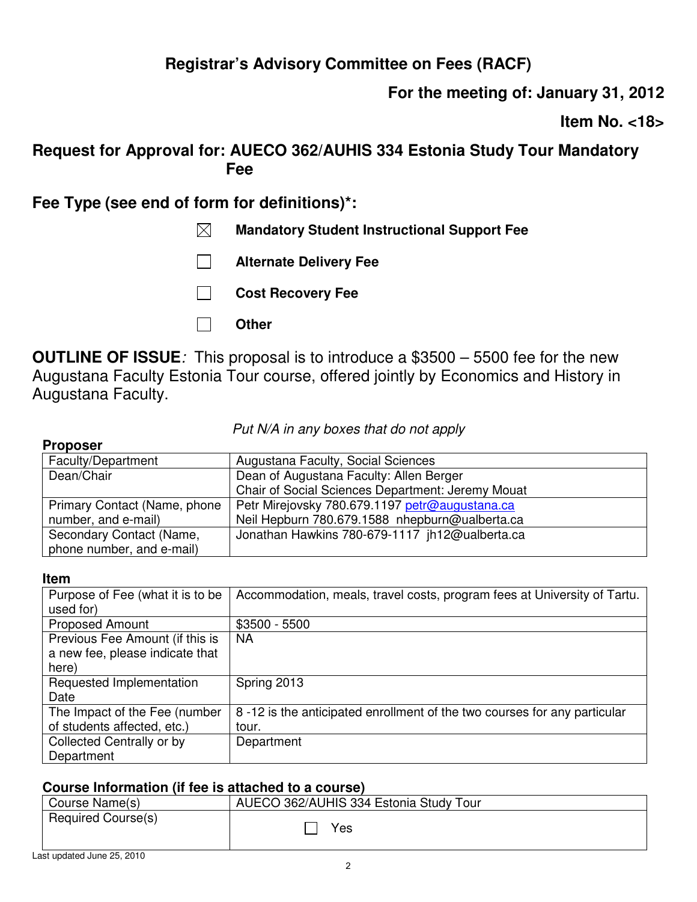## Registrar's Advisory Committee on Fees (RACF)

**For the meeting of: January 31, 2012**

**Item No. <18>**

## Request for Approval for: AUECO 362/AUHIS 334 Estonia Study Tour Mandatory Fee

## Fee Type (see end of form for definitions)*:

- ☒ **Mandatory Student Instructional Support Fee**
- ☐ **Alternate Delivery Fee**
- ☐ **Cost Recovery Fee**
- ☐ **Other**

**OUTLINE OF ISSUE***:* This proposal is to introduce a $3500 – 5500 fee for the new Augustana Faculty Estonia Tour course, offered jointly by Economics and History in Augustana Faculty.

*Put N/A in any boxes that do not apply*

**Proposer**

| | |
|---|---|
| Faculty/Department | Augustana Faculty, Social Sciences |
| Dean/Chair | Dean of Augustana Faculty: Allen Berger<br>Chair of Social Sciences Department: Jeremy Mouat |
| Primary Contact (Name, phone number, and e-mail) | Petr Mirejovsky 780.679.1197 petr@augustana.ca<br>Neil Hepburn 780.679.1588 nhepburn@ualberta.ca |
| Secondary Contact (Name, phone number, and e-mail) | Jonathan Hawkins 780-679-1117 jh12@ualberta.ca |

**Item**

| | |
|---|---|
| Purpose of Fee (what it is to be used for) | Accommodation, meals, travel costs, program fees at University of Tartu. |
| Proposed Amount | $3500 - 5500 |
| Previous Fee Amount (if this is a new fee, please indicate that here) | NA |
| Requested Implementation Date | Spring 2013 |
| The Impact of the Fee (number of students affected, etc.) | 8 -12 is the anticipated enrollment of the two courses for any particular tour. |
| Collected Centrally or by Department | Department |

**Course Information (if fee is attached to a course)**

| | |
|---|---|
| Course Name(s) | AUECO 362/AUHIS 334 Estonia Study Tour |
| Required Course(s) | ☐ Yes |

Last updated June 25, 2010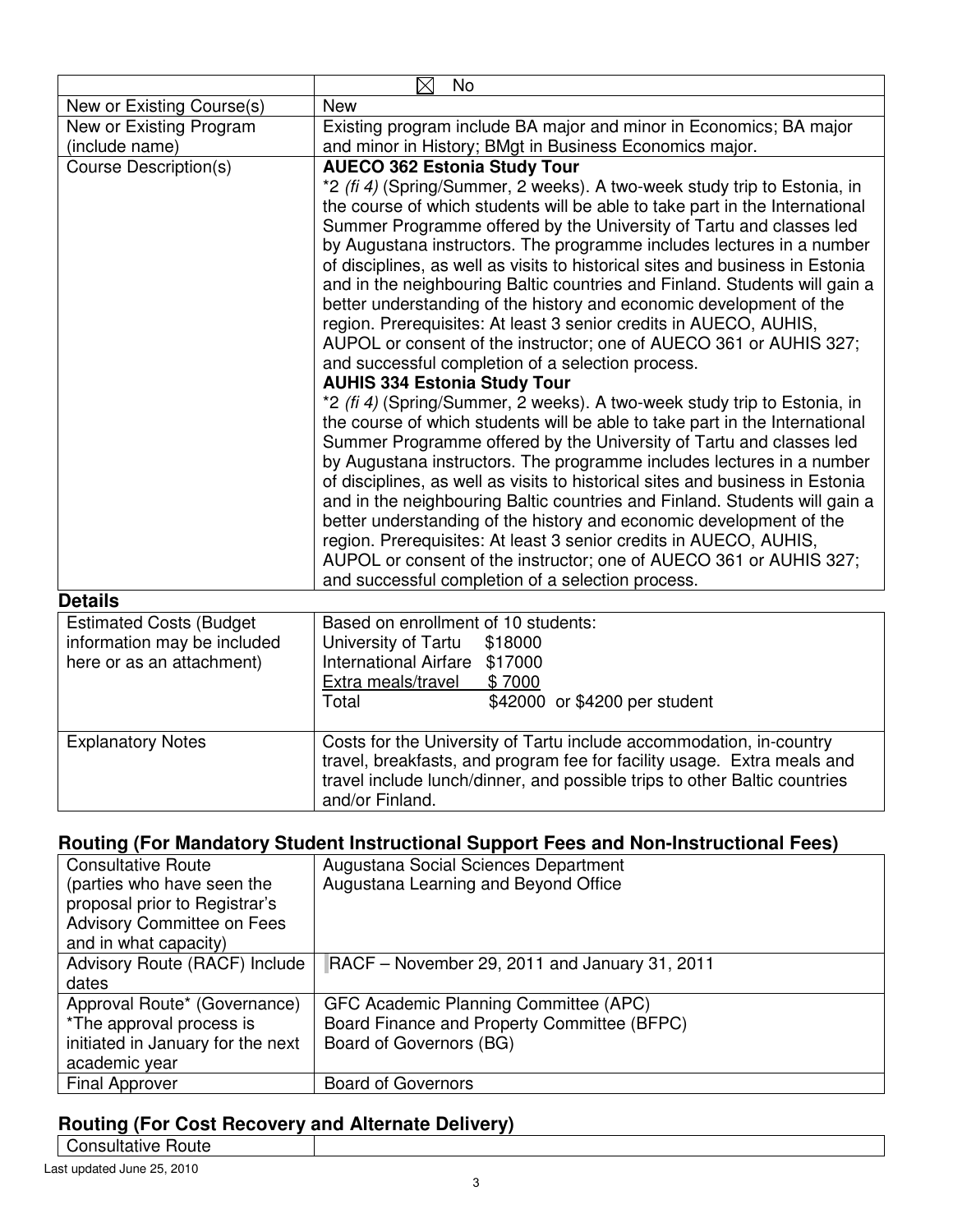| | ☒ No |
|---|---|
| New or Existing Course(s) | New |
| New or Existing Program (include name) | Existing program include BA major and minor in Economics; BA major and minor in History; BMgt in Business Economics major. |
| Course Description(s) | **AUECO 362 Estonia Study Tour**<br>*2 *(fi 4)* (Spring/Summer, 2 weeks). A two-week study trip to Estonia, in the course of which students will be able to take part in the International Summer Programme offered by the University of Tartu and classes led by Augustana instructors. The programme includes lectures in a number of disciplines, as well as visits to historical sites and business in Estonia and in the neighbouring Baltic countries and Finland. Students will gain a better understanding of the history and economic development of the region. Prerequisites: At least 3 senior credits in AUECO, AUHIS, AUPOL or consent of the instructor; one of AUECO 361 or AUHIS 327; and successful completion of a selection process.<br>**AUHIS 334 Estonia Study Tour**<br>*2 *(fi 4)* (Spring/Summer, 2 weeks). A two-week study trip to Estonia, in the course of which students will be able to take part in the International Summer Programme offered by the University of Tartu and classes led by Augustana instructors. The programme includes lectures in a number of disciplines, as well as visits to historical sites and business in Estonia and in the neighbouring Baltic countries and Finland. Students will gain a better understanding of the history and economic development of the region. Prerequisites: At least 3 senior credits in AUECO, AUHIS, AUPOL or consent of the instructor; one of AUECO 361 or AUHIS 327; and successful completion of a selection process. |

**Details**

| | |
|---|---|
| Estimated Costs (Budget information may be included here or as an attachment) | Based on enrollment of 10 students:<br>University of Tartu $18000<br>International Airfare $17000<br>Extra meals/travel $ 7000<br>Total $42000 or $4200 per student |
| Explanatory Notes | Costs for the University of Tartu include accommodation, in-country travel, breakfasts, and program fee for facility usage. Extra meals and travel include lunch/dinner, and possible trips to other Baltic countries and/or Finland. |

## Routing (For Mandatory Student Instructional Support Fees and Non-Instructional Fees)

| | |
|---|---|
| Consultative Route (parties who have seen the proposal prior to Registrar's Advisory Committee on Fees and in what capacity) | Augustana Social Sciences Department<br>Augustana Learning and Beyond Office |
| Advisory Route (RACF) Include dates | RACF – November 29, 2011 and January 31, 2011 |
| Approval Route* (Governance)<br>*The approval process is initiated in January for the next academic year | GFC Academic Planning Committee (APC)<br>Board Finance and Property Committee (BFPC)<br>Board of Governors (BG) |
| Final Approver | Board of Governors |

## Routing (For Cost Recovery and Alternate Delivery)

| | |
|---|---|
| Consultative Route | |

Last updated June 25, 2010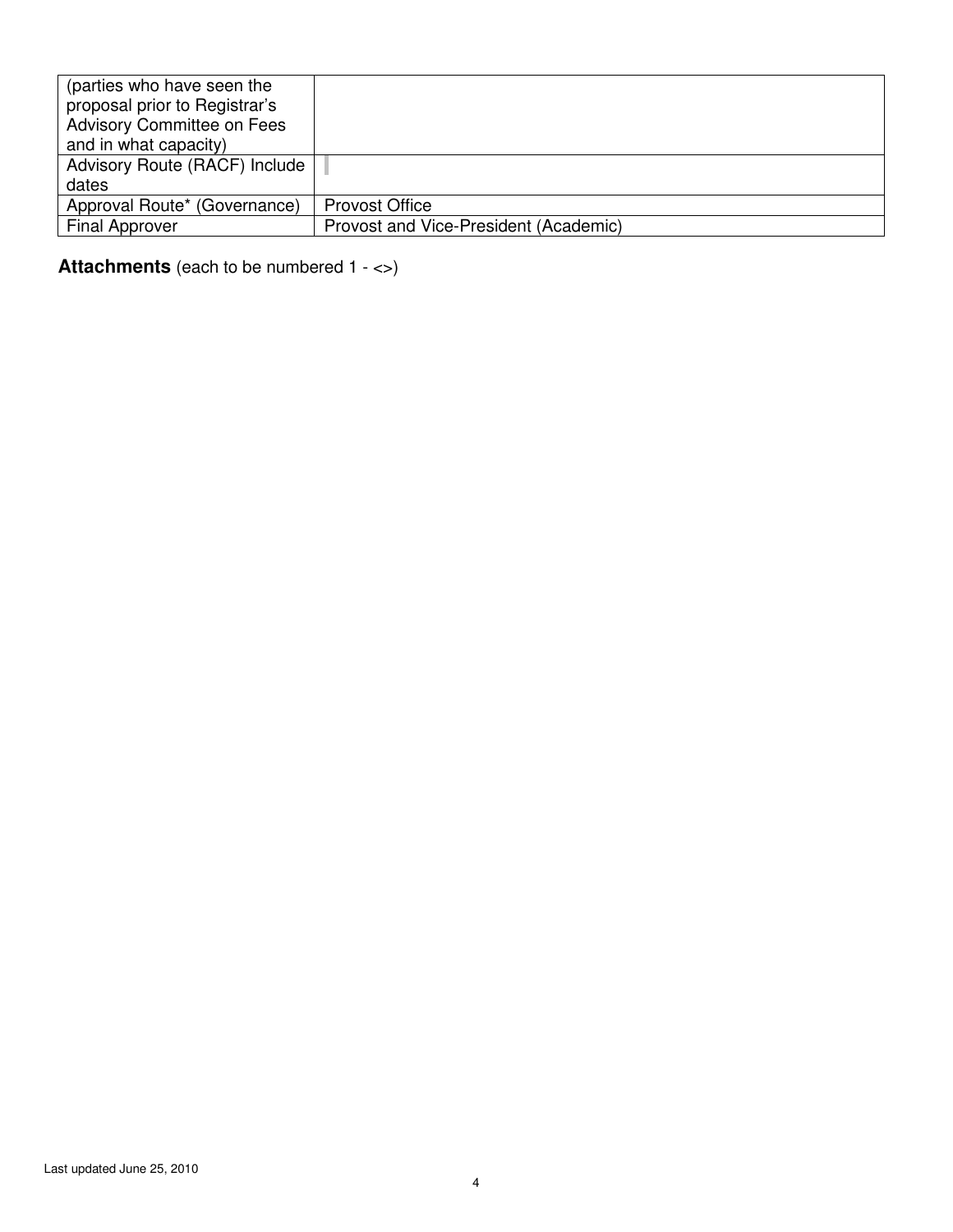| | |
|---|---|
| (parties who have seen the proposal prior to Registrar's Advisory Committee on Fees and in what capacity) | |
| Advisory Route (RACF) Include dates | |
| Approval Route* (Governance) | Provost Office |
| Final Approver | Provost and Vice-President (Academic) |

**Attachments** (each to be numbered 1 - <>)

Last updated June 25, 2010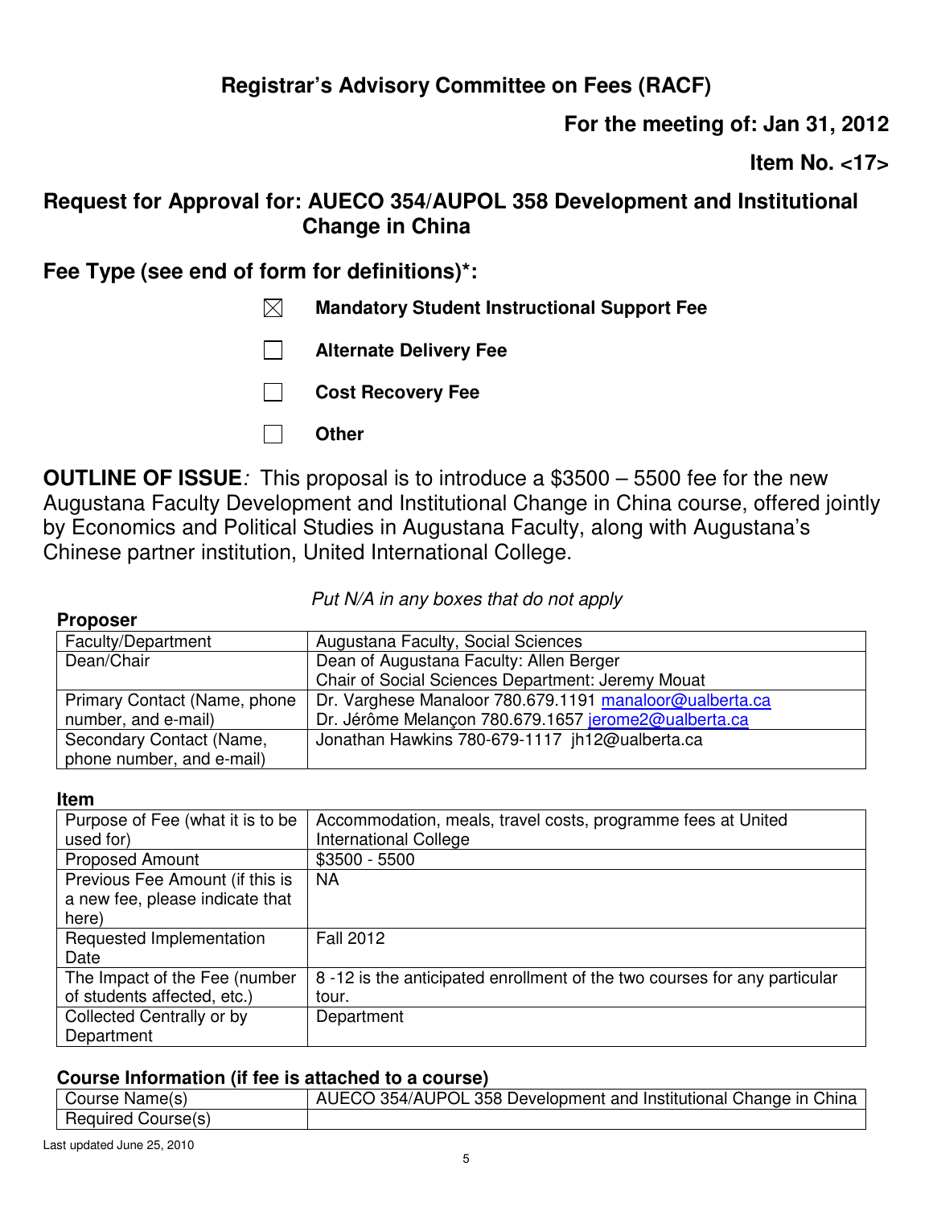## Registrar's Advisory Committee on Fees (RACF)

**For the meeting of: Jan 31, 2012**

**Item No. <17>**

## Request for Approval for: AUECO 354/AUPOL 358 Development and Institutional Change in China

### Fee Type (see end of form for definitions)*:

- ☒ **Mandatory Student Instructional Support Fee**
- ☐ **Alternate Delivery Fee**
- ☐ **Cost Recovery Fee**
- ☐ **Other**

**OUTLINE OF ISSUE***:* This proposal is to introduce a $3500 – 5500 fee for the new Augustana Faculty Development and Institutional Change in China course, offered jointly by Economics and Political Studies in Augustana Faculty, along with Augustana's Chinese partner institution, United International College.

*Put N/A in any boxes that do not apply*

**Proposer**

| | |
|---|---|
| Faculty/Department | Augustana Faculty, Social Sciences |
| Dean/Chair | Dean of Augustana Faculty: Allen Berger<br>Chair of Social Sciences Department: Jeremy Mouat |
| Primary Contact (Name, phone number, and e-mail) | Dr. Varghese Manaloor 780.679.1191 manaloor@ualberta.ca<br>Dr. Jérôme Melançon 780.679.1657 jerome2@ualberta.ca |
| Secondary Contact (Name, phone number, and e-mail) | Jonathan Hawkins 780-679-1117 jh12@ualberta.ca |

**Item**

| | |
|---|---|
| Purpose of Fee (what it is to be used for) | Accommodation, meals, travel costs, programme fees at United International College |
| Proposed Amount | $3500 - 5500 |
| Previous Fee Amount (if this is a new fee, please indicate that here) | NA |
| Requested Implementation Date | Fall 2012 |
| The Impact of the Fee (number of students affected, etc.) | 8 -12 is the anticipated enrollment of the two courses for any particular tour. |
| Collected Centrally or by Department | Department |

**Course Information (if fee is attached to a course)**

| | |
|---|---|
| Course Name(s) | AUECO 354/AUPOL 358 Development and Institutional Change in China |
| Required Course(s) | |

Last updated June 25, 2010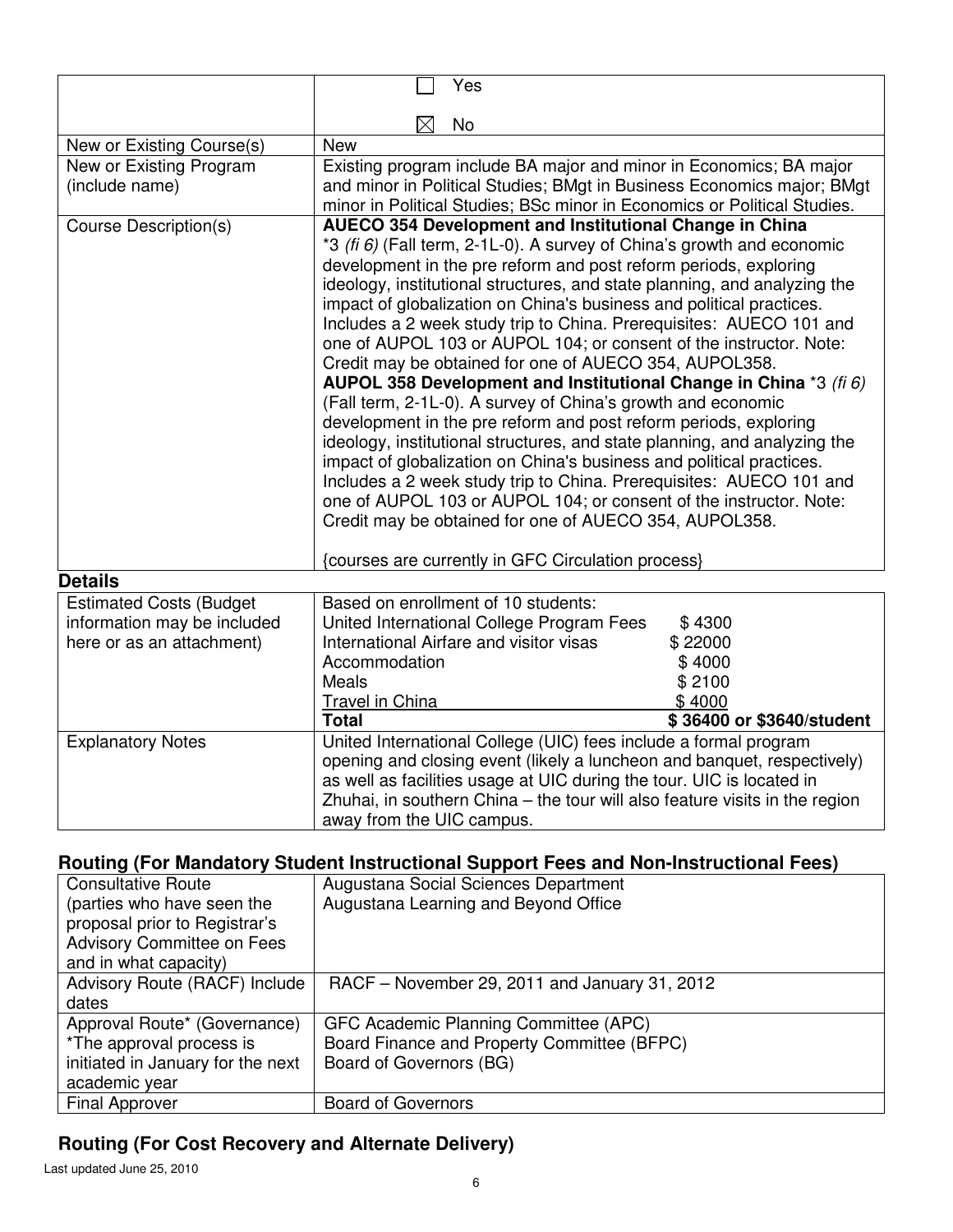| | ☐ Yes<br><br>☒ No |
|---|---|
| New or Existing Course(s) | New |
| New or Existing Program (include name) | Existing program include BA major and minor in Economics; BA major and minor in Political Studies; BMgt in Business Economics major; BMgt minor in Political Studies; BSc minor in Economics or Political Studies. |
| Course Description(s) | **AUECO 354 Development and Institutional Change in China** *3 *(fi 6)* (Fall term, 2-1L-0). A survey of China's growth and economic development in the pre reform and post reform periods, exploring ideology, institutional structures, and state planning, and analyzing the impact of globalization on China's business and political practices. Includes a 2 week study trip to China. Prerequisites: AUECO 101 and one of AUPOL 103 or AUPOL 104; or consent of the instructor. Note: Credit may be obtained for one of AUECO 354, AUPOL358.<br>**AUPOL 358 Development and Institutional Change in China** *3 *(fi 6)* (Fall term, 2-1L-0). A survey of China's growth and economic development in the pre reform and post reform periods, exploring ideology, institutional structures, and state planning, and analyzing the impact of globalization on China's business and political practices. Includes a 2 week study trip to China. Prerequisites: AUECO 101 and one of AUPOL 103 or AUPOL 104; or consent of the instructor. Note: Credit may be obtained for one of AUECO 354, AUPOL358.<br><br>{courses are currently in GFC Circulation process} |

**Details**

| | |
|---|---|
| Estimated Costs (Budget information may be included here or as an attachment) | Based on enrollment of 10 students:<br>United International College Program Fees $ 4300<br>International Airfare and visitor visas $ 22000<br>Accommodation $ 4000<br>Meals $ 2100<br>Travel in China $ 4000<br>**Total $ 36400 or $3640/student** |
| Explanatory Notes | United International College (UIC) fees include a formal program opening and closing event (likely a luncheon and banquet, respectively) as well as facilities usage at UIC during the tour. UIC is located in Zhuhai, in southern China – the tour will also feature visits in the region away from the UIC campus. |

## Routing (For Mandatory Student Instructional Support Fees and Non-Instructional Fees)

| | |
|---|---|
| Consultative Route (parties who have seen the proposal prior to Registrar's Advisory Committee on Fees and in what capacity) | Augustana Social Sciences Department<br>Augustana Learning and Beyond Office |
| Advisory Route (RACF) Include dates | RACF – November 29, 2011 and January 31, 2012 |
| Approval Route* (Governance)<br>*The approval process is initiated in January for the next academic year | GFC Academic Planning Committee (APC)<br>Board Finance and Property Committee (BFPC)<br>Board of Governors (BG) |
| Final Approver | Board of Governors |

## Routing (For Cost Recovery and Alternate Delivery)

Last updated June 25, 2010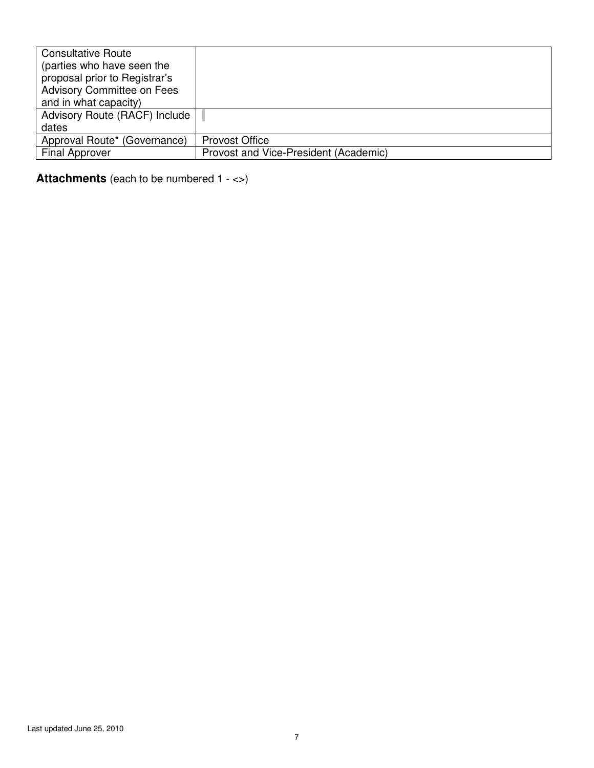| Consultative Route (parties who have seen the proposal prior to Registrar's Advisory Committee on Fees and in what capacity) | |
|---|---|
| Advisory Route (RACF) Include dates | |
| Approval Route* (Governance) | Provost Office |
| Final Approver | Provost and Vice-President (Academic) |

**Attachments** (each to be numbered 1 - <>)

Last updated June 25, 2010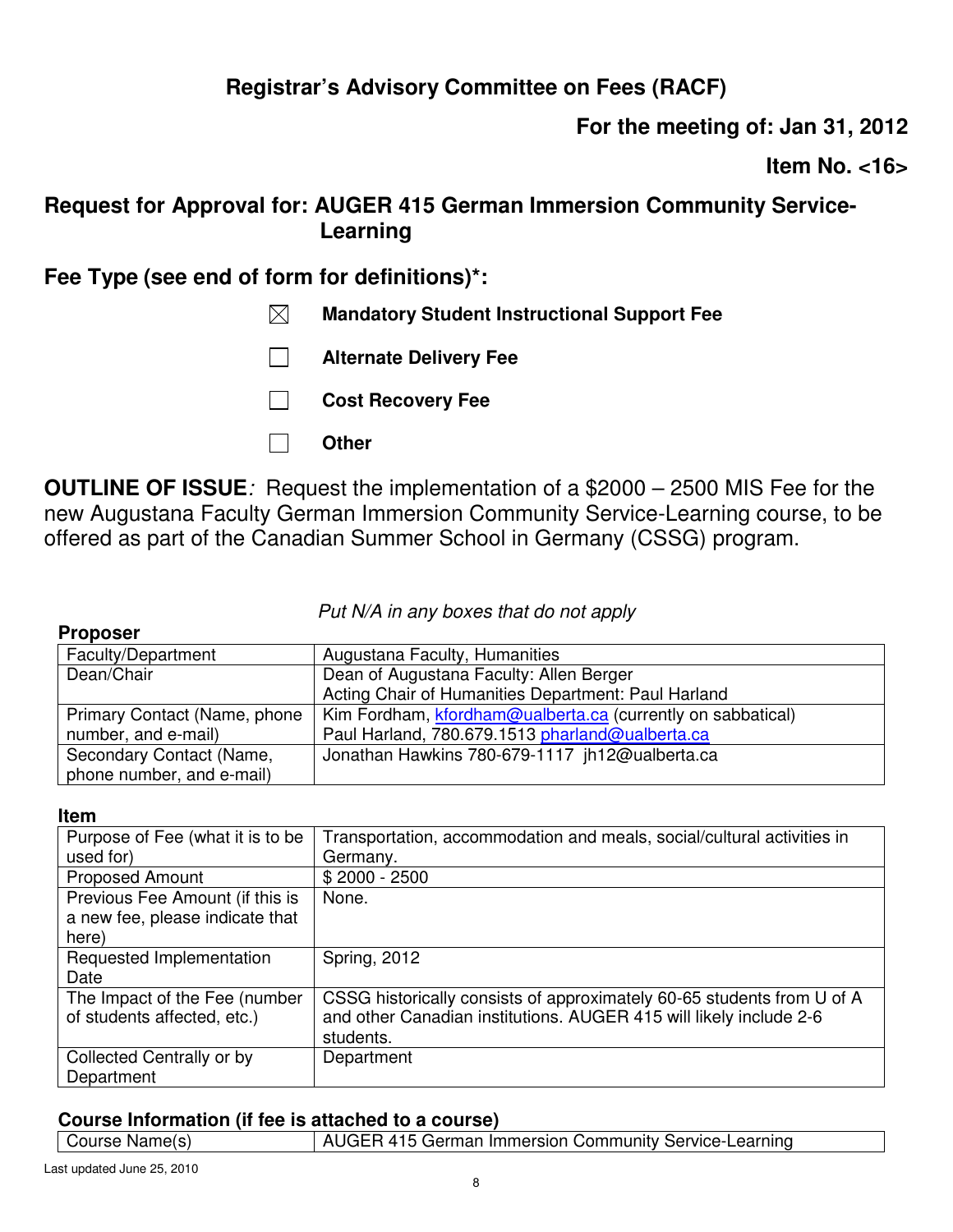# Registrar's Advisory Committee on Fees (RACF)

**For the meeting of: Jan 31, 2012**

**Item No. <16>**

## Request for Approval for: AUGER 415 German Immersion Community Service-Learning

## Fee Type (see end of form for definitions)*:

- ☒ **Mandatory Student Instructional Support Fee**
- ☐ **Alternate Delivery Fee**
- ☐ **Cost Recovery Fee**
- ☐ **Other**

**OUTLINE OF ISSUE***:* Request the implementation of a $2000 – 2500 MIS Fee for the new Augustana Faculty German Immersion Community Service-Learning course, to be offered as part of the Canadian Summer School in Germany (CSSG) program.

*Put N/A in any boxes that do not apply*

**Proposer**

| | |
|---|---|
| Faculty/Department | Augustana Faculty, Humanities |
| Dean/Chair | Dean of Augustana Faculty: Allen Berger<br>Acting Chair of Humanities Department: Paul Harland |
| Primary Contact (Name, phone number, and e-mail) | Kim Fordham, kfordham@ualberta.ca (currently on sabbatical)<br>Paul Harland, 780.679.1513 pharland@ualberta.ca |
| Secondary Contact (Name, phone number, and e-mail) | Jonathan Hawkins 780-679-1117 jh12@ualberta.ca |

**Item**

| | |
|---|---|
| Purpose of Fee (what it is to be used for) | Transportation, accommodation and meals, social/cultural activities in Germany. |
| Proposed Amount | $ 2000 - 2500 |
| Previous Fee Amount (if this is a new fee, please indicate that here) | None. |
| Requested Implementation Date | Spring, 2012 |
| The Impact of the Fee (number of students affected, etc.) | CSSG historically consists of approximately 60-65 students from U of A and other Canadian institutions. AUGER 415 will likely include 2-6 students. |
| Collected Centrally or by Department | Department |

**Course Information (if fee is attached to a course)**

| | |
|---|---|
| Course Name(s) | AUGER 415 German Immersion Community Service-Learning |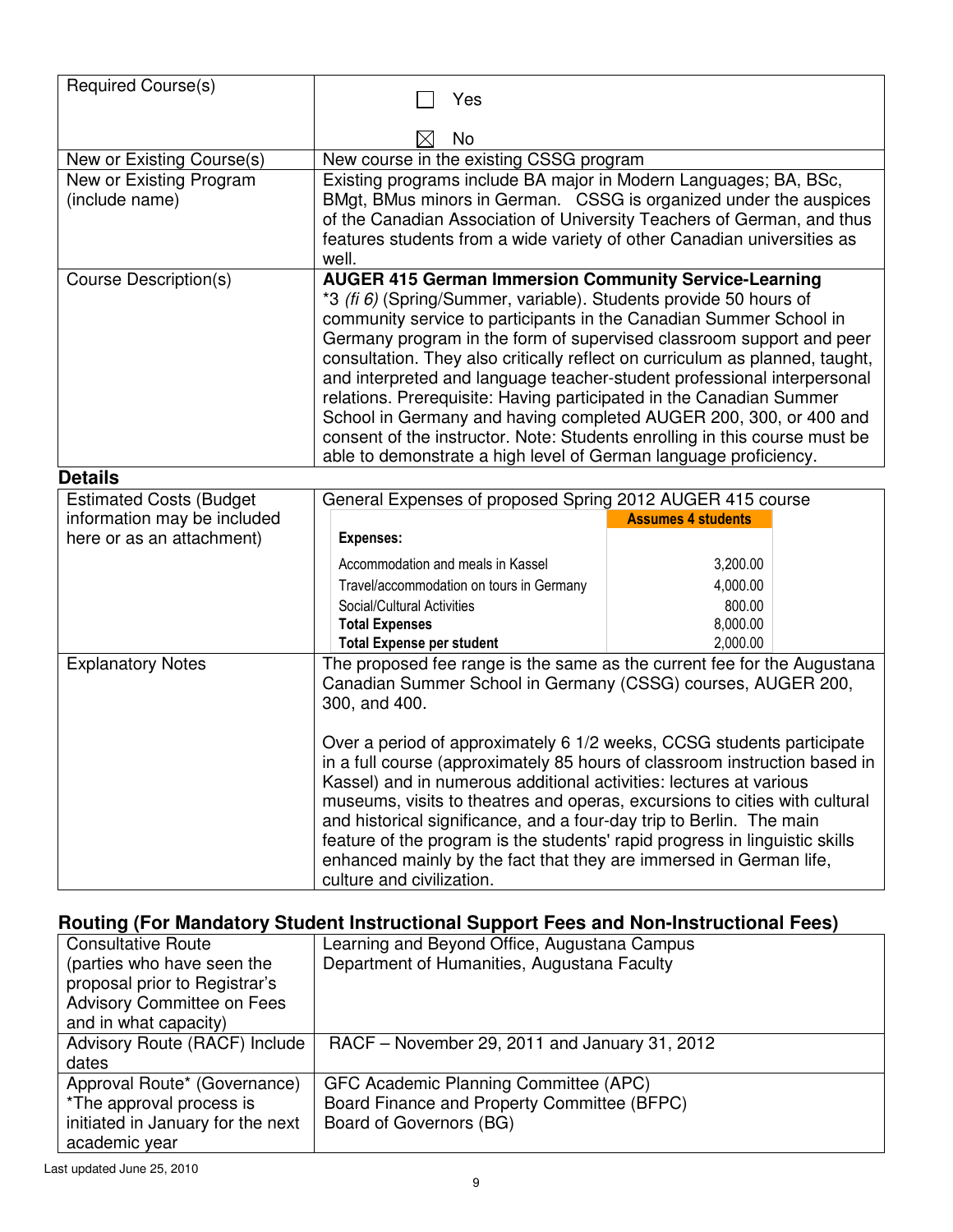| | |
|---|---|
| Required Course(s) | ☐ Yes<br><br>☒ No |
| New or Existing Course(s) | New course in the existing CSSG program |
| New or Existing Program (include name) | Existing programs include BA major in Modern Languages; BA, BSc, BMgt, BMus minors in German. CSSG is organized under the auspices of the Canadian Association of University Teachers of German, and thus features students from a wide variety of other Canadian universities as well. |
| Course Description(s) | **AUGER 415 German Immersion Community Service-Learning**<br>*3 *(fi 6)* (Spring/Summer, variable). Students provide 50 hours of community service to participants in the Canadian Summer School in Germany program in the form of supervised classroom support and peer consultation. They also critically reflect on curriculum as planned, taught, and interpreted and language teacher-student professional interpersonal relations. Prerequisite: Having participated in the Canadian Summer School in Germany and having completed AUGER 200, 300, or 400 and consent of the instructor. Note: Students enrolling in this course must be able to demonstrate a high level of German language proficiency. |

**Details**

| | |
|---|---|
| Estimated Costs (Budget information may be included here or as an attachment) | General Expenses of proposed Spring 2012 AUGER 415 course |

| Expenses: | Assumes 4 students |
|---|---|
| Accommodation and meals in Kassel | 3,200.00 |
| Travel/accommodation on tours in Germany | 4,000.00 |
| Social/Cultural Activities | 800.00 |
| **Total Expenses** | 8,000.00 |
| **Total Expense per student** | 2,000.00 |

| | |
|---|---|
| Explanatory Notes | The proposed fee range is the same as the current fee for the Augustana Canadian Summer School in Germany (CSSG) courses, AUGER 200, 300, and 400.<br><br>Over a period of approximately 6 1/2 weeks, CCSG students participate in a full course (approximately 85 hours of classroom instruction based in Kassel) and in numerous additional activities: lectures at various museums, visits to theatres and operas, excursions to cities with cultural and historical significance, and a four-day trip to Berlin. The main feature of the program is the students' rapid progress in linguistic skills enhanced mainly by the fact that they are immersed in German life, culture and civilization. |

## Routing (For Mandatory Student Instructional Support Fees and Non-Instructional Fees)

| | |
|---|---|
| Consultative Route (parties who have seen the proposal prior to Registrar's Advisory Committee on Fees and in what capacity) | Learning and Beyond Office, Augustana Campus<br>Department of Humanities, Augustana Faculty |
| Advisory Route (RACF) Include dates | RACF – November 29, 2011 and January 31, 2012 |
| Approval Route* (Governance)<br>*The approval process is initiated in January for the next academic year | GFC Academic Planning Committee (APC)<br>Board Finance and Property Committee (BFPC)<br>Board of Governors (BG) |

Last updated June 25, 2010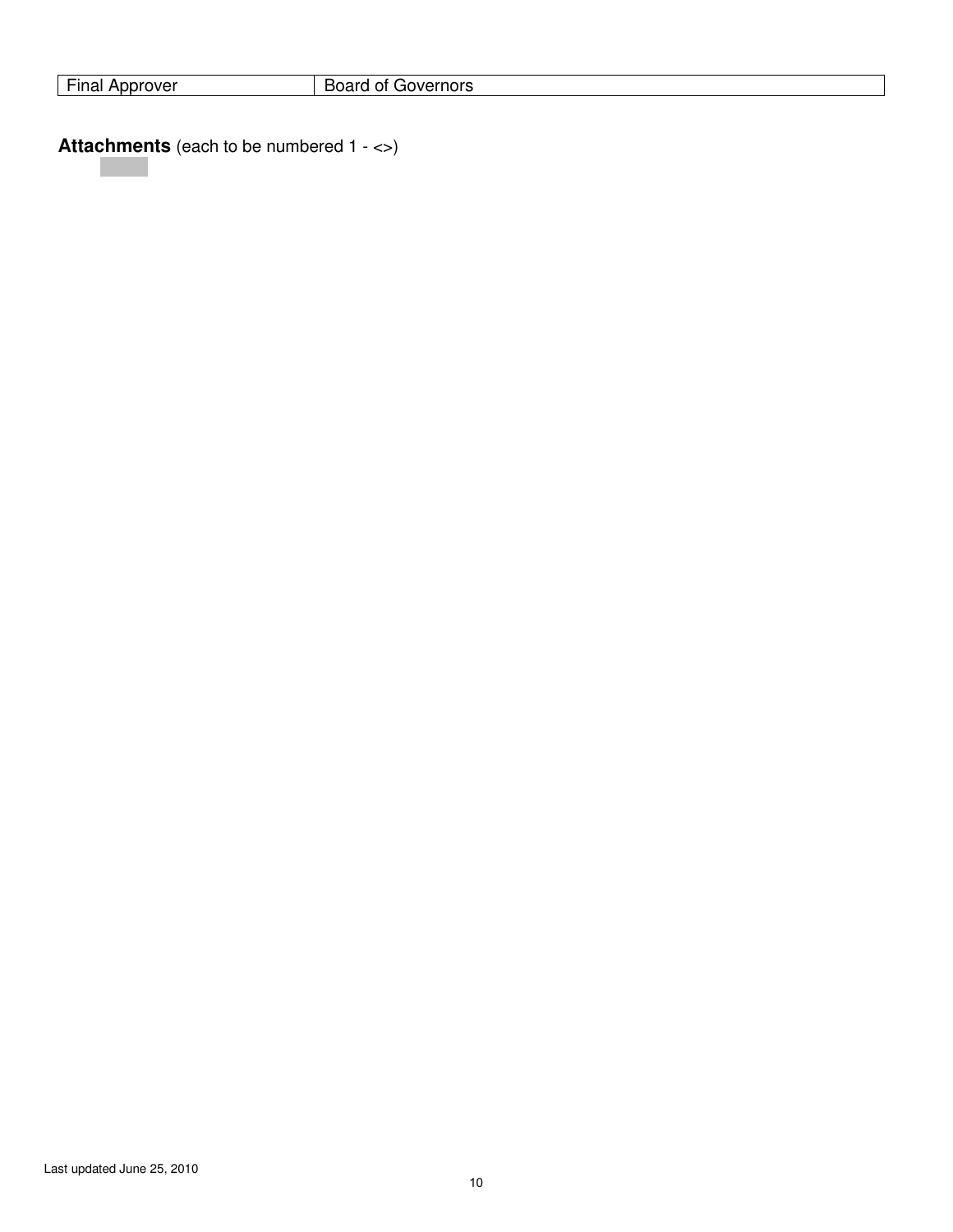| Final Approver | Board of Governors |
|---|---|

**Attachments** (each to be numbered 1 - <>)

Last updated June 25, 2010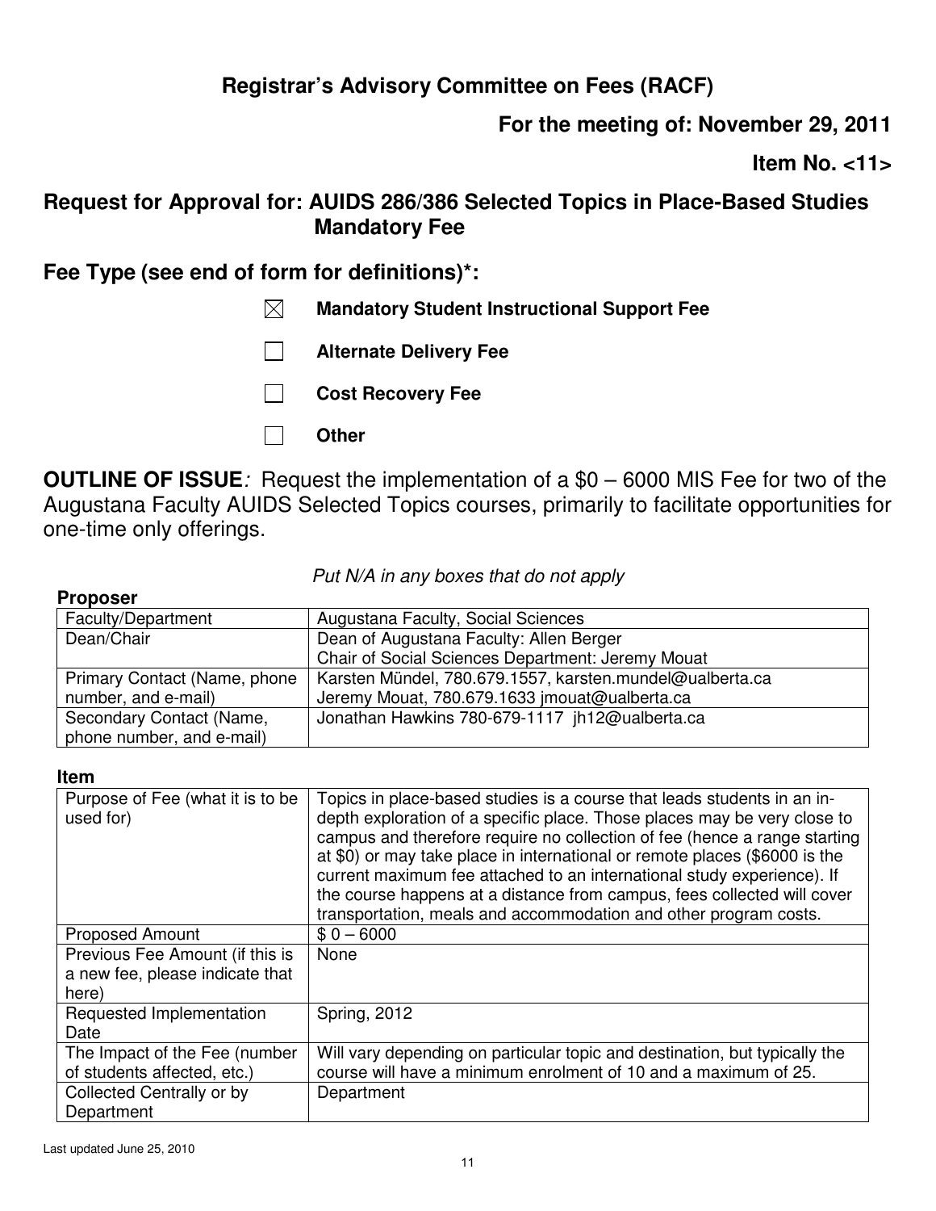## Registrar's Advisory Committee on Fees (RACF)

**For the meeting of: November 29, 2011**

**Item No. <11>**

## Request for Approval for: AUIDS 286/386 Selected Topics in Place-Based Studies Mandatory Fee

### Fee Type (see end of form for definitions)*:

- ☒ **Mandatory Student Instructional Support Fee**
- ☐ **Alternate Delivery Fee**
- ☐ **Cost Recovery Fee**
- ☐ **Other**

**OUTLINE OF ISSUE**: Request the implementation of a $0 – 6000 MIS Fee for two of the Augustana Faculty AUIDS Selected Topics courses, primarily to facilitate opportunities for one-time only offerings.

*Put N/A in any boxes that do not apply*

**Proposer**

| | |
|---|---|
| Faculty/Department | Augustana Faculty, Social Sciences |
| Dean/Chair | Dean of Augustana Faculty: Allen Berger<br>Chair of Social Sciences Department: Jeremy Mouat |
| Primary Contact (Name, phone number, and e-mail) | Karsten Mündel, 780.679.1557, karsten.mundel@ualberta.ca<br>Jeremy Mouat, 780.679.1633 jmouat@ualberta.ca |
| Secondary Contact (Name, phone number, and e-mail) | Jonathan Hawkins 780-679-1117 jh12@ualberta.ca |

**Item**

| | |
|---|---|
| Purpose of Fee (what it is to be used for) | Topics in place-based studies is a course that leads students in an in-depth exploration of a specific place. Those places may be very close to campus and therefore require no collection of fee (hence a range starting at $0) or may take place in international or remote places ($6000 is the current maximum fee attached to an international study experience). If the course happens at a distance from campus, fees collected will cover transportation, meals and accommodation and other program costs. |
| Proposed Amount | $ 0 – 6000 |
| Previous Fee Amount (if this is a new fee, please indicate that here) | None |
| Requested Implementation Date | Spring, 2012 |
| The Impact of the Fee (number of students affected, etc.) | Will vary depending on particular topic and destination, but typically the course will have a minimum enrolment of 10 and a maximum of 25. |
| Collected Centrally or by Department | Department |

Last updated June 25, 2010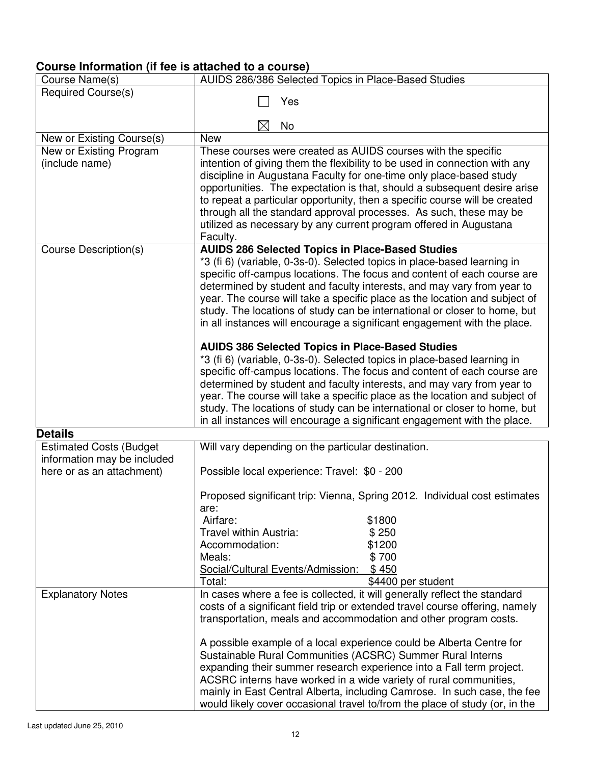## Course Information (if fee is attached to a course)

| Course Name(s) | AUIDS 286/386 Selected Topics in Place-Based Studies |
|---|---|
| Required Course(s) | ☐ Yes<br>☒ No |
| New or Existing Course(s) | New |
| New or Existing Program (include name) | These courses were created as AUIDS courses with the specific intention of giving them the flexibility to be used in connection with any discipline in Augustana Faculty for one-time only place-based study opportunities. The expectation is that, should a subsequent desire arise to repeat a particular opportunity, then a specific course will be created through all the standard approval processes. As such, these may be utilized as necessary by any current program offered in Augustana Faculty. |
| Course Description(s) | **AUIDS 286 Selected Topics in Place-Based Studies**<br>*3 (fi 6) (variable, 0-3s-0). Selected topics in place-based learning in specific off-campus locations. The focus and content of each course are determined by student and faculty interests, and may vary from year to year. The course will take a specific place as the location and subject of study. The locations of study can be international or closer to home, but in all instances will encourage a significant engagement with the place.<br><br>**AUIDS 386 Selected Topics in Place-Based Studies**<br>*3 (fi 6) (variable, 0-3s-0). Selected topics in place-based learning in specific off-campus locations. The focus and content of each course are determined by student and faculty interests, and may vary from year to year. The course will take a specific place as the location and subject of study. The locations of study can be international or closer to home, but in all instances will encourage a significant engagement with the place. |

## Details

| Estimated Costs (Budget information may be included here or as an attachment) | Will vary depending on the particular destination.<br><br>Possible local experience: Travel: $0 - 200<br><br>Proposed significant trip: Vienna, Spring 2012. Individual cost estimates are:<br>Airfare: $1800<br>Travel within Austria: $ 250<br>Accommodation: $1200<br>Meals: $ 700<br>Social/Cultural Events/Admission: $ 450<br>Total: $4400 per student |
|---|---|
| Explanatory Notes | In cases where a fee is collected, it will generally reflect the standard costs of a significant field trip or extended travel course offering, namely transportation, meals and accommodation and other program costs.<br><br>A possible example of a local experience could be Alberta Centre for Sustainable Rural Communities (ACSRC) Summer Rural Interns expanding their summer research experience into a Fall term project. ACSRC interns have worked in a wide variety of rural communities, mainly in East Central Alberta, including Camrose. In such case, the fee would likely cover occasional travel to/from the place of study (or, in the |

Last updated June 25, 2010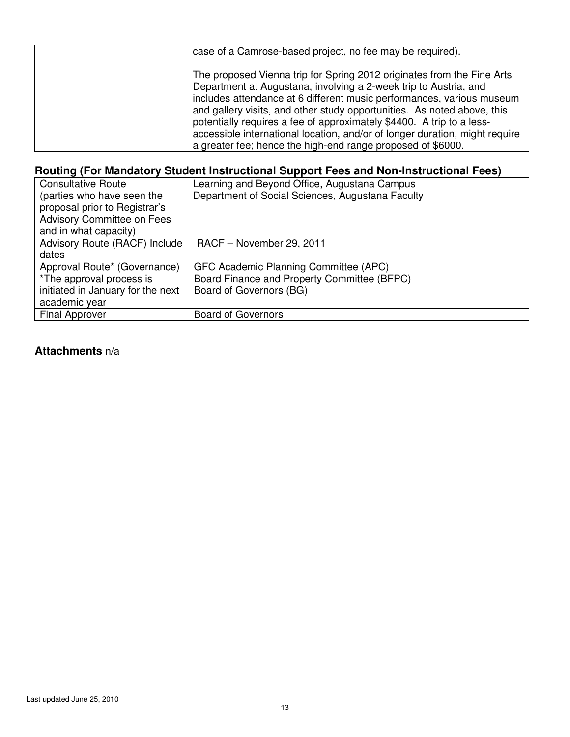| | |
|---|---|
| | case of a Camrose-based project, no fee may be required).<br><br>The proposed Vienna trip for Spring 2012 originates from the Fine Arts Department at Augustana, involving a 2-week trip to Austria, and includes attendance at 6 different music performances, various museum and gallery visits, and other study opportunities. As noted above, this potentially requires a fee of approximately $4400. A trip to a less-accessible international location, and/or of longer duration, might require a greater fee; hence the high-end range proposed of $6000. |

## Routing (For Mandatory Student Instructional Support Fees and Non-Instructional Fees)

| | |
|---|---|
| Consultative Route (parties who have seen the proposal prior to Registrar's Advisory Committee on Fees and in what capacity) | Learning and Beyond Office, Augustana Campus<br>Department of Social Sciences, Augustana Faculty |
| Advisory Route (RACF) Include dates | RACF – November 29, 2011 |
| Approval Route* (Governance)<br>*The approval process is initiated in January for the next academic year | GFC Academic Planning Committee (APC)<br>Board Finance and Property Committee (BFPC)<br>Board of Governors (BG) |
| Final Approver | Board of Governors |

**Attachments** n/a

Last updated June 25, 2010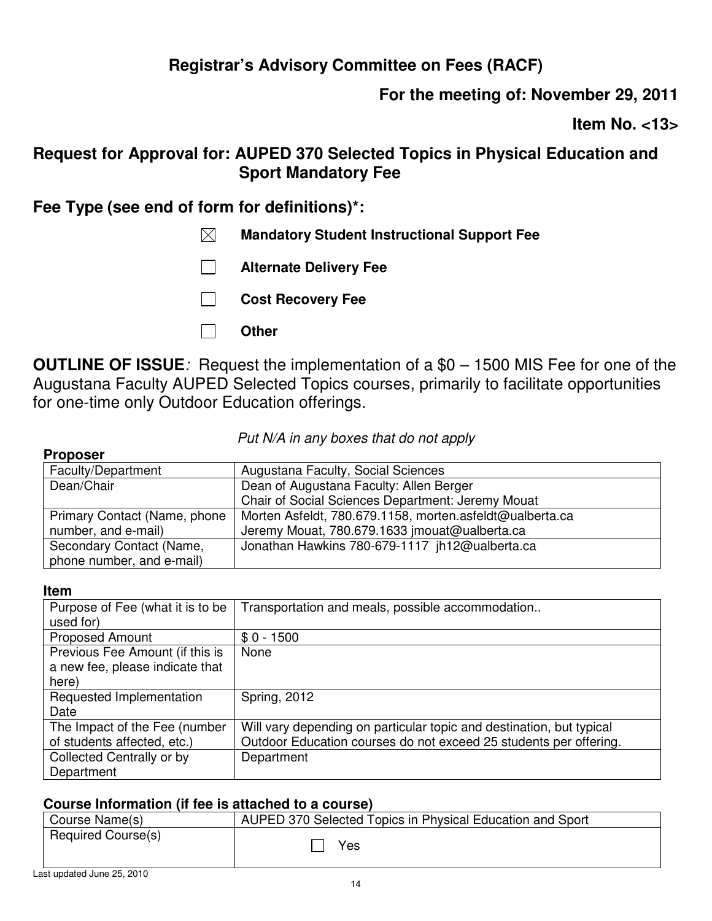# Registrar's Advisory Committee on Fees (RACF)

**For the meeting of: November 29, 2011**

**Item No. <13>**

## Request for Approval for: AUPED 370 Selected Topics in Physical Education and Sport Mandatory Fee

## Fee Type (see end of form for definitions)*:

- ☒ **Mandatory Student Instructional Support Fee**
- ☐ **Alternate Delivery Fee**
- ☐ **Cost Recovery Fee**
- ☐ **Other**

**OUTLINE OF ISSUE***:* Request the implementation of a $0 – 1500 MIS Fee for one of the Augustana Faculty AUPED Selected Topics courses, primarily to facilitate opportunities for one-time only Outdoor Education offerings.

*Put N/A in any boxes that do not apply*

**Proposer**

| | |
|---|---|
| Faculty/Department | Augustana Faculty, Social Sciences |
| Dean/Chair | Dean of Augustana Faculty: Allen Berger<br>Chair of Social Sciences Department: Jeremy Mouat |
| Primary Contact (Name, phone number, and e-mail) | Morten Asfeldt, 780.679.1158, morten.asfeldt@ualberta.ca<br>Jeremy Mouat, 780.679.1633 jmouat@ualberta.ca |
| Secondary Contact (Name, phone number, and e-mail) | Jonathan Hawkins 780-679-1117 jh12@ualberta.ca |

**Item**

| | |
|---|---|
| Purpose of Fee (what it is to be used for) | Transportation and meals, possible accommodation.. |
| Proposed Amount | $ 0 - 1500 |
| Previous Fee Amount (if this is a new fee, please indicate that here) | None |
| Requested Implementation Date | Spring, 2012 |
| The Impact of the Fee (number of students affected, etc.) | Will vary depending on particular topic and destination, but typical Outdoor Education courses do not exceed 25 students per offering. |
| Collected Centrally or by Department | Department |

**Course Information (if fee is attached to a course)**

| | |
|---|---|
| Course Name(s) | AUPED 370 Selected Topics in Physical Education and Sport |
| Required Course(s) | ☐ Yes |

Last updated June 25, 2010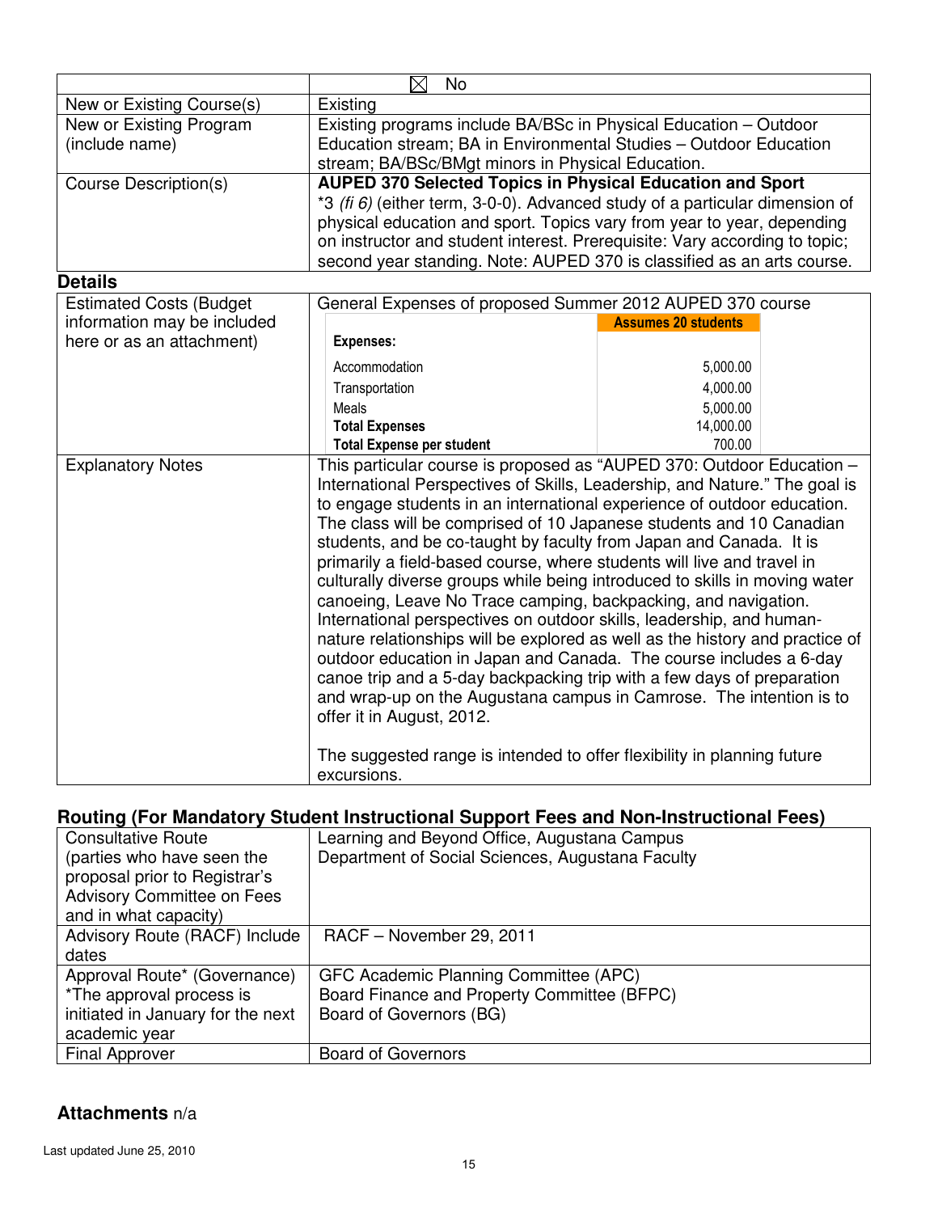| | ☒ No |
|---|---|
| New or Existing Course(s) | Existing |
| New or Existing Program (include name) | Existing programs include BA/BSc in Physical Education – Outdoor Education stream; BA in Environmental Studies – Outdoor Education stream; BA/BSc/BMgt minors in Physical Education. |
| Course Description(s) | **AUPED 370 Selected Topics in Physical Education and Sport** *3 *(fi 6)* (either term, 3-0-0). Advanced study of a particular dimension of physical education and sport. Topics vary from year to year, depending on instructor and student interest. Prerequisite: Vary according to topic; second year standing. Note: AUPED 370 is classified as an arts course. |

**Details**

| | |
|---|---|
| Estimated Costs (Budget information may be included here or as an attachment) | General Expenses of proposed Summer 2012 AUPED 370 course |

| | Assumes 20 students |
|---|---|
| **Expenses:** | |
| Accommodation | 5,000.00 |
| Transportation | 4,000.00 |
| Meals | 5,000.00 |
| **Total Expenses** | 14,000.00 |
| **Total Expense per student** | 700.00 |

| | |
|---|---|
| Explanatory Notes | This particular course is proposed as "AUPED 370: Outdoor Education – International Perspectives of Skills, Leadership, and Nature." The goal is to engage students in an international experience of outdoor education. The class will be comprised of 10 Japanese students and 10 Canadian students, and be co-taught by faculty from Japan and Canada. It is primarily a field-based course, where students will live and travel in culturally diverse groups while being introduced to skills in moving water canoeing, Leave No Trace camping, backpacking, and navigation. International perspectives on outdoor skills, leadership, and human-nature relationships will be explored as well as the history and practice of outdoor education in Japan and Canada. The course includes a 6-day canoe trip and a 5-day backpacking trip with a few days of preparation and wrap-up on the Augustana campus in Camrose. The intention is to offer it in August, 2012. <br><br> The suggested range is intended to offer flexibility in planning future excursions. |

**Routing (For Mandatory Student Instructional Support Fees and Non-Instructional Fees)**

| | |
|---|---|
| Consultative Route (parties who have seen the proposal prior to Registrar's Advisory Committee on Fees and in what capacity) | Learning and Beyond Office, Augustana Campus<br>Department of Social Sciences, Augustana Faculty |
| Advisory Route (RACF) Include dates | RACF – November 29, 2011 |
| Approval Route* (Governance) *The approval process is initiated in January for the next academic year | GFC Academic Planning Committee (APC)<br>Board Finance and Property Committee (BFPC)<br>Board of Governors (BG) |
| Final Approver | Board of Governors |

**Attachments** n/a

Last updated June 25, 2010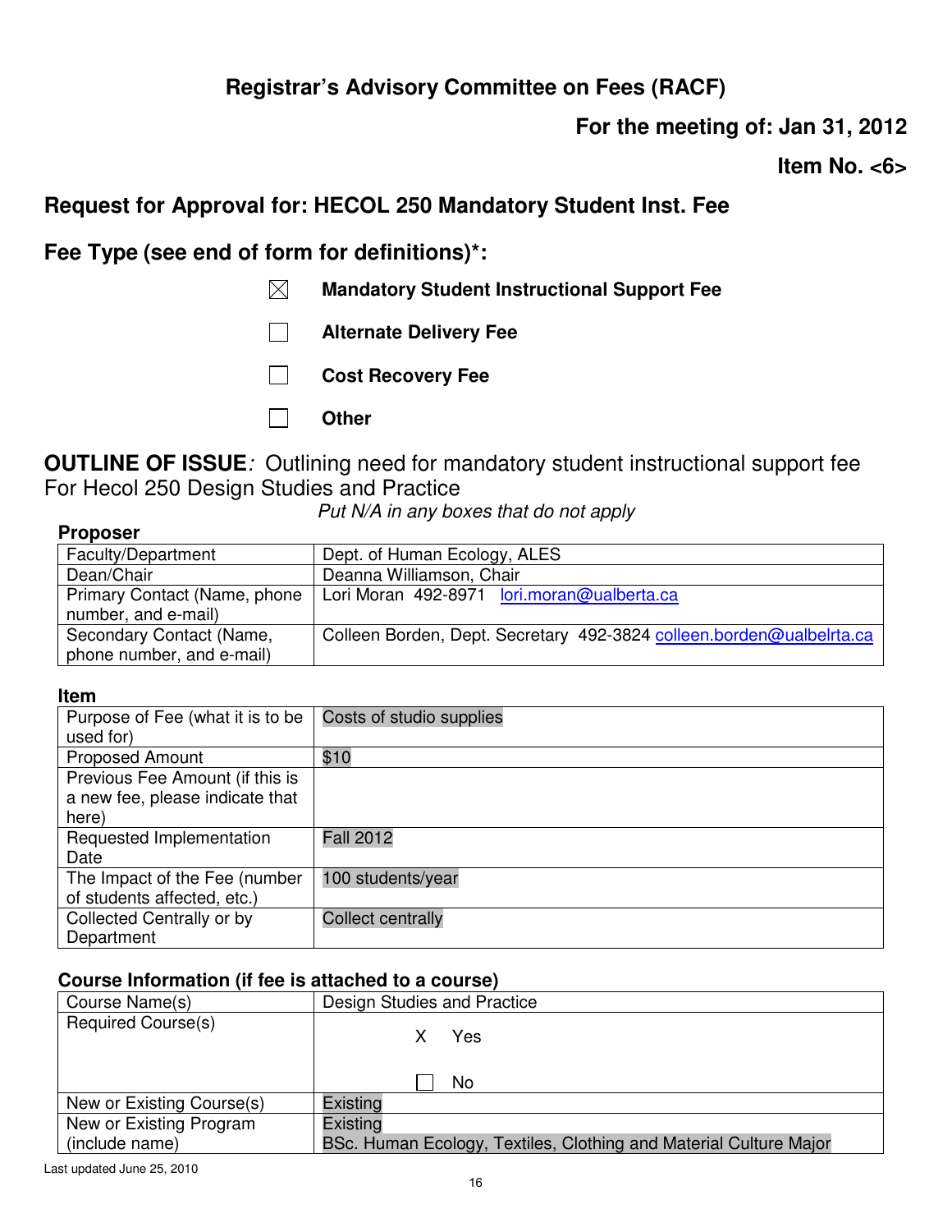# Registrar's Advisory Committee on Fees (RACF)

**For the meeting of: Jan 31, 2012**

**Item No. <6>**

## Request for Approval for: HECOL 250 Mandatory Student Inst. Fee

## Fee Type (see end of form for definitions)*:

- ☒ **Mandatory Student Instructional Support Fee**
- ☐ **Alternate Delivery Fee**
- ☐ **Cost Recovery Fee**
- ☐ **Other**

**OUTLINE OF ISSUE***:* Outlining need for mandatory student instructional support fee For Hecol 250 Design Studies and Practice

*Put N/A in any boxes that do not apply*

**Proposer**

| | |
|---|---|
| Faculty/Department | Dept. of Human Ecology, ALES |
| Dean/Chair | Deanna Williamson, Chair |
| Primary Contact (Name, phone number, and e-mail) | Lori Moran 492-8971 lori.moran@ualberta.ca |
| Secondary Contact (Name, phone number, and e-mail) | Colleen Borden, Dept. Secretary 492-3824 colleen.borden@ualbelrta.ca |

**Item**

| | |
|---|---|
| Purpose of Fee (what it is to be used for) | Costs of studio supplies |
| Proposed Amount | $10 |
| Previous Fee Amount (if this is a new fee, please indicate that here) | |
| Requested Implementation Date | Fall 2012 |
| The Impact of the Fee (number of students affected, etc.) | 100 students/year |
| Collected Centrally or by Department | Collect centrally |

**Course Information (if fee is attached to a course)**

| | |
|---|---|
| Course Name(s) | Design Studies and Practice |
| Required Course(s) | X Yes<br>☐ No |
| New or Existing Course(s) | Existing |
| New or Existing Program (include name) | Existing<br>BSc. Human Ecology, Textiles, Clothing and Material Culture Major |

Last updated June 25, 2010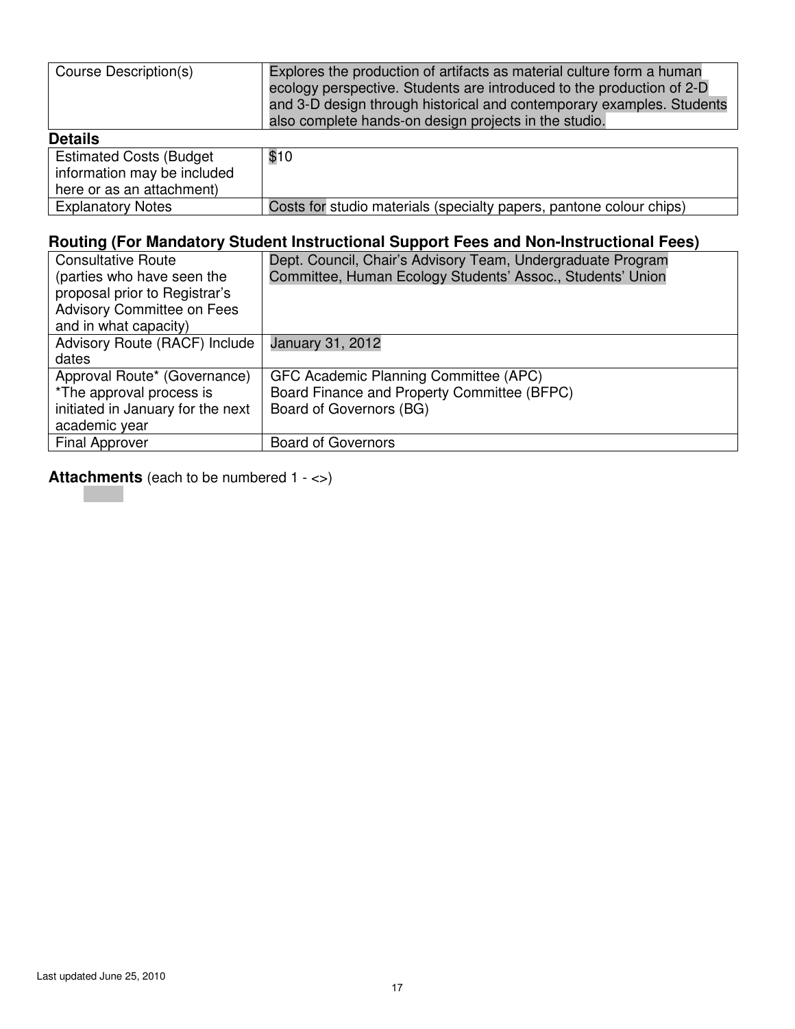| | |
|---|---|
| Course Description(s) | Explores the production of artifacts as material culture form a human ecology perspective. Students are introduced to the production of 2-D and 3-D design through historical and contemporary examples. Students also complete hands-on design projects in the studio. |

**Details**

| | |
|---|---|
| Estimated Costs (Budget information may be included here or as an attachment) | $10 |
| Explanatory Notes | Costs for studio materials (specialty papers, pantone colour chips) |

### Routing (For Mandatory Student Instructional Support Fees and Non-Instructional Fees)

| | |
|---|---|
| Consultative Route (parties who have seen the proposal prior to Registrar's Advisory Committee on Fees and in what capacity) | Dept. Council, Chair's Advisory Team, Undergraduate Program Committee, Human Ecology Students' Assoc., Students' Union |
| Advisory Route (RACF) Include dates | January 31, 2012 |
| Approval Route* (Governance) *The approval process is initiated in January for the next academic year | GFC Academic Planning Committee (APC)<br>Board Finance and Property Committee (BFPC)<br>Board of Governors (BG) |
| Final Approver | Board of Governors |

**Attachments** (each to be numbered 1 - <>)

Last updated June 25, 2010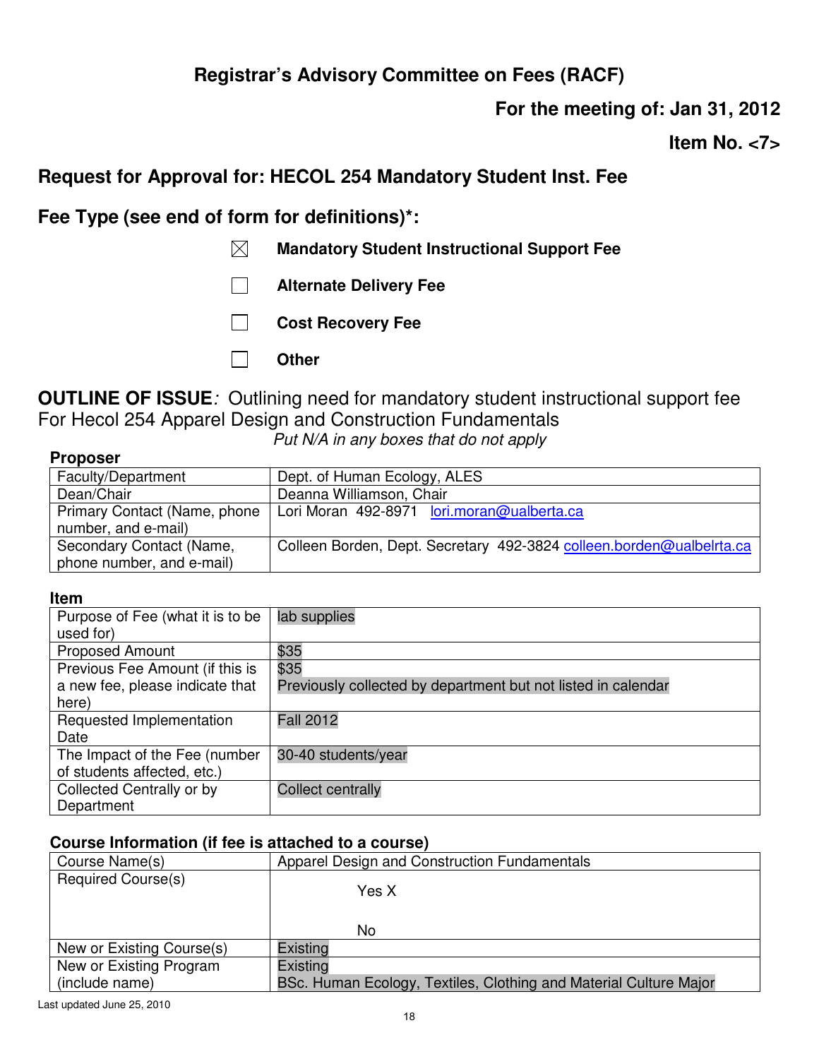# Registrar's Advisory Committee on Fees (RACF)

**For the meeting of: Jan 31, 2012**

**Item No. <7>**

## Request for Approval for: HECOL 254 Mandatory Student Inst. Fee

## Fee Type (see end of form for definitions)*:

- ☒ **Mandatory Student Instructional Support Fee**
- ☐ **Alternate Delivery Fee**
- ☐ **Cost Recovery Fee**
- ☐ **Other**

**OUTLINE OF ISSUE***:* Outlining need for mandatory student instructional support fee For Hecol 254 Apparel Design and Construction Fundamentals

*Put N/A in any boxes that do not apply*

**Proposer**

| | |
|---|---|
| Faculty/Department | Dept. of Human Ecology, ALES |
| Dean/Chair | Deanna Williamson, Chair |
| Primary Contact (Name, phone number, and e-mail) | Lori Moran 492-8971 lori.moran@ualberta.ca |
| Secondary Contact (Name, phone number, and e-mail) | Colleen Borden, Dept. Secretary 492-3824 colleen.borden@ualbelrta.ca |

**Item**

| | |
|---|---|
| Purpose of Fee (what it is to be used for) | lab supplies |
| Proposed Amount | $35 |
| Previous Fee Amount (if this is a new fee, please indicate that here) | $35<br>Previously collected by department but not listed in calendar |
| Requested Implementation Date | Fall 2012 |
| The Impact of the Fee (number of students affected, etc.) | 30-40 students/year |
| Collected Centrally or by Department | Collect centrally |

**Course Information (if fee is attached to a course)**

| | |
|---|---|
| Course Name(s) | Apparel Design and Construction Fundamentals |
| Required Course(s) | Yes X<br>No |
| New or Existing Course(s) | Existing |
| New or Existing Program (include name) | Existing<br>BSc. Human Ecology, Textiles, Clothing and Material Culture Major |

Last updated June 25, 2010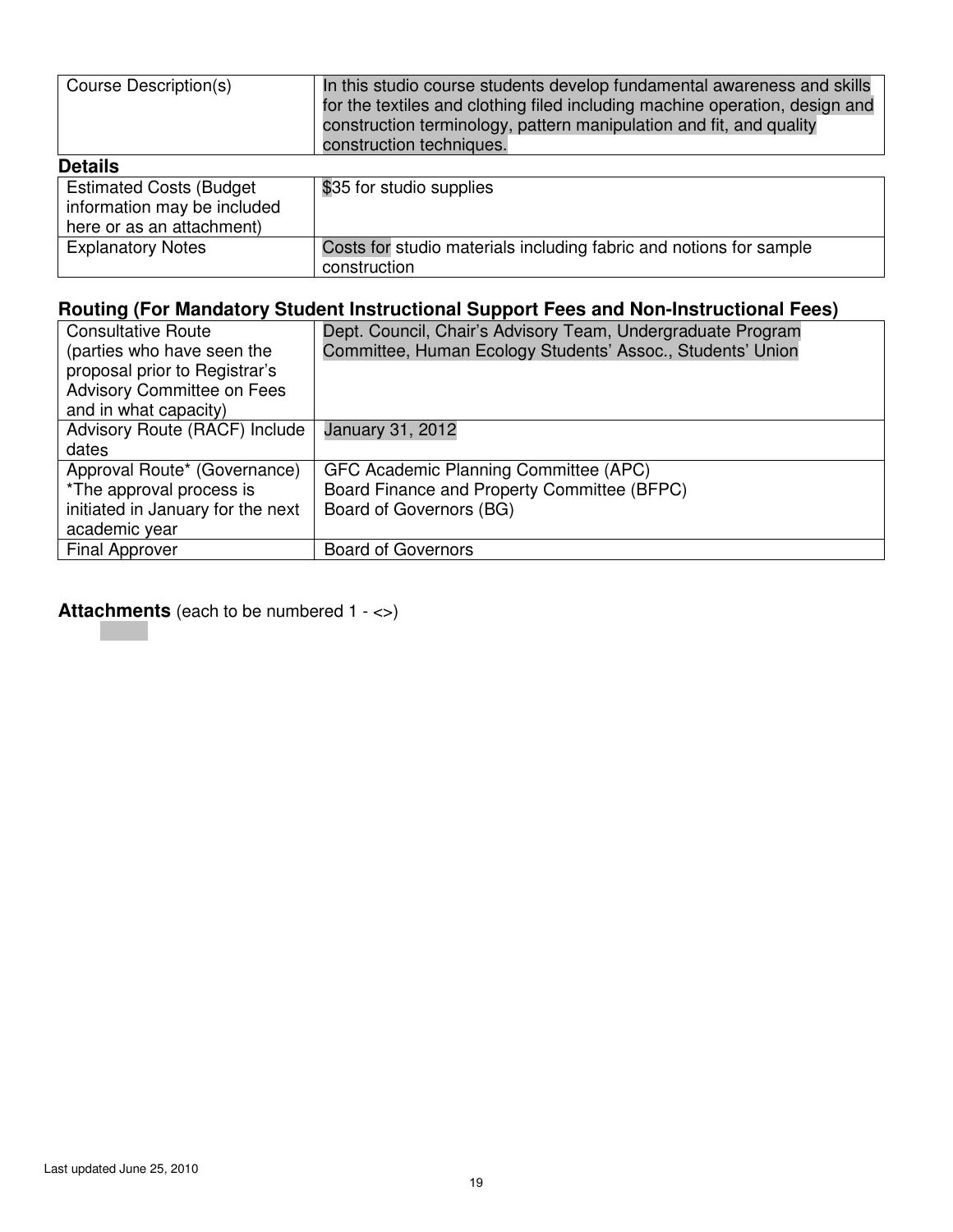| Course Description(s) | In this studio course students develop fundamental awareness and skills for the textiles and clothing filed including machine operation, design and construction terminology, pattern manipulation and fit, and quality construction techniques. |
|---|---|

**Details**

| Estimated Costs (Budget information may be included here or as an attachment) | $35 for studio supplies |
|---|---|
| Explanatory Notes | Costs for studio materials including fabric and notions for sample construction |

### Routing (For Mandatory Student Instructional Support Fees and Non-Instructional Fees)

| Consultative Route (parties who have seen the proposal prior to Registrar's Advisory Committee on Fees and in what capacity) | Dept. Council, Chair's Advisory Team, Undergraduate Program Committee, Human Ecology Students' Assoc., Students' Union |
|---|---|
| Advisory Route (RACF) Include dates | January 31, 2012 |
| Approval Route* (Governance) *The approval process is initiated in January for the next academic year | GFC Academic Planning Committee (APC)<br>Board Finance and Property Committee (BFPC)<br>Board of Governors (BG) |
| Final Approver | Board of Governors |

**Attachments** (each to be numbered 1 - <>)

Last updated June 25, 2010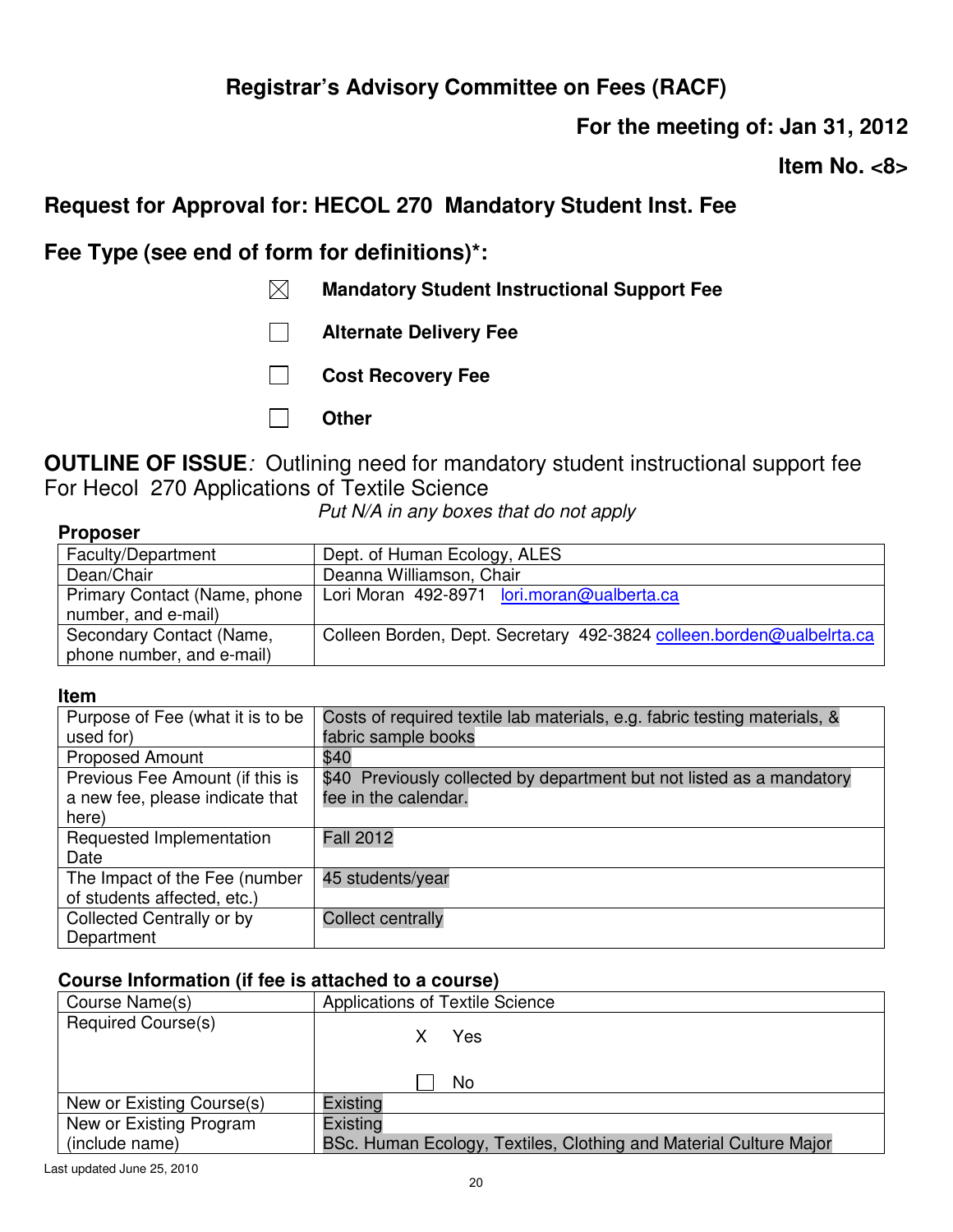## Registrar's Advisory Committee on Fees (RACF)

**For the meeting of: Jan 31, 2012**

**Item No. <8>**

### Request for Approval for: HECOL 270 Mandatory Student Inst. Fee

### Fee Type (see end of form for definitions)*:

- ☒ **Mandatory Student Instructional Support Fee**
- ☐ **Alternate Delivery Fee**
- ☐ **Cost Recovery Fee**
- ☐ **Other**

**OUTLINE OF ISSUE***:* Outlining need for mandatory student instructional support fee For Hecol 270 Applications of Textile Science

*Put N/A in any boxes that do not apply*

**Proposer**

| | |
|---|---|
| Faculty/Department | Dept. of Human Ecology, ALES |
| Dean/Chair | Deanna Williamson, Chair |
| Primary Contact (Name, phone number, and e-mail) | Lori Moran 492-8971 lori.moran@ualberta.ca |
| Secondary Contact (Name, phone number, and e-mail) | Colleen Borden, Dept. Secretary 492-3824 colleen.borden@ualbelrta.ca |

**Item**

| | |
|---|---|
| Purpose of Fee (what it is to be used for) | Costs of required textile lab materials, e.g. fabric testing materials, & fabric sample books |
| Proposed Amount | $40 |
| Previous Fee Amount (if this is a new fee, please indicate that here) | $40 Previously collected by department but not listed as a mandatory fee in the calendar. |
| Requested Implementation Date | Fall 2012 |
| The Impact of the Fee (number of students affected, etc.) | 45 students/year |
| Collected Centrally or by Department | Collect centrally |

**Course Information (if fee is attached to a course)**

| | |
|---|---|
| Course Name(s) | Applications of Textile Science |
| Required Course(s) | X Yes<br>☐ No |
| New or Existing Course(s) | Existing |
| New or Existing Program (include name) | Existing<br>BSc. Human Ecology, Textiles, Clothing and Material Culture Major |

Last updated June 25, 2010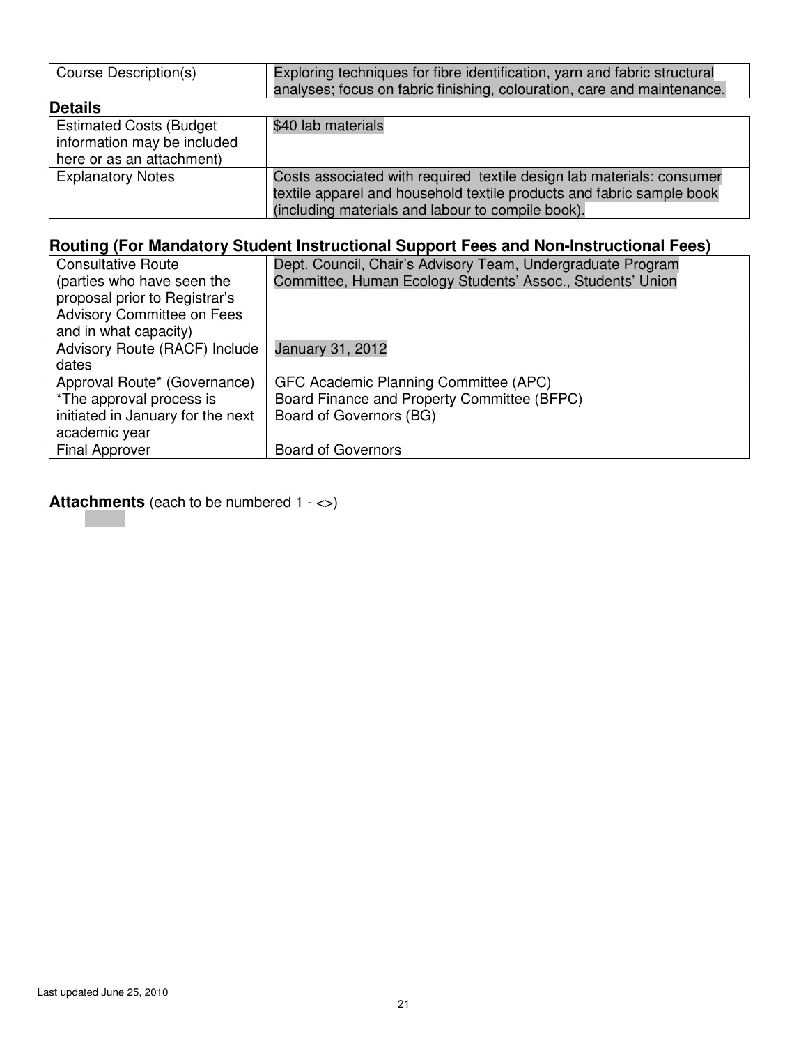| Course Description(s) | Exploring techniques for fibre identification, yarn and fabric structural analyses; focus on fabric finishing, colouration, care and maintenance. |
|---|---|

**Details**

| Estimated Costs (Budget information may be included here or as an attachment) | $40 lab materials |
|---|---|
| Explanatory Notes | Costs associated with required textile design lab materials: consumer textile apparel and household textile products and fabric sample book (including materials and labour to compile book). |

## Routing (For Mandatory Student Instructional Support Fees and Non-Instructional Fees)

| Consultative Route (parties who have seen the proposal prior to Registrar's Advisory Committee on Fees and in what capacity) | Dept. Council, Chair's Advisory Team, Undergraduate Program Committee, Human Ecology Students' Assoc., Students' Union |
|---|---|
| Advisory Route (RACF) Include dates | January 31, 2012 |
| Approval Route* (Governance) *The approval process is initiated in January for the next academic year | GFC Academic Planning Committee (APC)<br>Board Finance and Property Committee (BFPC)<br>Board of Governors (BG) |
| Final Approver | Board of Governors |

**Attachments** (each to be numbered 1 - <>)

Last updated June 25, 2010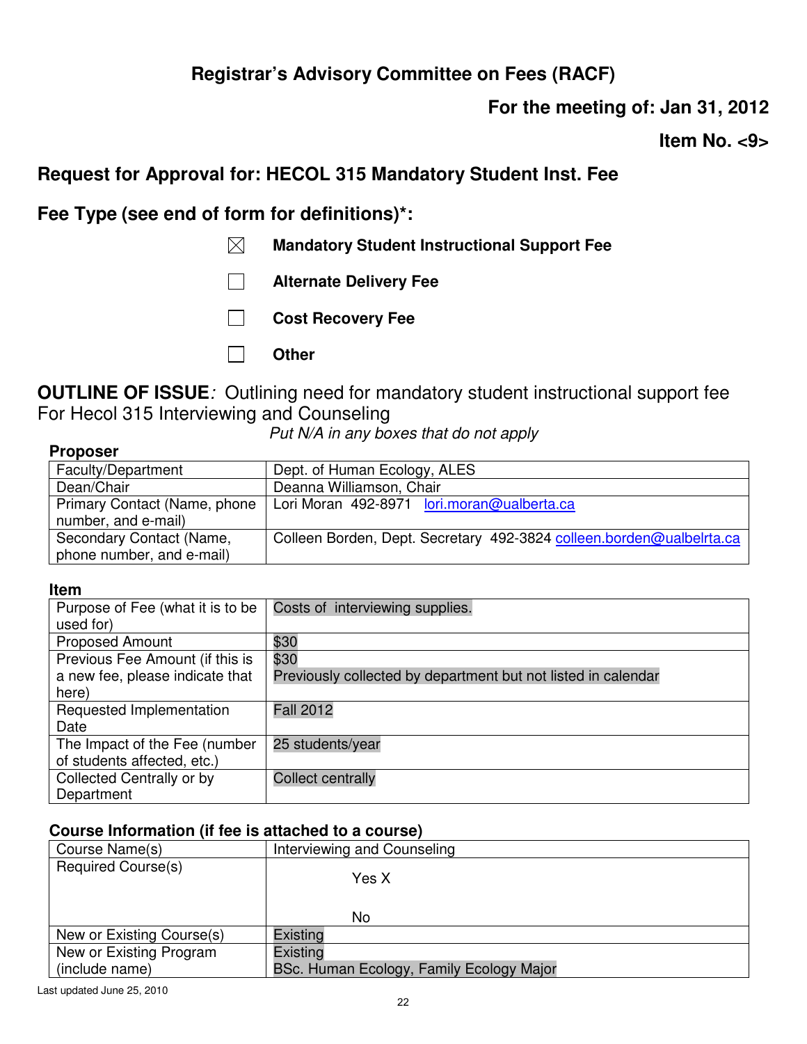## Registrar's Advisory Committee on Fees (RACF)

**For the meeting of: Jan 31, 2012**

**Item No. <9>**

### Request for Approval for: HECOL 315 Mandatory Student Inst. Fee

### Fee Type (see end of form for definitions)*:

- ☒ **Mandatory Student Instructional Support Fee**
- ☐ **Alternate Delivery Fee**
- ☐ **Cost Recovery Fee**
- ☐ **Other**

**OUTLINE OF ISSUE***:* Outlining need for mandatory student instructional support fee For Hecol 315 Interviewing and Counseling

*Put N/A in any boxes that do not apply*

**Proposer**

| | |
|---|---|
| Faculty/Department | Dept. of Human Ecology, ALES |
| Dean/Chair | Deanna Williamson, Chair |
| Primary Contact (Name, phone number, and e-mail) | Lori Moran 492-8971 lori.moran@ualberta.ca |
| Secondary Contact (Name, phone number, and e-mail) | Colleen Borden, Dept. Secretary 492-3824 colleen.borden@ualbelrta.ca |

**Item**

| | |
|---|---|
| Purpose of Fee (what it is to be used for) | Costs of interviewing supplies. |
| Proposed Amount | $30 |
| Previous Fee Amount (if this is a new fee, please indicate that here) | $30<br>Previously collected by department but not listed in calendar |
| Requested Implementation Date | Fall 2012 |
| The Impact of the Fee (number of students affected, etc.) | 25 students/year |
| Collected Centrally or by Department | Collect centrally |

**Course Information (if fee is attached to a course)**

| | |
|---|---|
| Course Name(s) | Interviewing and Counseling |
| Required Course(s) | Yes X<br>No |
| New or Existing Course(s) | Existing |
| New or Existing Program (include name) | Existing<br>BSc. Human Ecology, Family Ecology Major |

Last updated June 25, 2010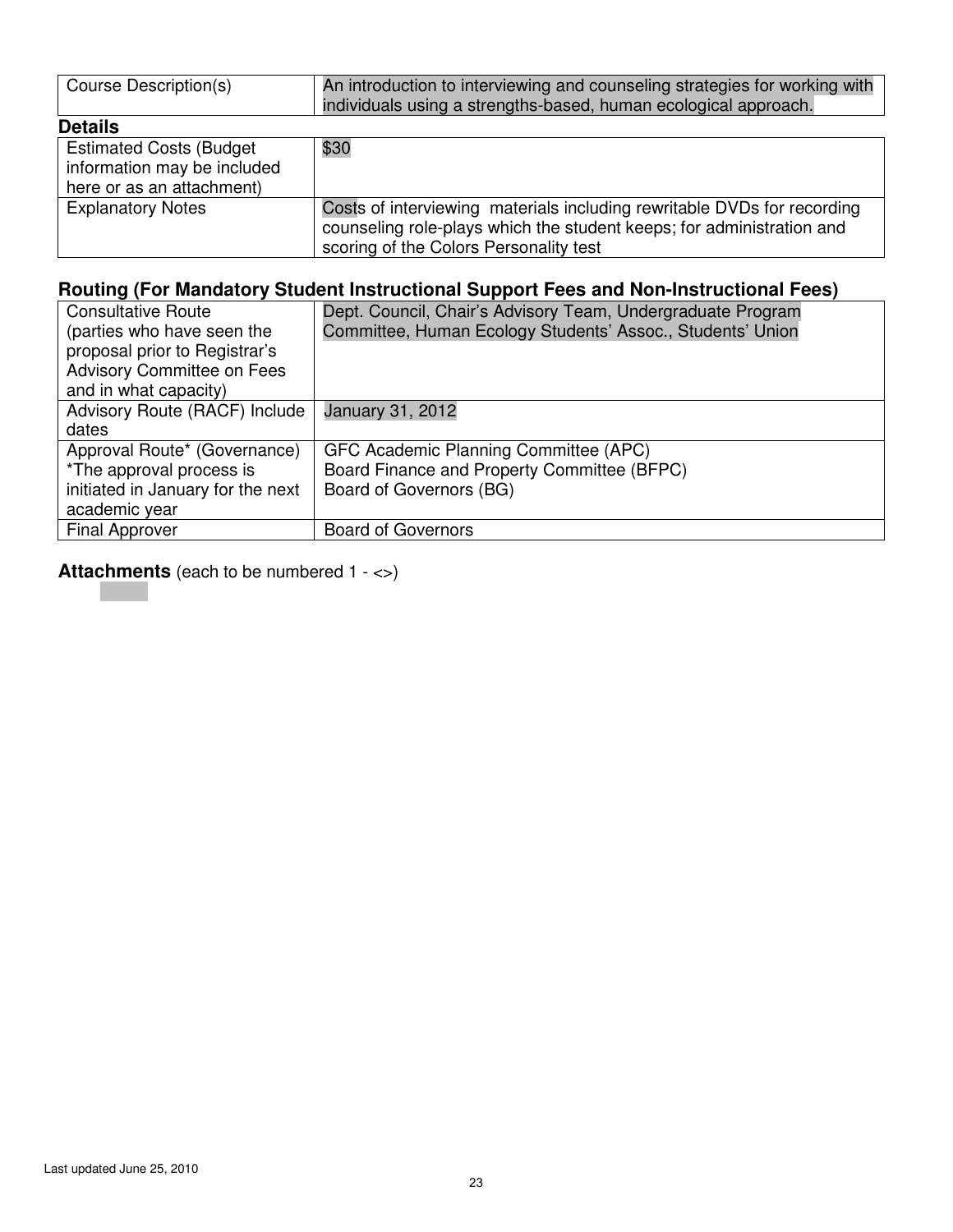| Course Description(s) | An introduction to interviewing and counseling strategies for working with individuals using a strengths-based, human ecological approach. |
|---|---|

**Details**

| Estimated Costs (Budget information may be included here or as an attachment) | $30 |
|---|---|
| Explanatory Notes | Costs of interviewing materials including rewritable DVDs for recording counseling role-plays which the student keeps; for administration and scoring of the Colors Personality test |

## Routing (For Mandatory Student Instructional Support Fees and Non-Instructional Fees)

| Consultative Route (parties who have seen the proposal prior to Registrar's Advisory Committee on Fees and in what capacity) | Dept. Council, Chair's Advisory Team, Undergraduate Program Committee, Human Ecology Students' Assoc., Students' Union |
|---|---|
| Advisory Route (RACF) Include dates | January 31, 2012 |
| Approval Route* (Governance) *The approval process is initiated in January for the next academic year | GFC Academic Planning Committee (APC)<br>Board Finance and Property Committee (BFPC)<br>Board of Governors (BG) |
| Final Approver | Board of Governors |

**Attachments** (each to be numbered 1 - <>)

Last updated June 25, 2010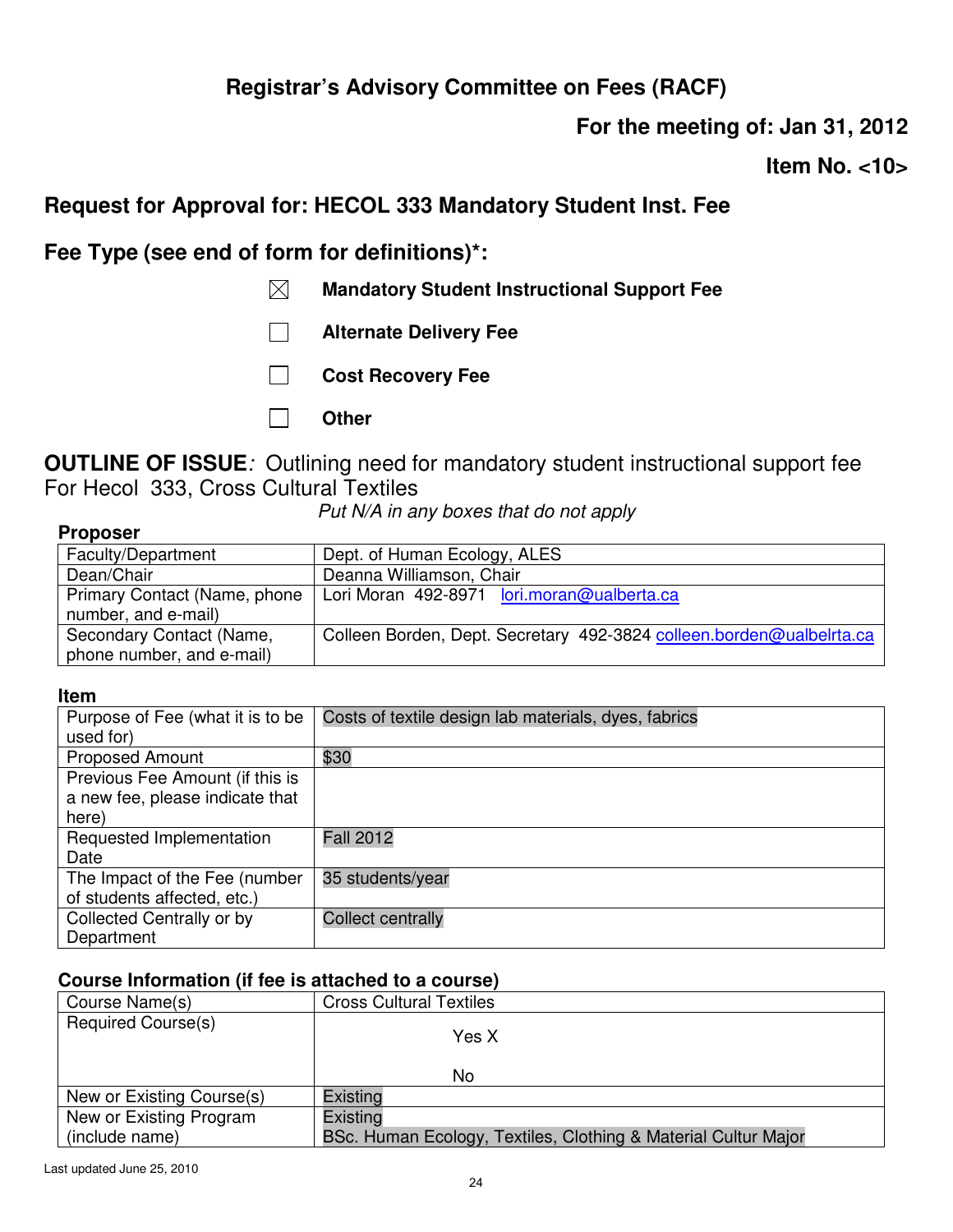# Registrar's Advisory Committee on Fees (RACF)

**For the meeting of: Jan 31, 2012**

**Item No. <10>**

## Request for Approval for: HECOL 333 Mandatory Student Inst. Fee

## Fee Type (see end of form for definitions)*:

- ☒ **Mandatory Student Instructional Support Fee**
- ☐ **Alternate Delivery Fee**
- ☐ **Cost Recovery Fee**
- ☐ **Other**

**OUTLINE OF ISSUE***:* Outlining need for mandatory student instructional support fee For Hecol 333, Cross Cultural Textiles

*Put N/A in any boxes that do not apply*

**Proposer**

| | |
|---|---|
| Faculty/Department | Dept. of Human Ecology, ALES |
| Dean/Chair | Deanna Williamson, Chair |
| Primary Contact (Name, phone number, and e-mail) | Lori Moran 492-8971 lori.moran@ualberta.ca |
| Secondary Contact (Name, phone number, and e-mail) | Colleen Borden, Dept. Secretary 492-3824 colleen.borden@ualbelrta.ca |

**Item**

| | |
|---|---|
| Purpose of Fee (what it is to be used for) | Costs of textile design lab materials, dyes, fabrics |
| Proposed Amount | $30 |
| Previous Fee Amount (if this is a new fee, please indicate that here) | |
| Requested Implementation Date | Fall 2012 |
| The Impact of the Fee (number of students affected, etc.) | 35 students/year |
| Collected Centrally or by Department | Collect centrally |

**Course Information (if fee is attached to a course)**

| | |
|---|---|
| Course Name(s) | Cross Cultural Textiles |
| Required Course(s) | Yes X<br>No |
| New or Existing Course(s) | Existing |
| New or Existing Program (include name) | Existing<br>BSc. Human Ecology, Textiles, Clothing & Material Cultur Major |

Last updated June 25, 2010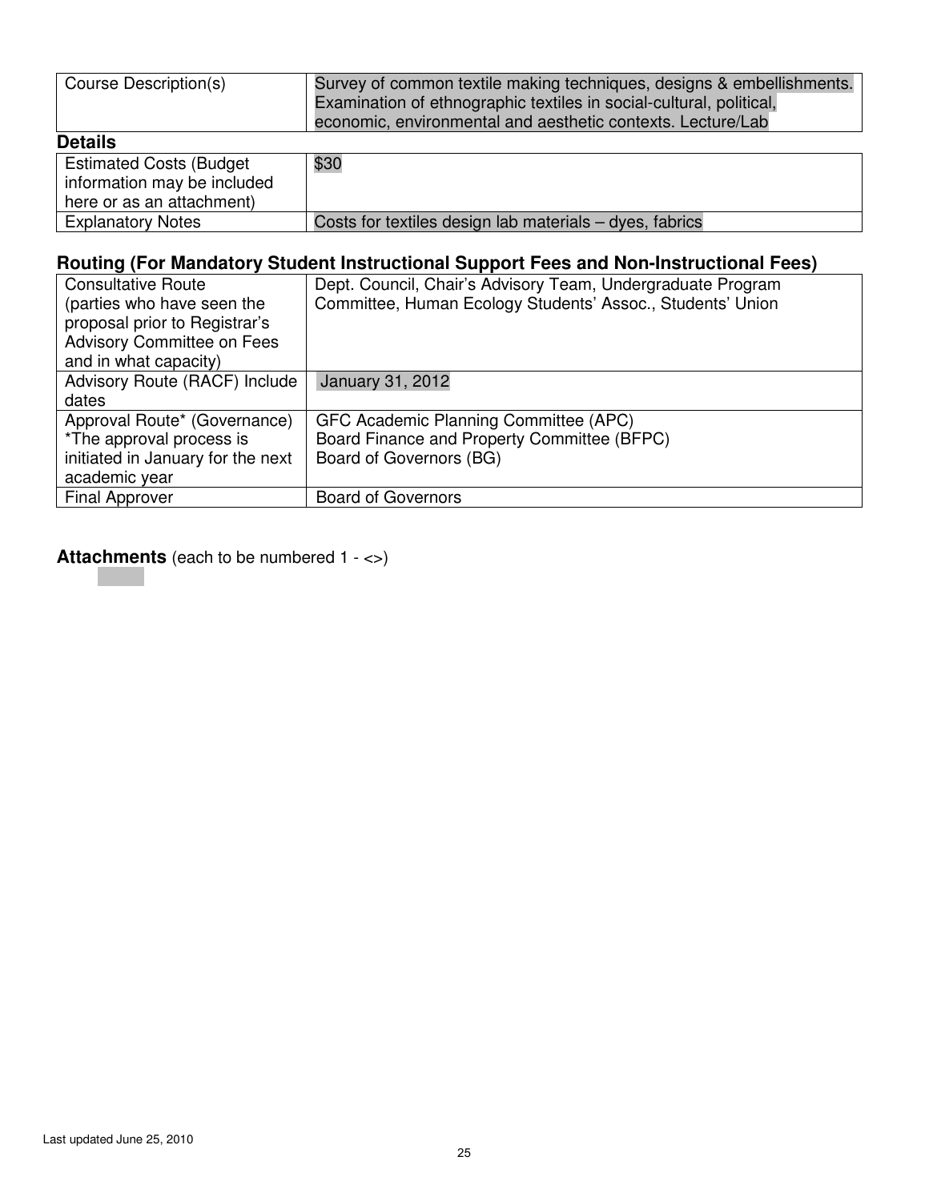| Course Description(s) | Survey of common textile making techniques, designs & embellishments. Examination of ethnographic textiles in social-cultural, political, economic, environmental and aesthetic contexts. Lecture/Lab |
| --- | --- |

**Details**

| Estimated Costs (Budget information may be included here or as an attachment) | $30 |
| --- | --- |
| Explanatory Notes | Costs for textiles design lab materials – dyes, fabrics |

**Routing (For Mandatory Student Instructional Support Fees and Non-Instructional Fees)**

| Consultative Route (parties who have seen the proposal prior to Registrar's Advisory Committee on Fees and in what capacity) | Dept. Council, Chair's Advisory Team, Undergraduate Program Committee, Human Ecology Students' Assoc., Students' Union |
| --- | --- |
| Advisory Route (RACF) Include dates | January 31, 2012 |
| Approval Route* (Governance) *The approval process is initiated in January for the next academic year | GFC Academic Planning Committee (APC)<br>Board Finance and Property Committee (BFPC)<br>Board of Governors (BG) |
| Final Approver | Board of Governors |

**Attachments** (each to be numbered 1 - <>)

Last updated June 25, 2010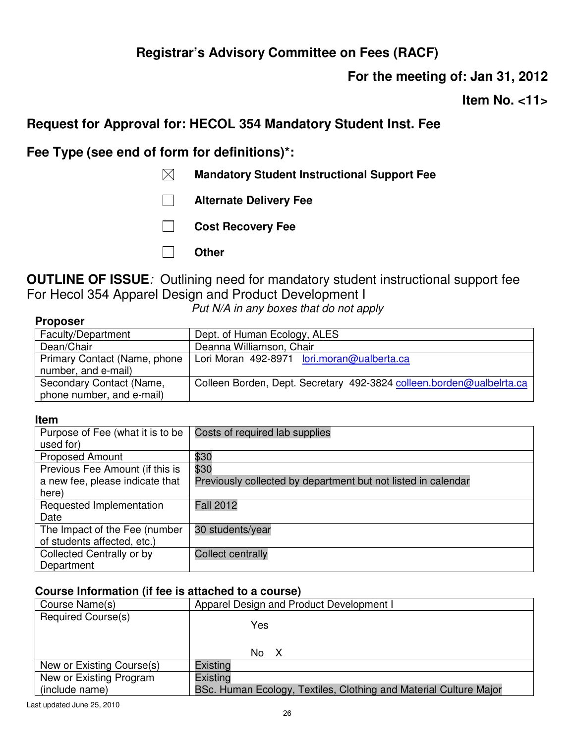## Registrar's Advisory Committee on Fees (RACF)

**For the meeting of: Jan 31, 2012**

**Item No. <11>**

## Request for Approval for: HECOL 354 Mandatory Student Inst. Fee

## Fee Type (see end of form for definitions)*:

- [x] **Mandatory Student Instructional Support Fee**
- [ ] **Alternate Delivery Fee**
- [ ] **Cost Recovery Fee**
- [ ] **Other**

**OUTLINE OF ISSUE***:* Outlining need for mandatory student instructional support fee For Hecol 354 Apparel Design and Product Development I

*Put N/A in any boxes that do not apply*

**Proposer**

| | |
|---|---|
| Faculty/Department | Dept. of Human Ecology, ALES |
| Dean/Chair | Deanna Williamson, Chair |
| Primary Contact (Name, phone number, and e-mail) | Lori Moran 492-8971 lori.moran@ualberta.ca |
| Secondary Contact (Name, phone number, and e-mail) | Colleen Borden, Dept. Secretary 492-3824 colleen.borden@ualbelrta.ca |

**Item**

| | |
|---|---|
| Purpose of Fee (what it is to be used for) | Costs of required lab supplies |
| Proposed Amount | $30 |
| Previous Fee Amount (if this is a new fee, please indicate that here) | $30<br>Previously collected by department but not listed in calendar |
| Requested Implementation Date | Fall 2012 |
| The Impact of the Fee (number of students affected, etc.) | 30 students/year |
| Collected Centrally or by Department | Collect centrally |

**Course Information (if fee is attached to a course)**

| | |
|---|---|
| Course Name(s) | Apparel Design and Product Development I |
| Required Course(s) | Yes<br>No X |
| New or Existing Course(s) | Existing |
| New or Existing Program (include name) | Existing<br>BSc. Human Ecology, Textiles, Clothing and Material Culture Major |

Last updated June 25, 2010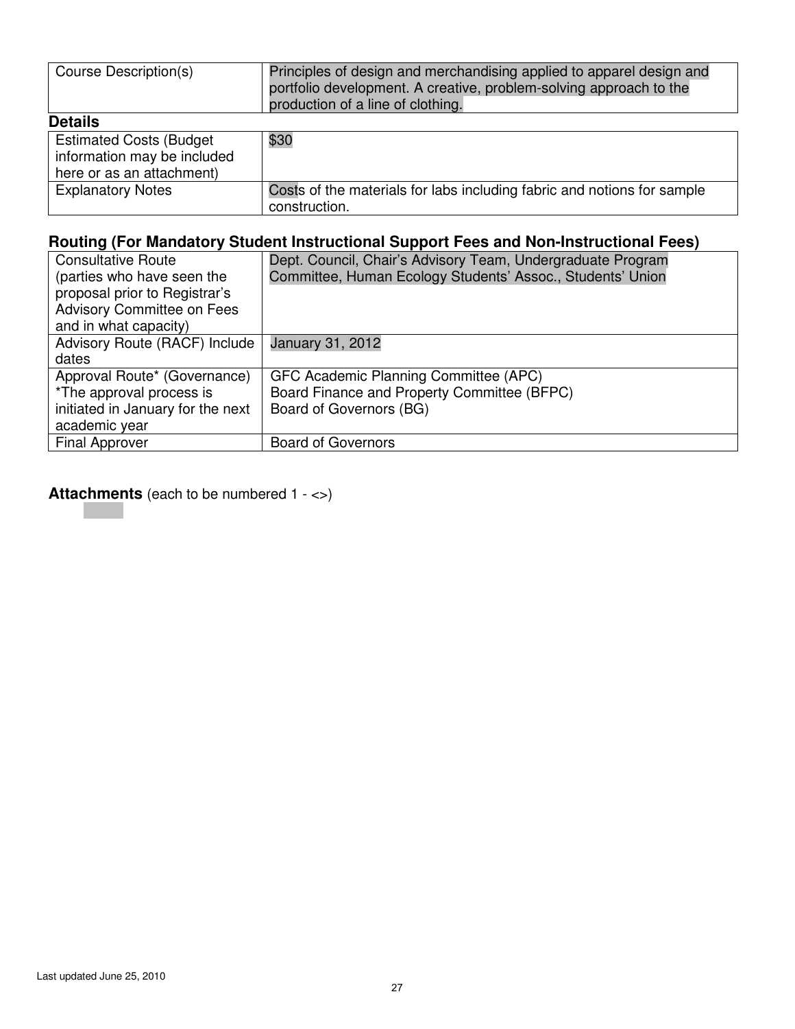| Course Description(s) | Principles of design and merchandising applied to apparel design and portfolio development. A creative, problem-solving approach to the production of a line of clothing. |
|---|---|

**Details**

| Estimated Costs (Budget information may be included here or as an attachment) | $30 |
|---|---|
| Explanatory Notes | Costs of the materials for labs including fabric and notions for sample construction. |

## Routing (For Mandatory Student Instructional Support Fees and Non-Instructional Fees)

| Consultative Route (parties who have seen the proposal prior to Registrar's Advisory Committee on Fees and in what capacity) | Dept. Council, Chair's Advisory Team, Undergraduate Program Committee, Human Ecology Students' Assoc., Students' Union |
|---|---|
| Advisory Route (RACF) Include dates | January 31, 2012 |
| Approval Route* (Governance) *The approval process is initiated in January for the next academic year | GFC Academic Planning Committee (APC)<br>Board Finance and Property Committee (BFPC)<br>Board of Governors (BG) |
| Final Approver | Board of Governors |

**Attachments** (each to be numbered 1 - <>)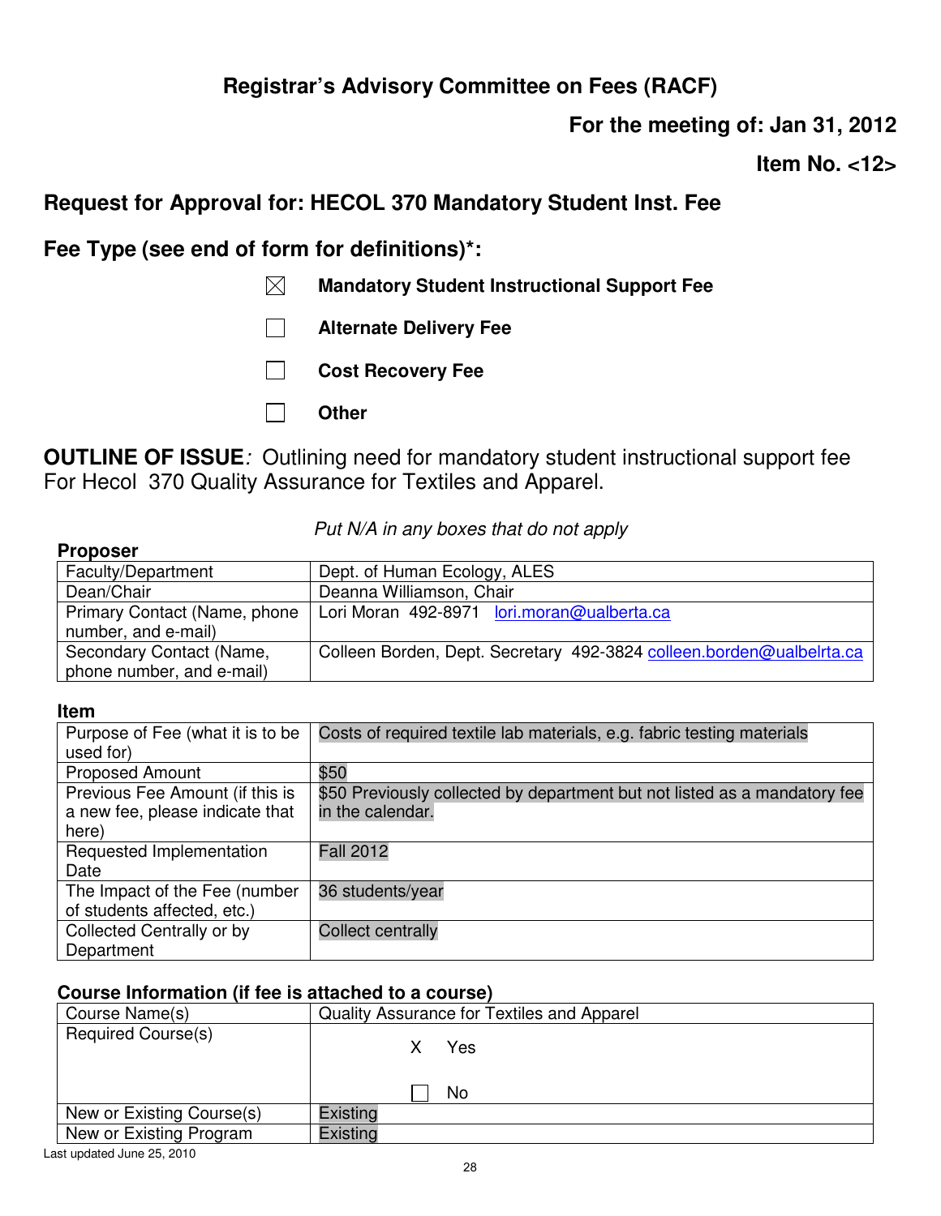# Registrar's Advisory Committee on Fees (RACF)

**For the meeting of: Jan 31, 2012**

**Item No. <12>**

## Request for Approval for: HECOL 370 Mandatory Student Inst. Fee

## Fee Type (see end of form for definitions)*:

- ☒ **Mandatory Student Instructional Support Fee**
- ☐ **Alternate Delivery Fee**
- ☐ **Cost Recovery Fee**
- ☐ **Other**

**OUTLINE OF ISSUE***:* Outlining need for mandatory student instructional support fee For Hecol 370 Quality Assurance for Textiles and Apparel.

*Put N/A in any boxes that do not apply*

**Proposer**

| | |
|---|---|
| Faculty/Department | Dept. of Human Ecology, ALES |
| Dean/Chair | Deanna Williamson, Chair |
| Primary Contact (Name, phone number, and e-mail) | Lori Moran 492-8971 lori.moran@ualberta.ca |
| Secondary Contact (Name, phone number, and e-mail) | Colleen Borden, Dept. Secretary 492-3824 colleen.borden@ualbelrta.ca |

**Item**

| | |
|---|---|
| Purpose of Fee (what it is to be used for) | Costs of required textile lab materials, e.g. fabric testing materials |
| Proposed Amount | $50 |
| Previous Fee Amount (if this is a new fee, please indicate that here) | $50 Previously collected by department but not listed as a mandatory fee in the calendar. |
| Requested Implementation Date | Fall 2012 |
| The Impact of the Fee (number of students affected, etc.) | 36 students/year |
| Collected Centrally or by Department | Collect centrally |

**Course Information (if fee is attached to a course)**

| | |
|---|---|
| Course Name(s) | Quality Assurance for Textiles and Apparel |
| Required Course(s) | X Yes<br>☐ No |
| New or Existing Course(s) | Existing |
| New or Existing Program | Existing |

Last updated June 25, 2010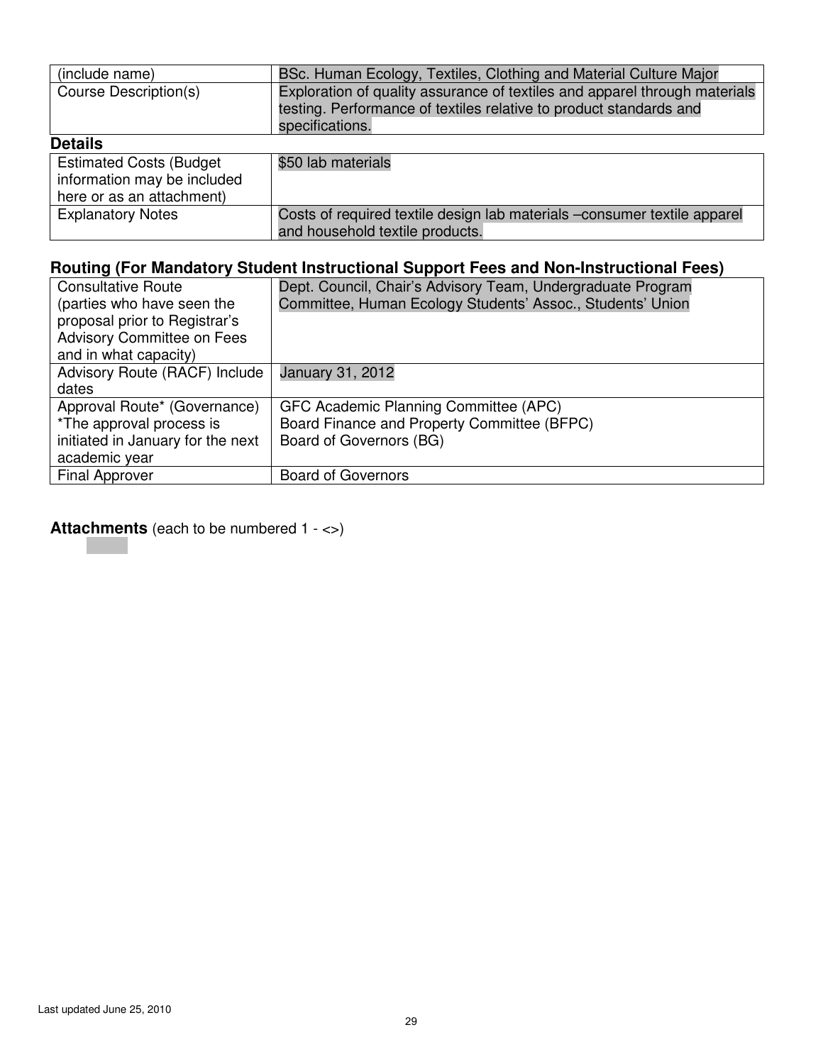| (include name) | BSc. Human Ecology, Textiles, Clothing and Material Culture Major |
| --- | --- |
| Course Description(s) | Exploration of quality assurance of textiles and apparel through materials testing. Performance of textiles relative to product standards and specifications. |

**Details**

| Estimated Costs (Budget information may be included here or as an attachment) | $50 lab materials |
| --- | --- |
| Explanatory Notes | Costs of required textile design lab materials –consumer textile apparel and household textile products. |

### Routing (For Mandatory Student Instructional Support Fees and Non-Instructional Fees)

| Consultative Route (parties who have seen the proposal prior to Registrar's Advisory Committee on Fees and in what capacity) | Dept. Council, Chair's Advisory Team, Undergraduate Program Committee, Human Ecology Students' Assoc., Students' Union |
| --- | --- |
| Advisory Route (RACF) Include dates | January 31, 2012 |
| Approval Route* (Governance) *The approval process is initiated in January for the next academic year | GFC Academic Planning Committee (APC)<br>Board Finance and Property Committee (BFPC)<br>Board of Governors (BG) |
| Final Approver | Board of Governors |

**Attachments** (each to be numbered 1 - <>)

Last updated June 25, 2010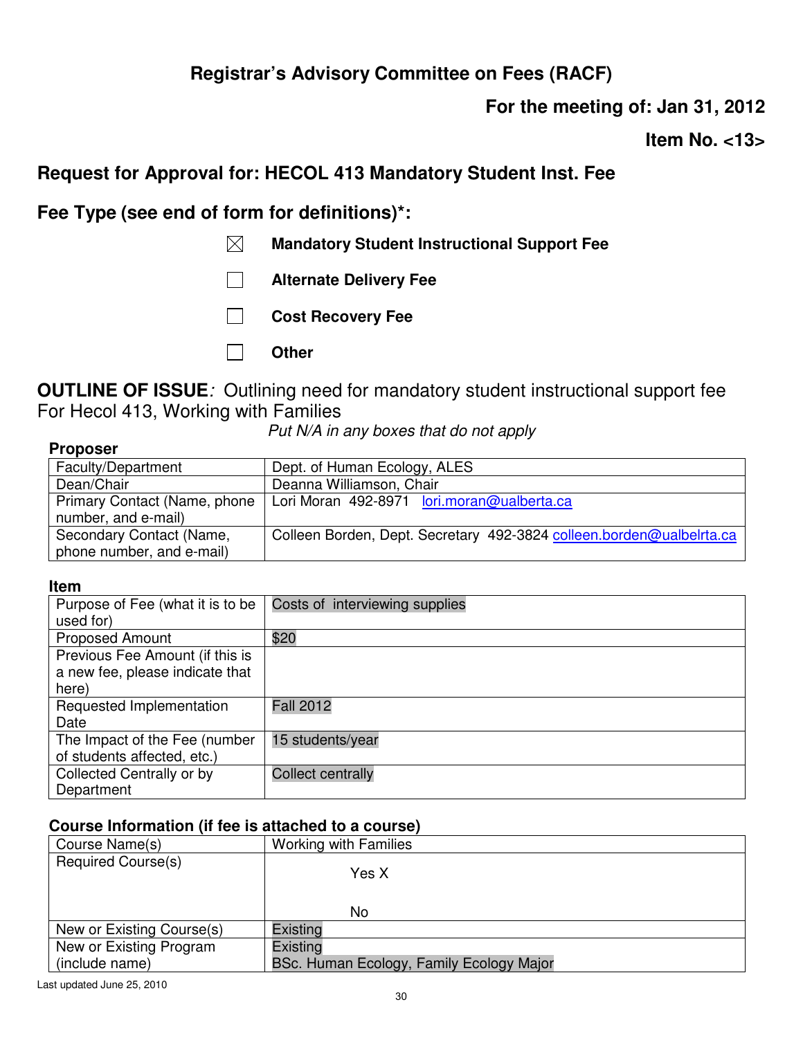# Registrar's Advisory Committee on Fees (RACF)

**For the meeting of: Jan 31, 2012**

**Item No. <13>**

## Request for Approval for: HECOL 413 Mandatory Student Inst. Fee

## Fee Type (see end of form for definitions)*:

- ☒ **Mandatory Student Instructional Support Fee**
- ☐ **Alternate Delivery Fee**
- ☐ **Cost Recovery Fee**
- ☐ **Other**

**OUTLINE OF ISSUE***:* Outlining need for mandatory student instructional support fee For Hecol 413, Working with Families

*Put N/A in any boxes that do not apply*

**Proposer**

| | |
|---|---|
| Faculty/Department | Dept. of Human Ecology, ALES |
| Dean/Chair | Deanna Williamson, Chair |
| Primary Contact (Name, phone number, and e-mail) | Lori Moran 492-8971 lori.moran@ualberta.ca |
| Secondary Contact (Name, phone number, and e-mail) | Colleen Borden, Dept. Secretary 492-3824 colleen.borden@ualbelrta.ca |

**Item**

| | |
|---|---|
| Purpose of Fee (what it is to be used for) | Costs of interviewing supplies |
| Proposed Amount | $20 |
| Previous Fee Amount (if this is a new fee, please indicate that here) | |
| Requested Implementation Date | Fall 2012 |
| The Impact of the Fee (number of students affected, etc.) | 15 students/year |
| Collected Centrally or by Department | Collect centrally |

**Course Information (if fee is attached to a course)**

| | |
|---|---|
| Course Name(s) | Working with Families |
| Required Course(s) | Yes X<br><br>No |
| New or Existing Course(s) | Existing |
| New or Existing Program (include name) | Existing<br>BSc. Human Ecology, Family Ecology Major |

Last updated June 25, 2010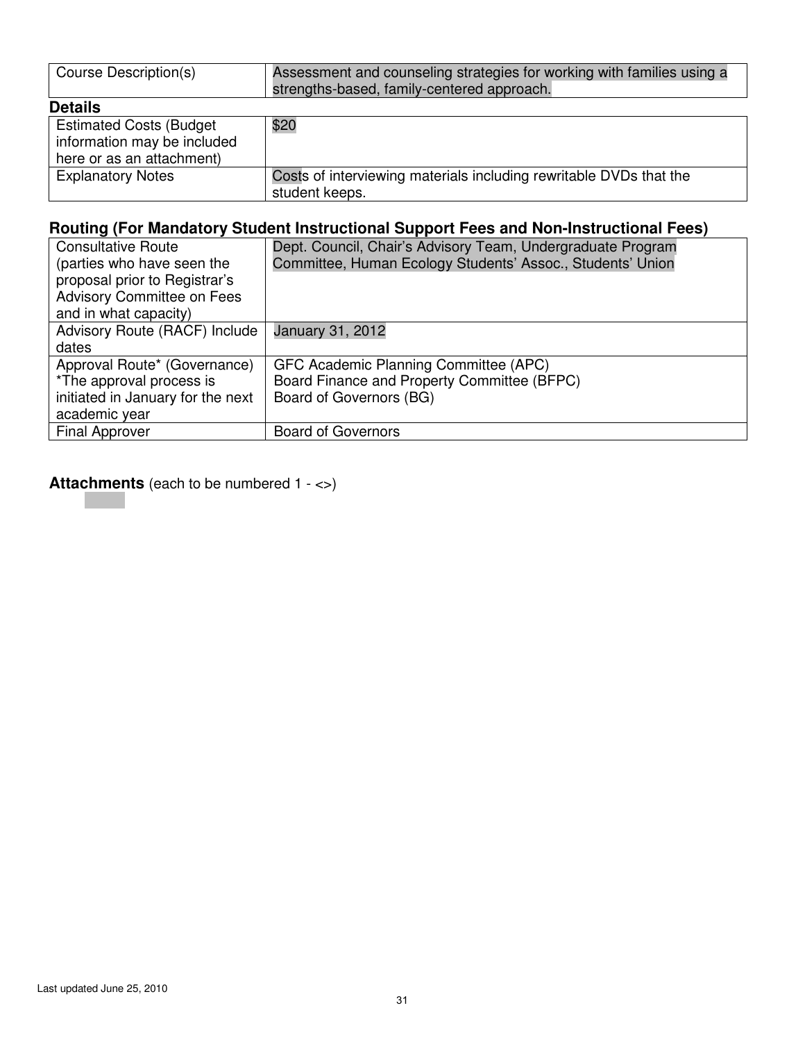| Course Description(s) | Assessment and counseling strategies for working with families using a strengths-based, family-centered approach. |
|---|---|

**Details**

| Estimated Costs (Budget information may be included here or as an attachment) | $20 |
|---|---|
| Explanatory Notes | Costs of interviewing materials including rewritable DVDs that the student keeps. |

## Routing (For Mandatory Student Instructional Support Fees and Non-Instructional Fees)

| Consultative Route (parties who have seen the proposal prior to Registrar's Advisory Committee on Fees and in what capacity) | Dept. Council, Chair's Advisory Team, Undergraduate Program Committee, Human Ecology Students' Assoc., Students' Union |
|---|---|
| Advisory Route (RACF) Include dates | January 31, 2012 |
| Approval Route* (Governance) *The approval process is initiated in January for the next academic year | GFC Academic Planning Committee (APC)<br>Board Finance and Property Committee (BFPC)<br>Board of Governors (BG) |
| Final Approver | Board of Governors |

**Attachments** (each to be numbered 1 - <>)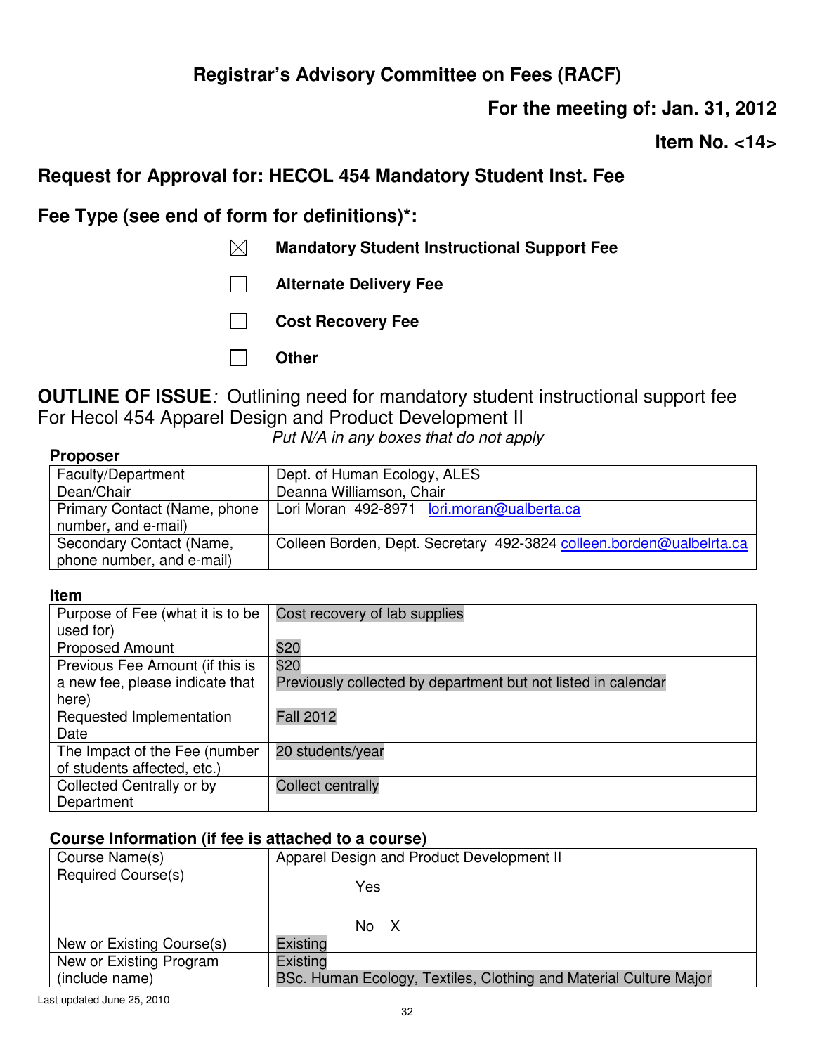## Registrar's Advisory Committee on Fees (RACF)

**For the meeting of: Jan. 31, 2012**

**Item No. <14>**

## Request for Approval for: HECOL 454 Mandatory Student Inst. Fee

## Fee Type (see end of form for definitions)*:

- ☒ **Mandatory Student Instructional Support Fee**
- ☐ **Alternate Delivery Fee**
- ☐ **Cost Recovery Fee**
- ☐ **Other**

**OUTLINE OF ISSUE**: Outlining need for mandatory student instructional support fee For Hecol 454 Apparel Design and Product Development II

*Put N/A in any boxes that do not apply*

**Proposer**

| | |
|---|---|
| Faculty/Department | Dept. of Human Ecology, ALES |
| Dean/Chair | Deanna Williamson, Chair |
| Primary Contact (Name, phone number, and e-mail) | Lori Moran 492-8971 lori.moran@ualberta.ca |
| Secondary Contact (Name, phone number, and e-mail) | Colleen Borden, Dept. Secretary 492-3824 colleen.borden@ualbelrta.ca |

**Item**

| | |
|---|---|
| Purpose of Fee (what it is to be used for) | Cost recovery of lab supplies |
| Proposed Amount | $20 |
| Previous Fee Amount (if this is a new fee, please indicate that here) | $20<br>Previously collected by department but not listed in calendar |
| Requested Implementation Date | Fall 2012 |
| The Impact of the Fee (number of students affected, etc.) | 20 students/year |
| Collected Centrally or by Department | Collect centrally |

**Course Information (if fee is attached to a course)**

| | |
|---|---|
| Course Name(s) | Apparel Design and Product Development II |
| Required Course(s) | Yes<br>No X |
| New or Existing Course(s) | Existing |
| New or Existing Program (include name) | Existing<br>BSc. Human Ecology, Textiles, Clothing and Material Culture Major |

Last updated June 25, 2010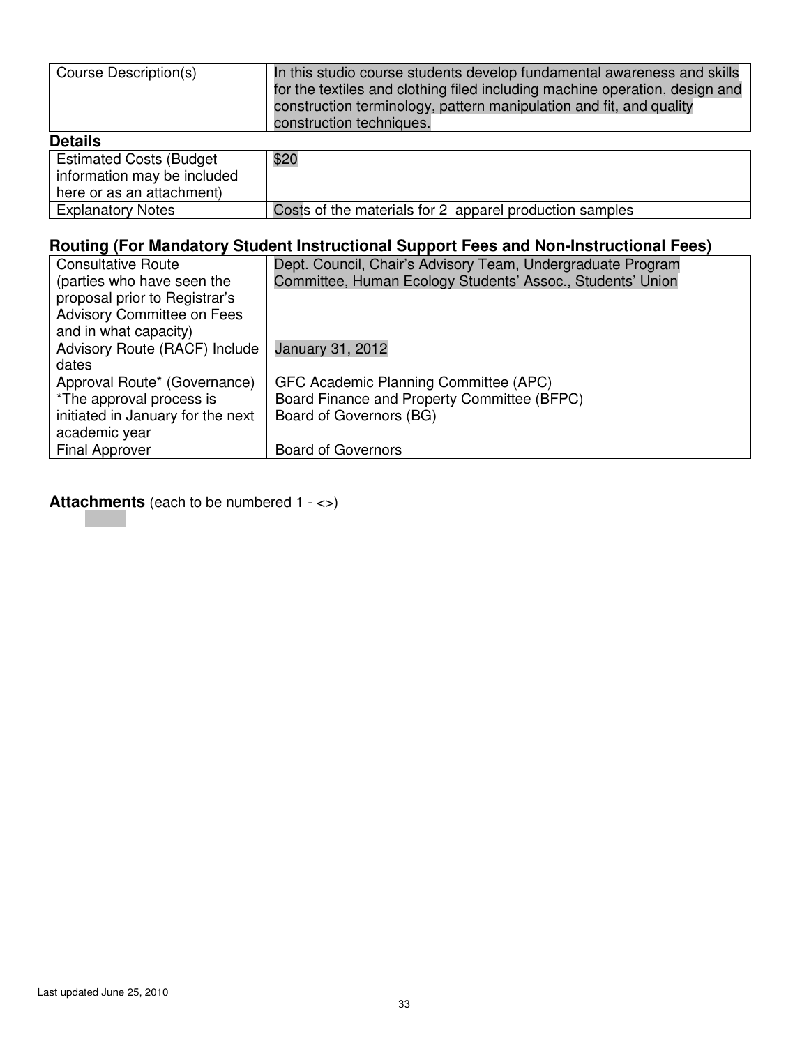| Course Description(s) | In this studio course students develop fundamental awareness and skills for the textiles and clothing filed including machine operation, design and construction terminology, pattern manipulation and fit, and quality construction techniques. |
|---|---|

**Details**

| Estimated Costs (Budget information may be included here or as an attachment) | $20 |
|---|---|
| Explanatory Notes | Costs of the materials for 2 apparel production samples |

## Routing (For Mandatory Student Instructional Support Fees and Non-Instructional Fees)

| Consultative Route (parties who have seen the proposal prior to Registrar's Advisory Committee on Fees and in what capacity) | Dept. Council, Chair's Advisory Team, Undergraduate Program Committee, Human Ecology Students' Assoc., Students' Union |
|---|---|
| Advisory Route (RACF) Include dates | January 31, 2012 |
| Approval Route* (Governance) *The approval process is initiated in January for the next academic year | GFC Academic Planning Committee (APC)<br>Board Finance and Property Committee (BFPC)<br>Board of Governors (BG) |
| Final Approver | Board of Governors |

**Attachments** (each to be numbered 1 - <>)

Last updated June 25, 2010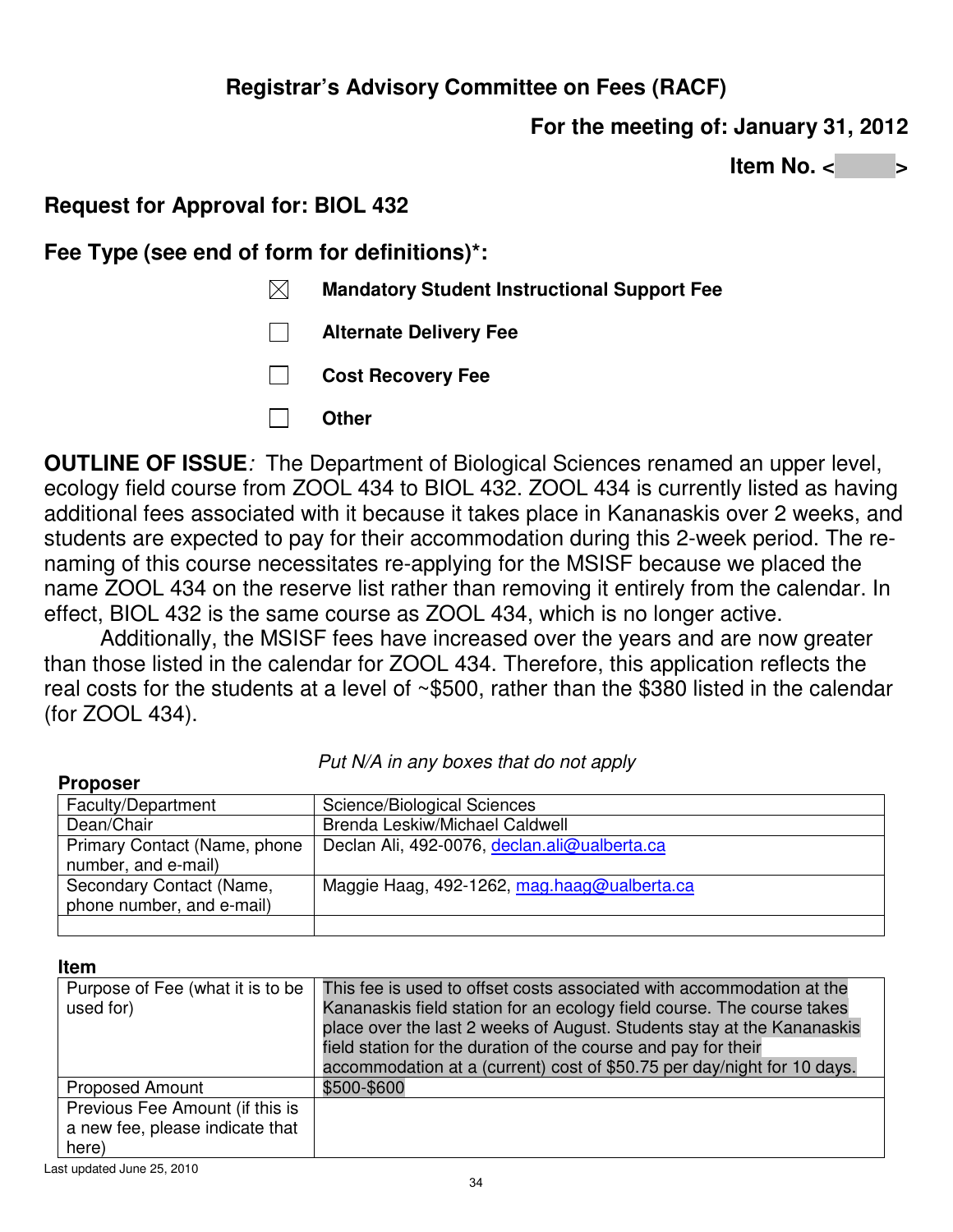**Registrar's Advisory Committee on Fees (RACF)**

**For the meeting of: January 31, 2012**

**Item No. < >**

## Request for Approval for: BIOL 432

## Fee Type (see end of form for definitions)*:

- ☒ **Mandatory Student Instructional Support Fee**
- ☐ **Alternate Delivery Fee**
- ☐ **Cost Recovery Fee**
- ☐ **Other**

**OUTLINE OF ISSUE***:* The Department of Biological Sciences renamed an upper level, ecology field course from ZOOL 434 to BIOL 432. ZOOL 434 is currently listed as having additional fees associated with it because it takes place in Kananaskis over 2 weeks, and students are expected to pay for their accommodation during this 2-week period. The re-naming of this course necessitates re-applying for the MSISF because we placed the name ZOOL 434 on the reserve list rather than removing it entirely from the calendar. In effect, BIOL 432 is the same course as ZOOL 434, which is no longer active.

Additionally, the MSISF fees have increased over the years and are now greater than those listed in the calendar for ZOOL 434. Therefore, this application reflects the real costs for the students at a level of ~$500, rather than the $380 listed in the calendar (for ZOOL 434).

*Put N/A in any boxes that do not apply*

**Proposer**

| | |
|---|---|
| Faculty/Department | Science/Biological Sciences |
| Dean/Chair | Brenda Leskiw/Michael Caldwell |
| Primary Contact (Name, phone number, and e-mail) | Declan Ali, 492-0076, declan.ali@ualberta.ca |
| Secondary Contact (Name, phone number, and e-mail) | Maggie Haag, 492-1262, mag.haag@ualberta.ca |
| | |

**Item**

| | |
|---|---|
| Purpose of Fee (what it is to be used for) | This fee is used to offset costs associated with accommodation at the Kananaskis field station for an ecology field course. The course takes place over the last 2 weeks of August. Students stay at the Kananaskis field station for the duration of the course and pay for their accommodation at a (current) cost of $50.75 per day/night for 10 days. |
| Proposed Amount | $500-$600 |
| Previous Fee Amount (if this is a new fee, please indicate that here) | |

Last updated June 25, 2010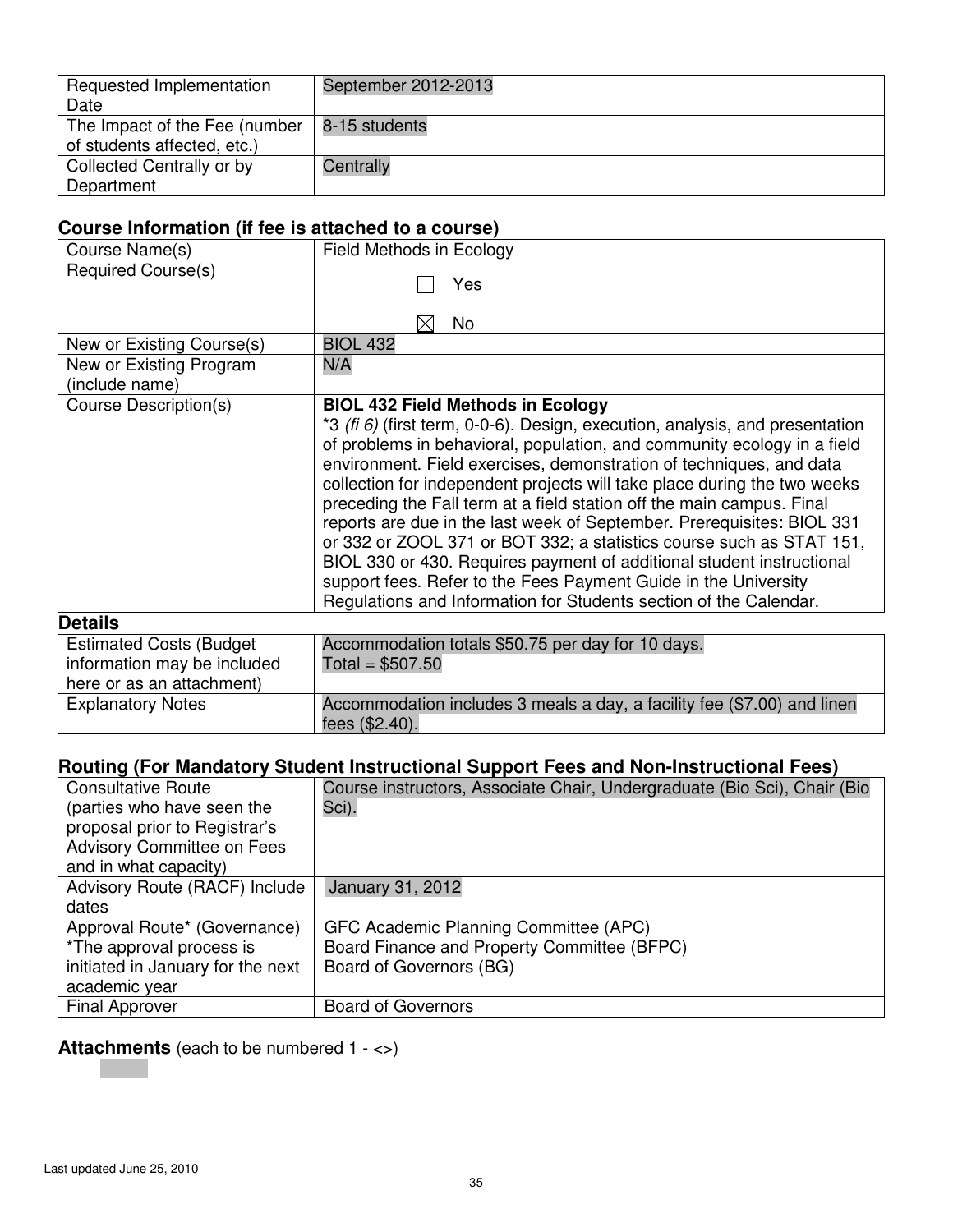| Requested Implementation Date | September 2012-2013 |
|---|---|
| The Impact of the Fee (number of students affected, etc.) | 8-15 students |
| Collected Centrally or by Department | Centrally |

## Course Information (if fee is attached to a course)

| Course Name(s) | Field Methods in Ecology |
|---|---|
| Required Course(s) | ☐ Yes<br>☒ No |
| New or Existing Course(s) | BIOL 432 |
| New or Existing Program (include name) | N/A |
| Course Description(s) | **BIOL 432 Field Methods in Ecology**<br>*3 *(fi 6)* (first term, 0-0-6). Design, execution, analysis, and presentation of problems in behavioral, population, and community ecology in a field environment. Field exercises, demonstration of techniques, and data collection for independent projects will take place during the two weeks preceding the Fall term at a field station off the main campus. Final reports are due in the last week of September. Prerequisites: BIOL 331 or 332 or ZOOL 371 or BOT 332; a statistics course such as STAT 151, BIOL 330 or 430. Requires payment of additional student instructional support fees. Refer to the Fees Payment Guide in the University Regulations and Information for Students section of the Calendar. |

## Details

| Estimated Costs (Budget information may be included here or as an attachment) | Accommodation totals $50.75 per day for 10 days.<br>Total = $507.50 |
|---|---|
| Explanatory Notes | Accommodation includes 3 meals a day, a facility fee ($7.00) and linen fees ($2.40). |

## Routing (For Mandatory Student Instructional Support Fees and Non-Instructional Fees)

| Consultative Route (parties who have seen the proposal prior to Registrar's Advisory Committee on Fees and in what capacity) | Course instructors, Associate Chair, Undergraduate (Bio Sci), Chair (Bio Sci). |
|---|---|
| Advisory Route (RACF) Include dates | January 31, 2012 |
| Approval Route* (Governance) *The approval process is initiated in January for the next academic year | GFC Academic Planning Committee (APC)<br>Board Finance and Property Committee (BFPC)<br>Board of Governors (BG) |
| Final Approver | Board of Governors |

**Attachments** (each to be numbered 1 - <>)

Last updated June 25, 2010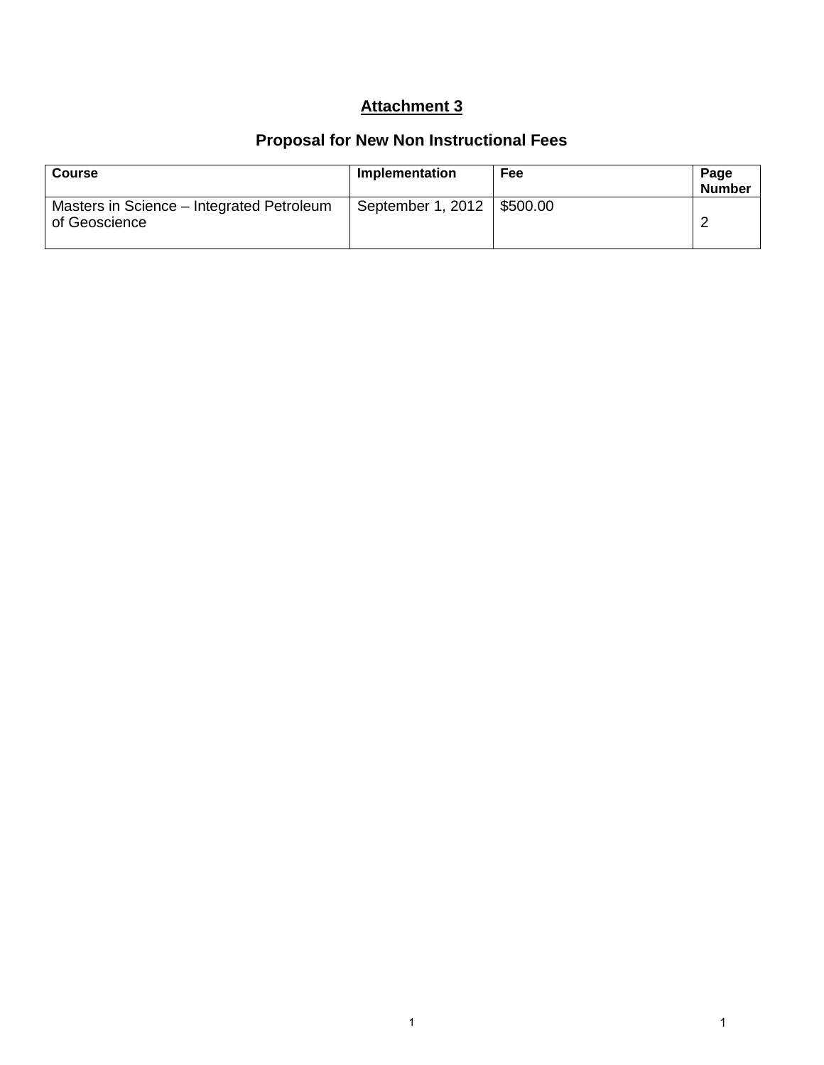## Attachment 3

## Proposal for New Non Instructional Fees

| Course | Implementation | Fee | Page Number |
|---|---|---|---|
| Masters in Science – Integrated Petroleum of Geoscience | September 1, 2012 | $500.00 | 2 |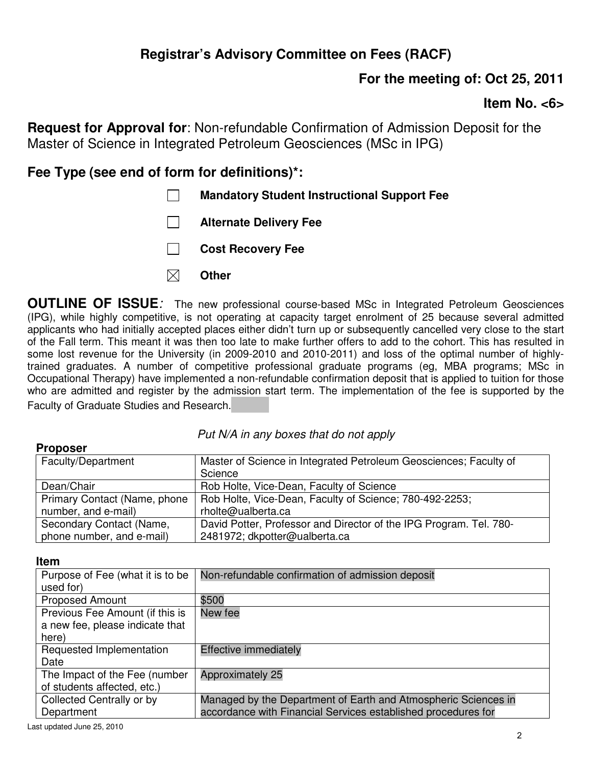# Registrar's Advisory Committee on Fees (RACF)

**For the meeting of: Oct 25, 2011**

**Item No. <6>**

**Request for Approval for**: Non-refundable Confirmation of Admission Deposit for the Master of Science in Integrated Petroleum Geosciences (MSc in IPG)

## Fee Type (see end of form for definitions)*:

- ☐ **Mandatory Student Instructional Support Fee**
- ☐ **Alternate Delivery Fee**
- ☐ **Cost Recovery Fee**
- ☒ **Other**

**OUTLINE OF ISSUE***:* The new professional course-based MSc in Integrated Petroleum Geosciences (IPG), while highly competitive, is not operating at capacity target enrolment of 25 because several admitted applicants who had initially accepted places either didn't turn up or subsequently cancelled very close to the start of the Fall term. This meant it was then too late to make further offers to add to the cohort. This has resulted in some lost revenue for the University (in 2009-2010 and 2010-2011) and loss of the optimal number of highly-trained graduates. A number of competitive professional graduate programs (eg, MBA programs; MSc in Occupational Therapy) have implemented a non-refundable confirmation deposit that is applied to tuition for those who are admitted and register by the admission start term. The implementation of the fee is supported by the Faculty of Graduate Studies and Research.

*Put N/A in any boxes that do not apply*

**Proposer**

| | |
|---|---|
| Faculty/Department | Master of Science in Integrated Petroleum Geosciences; Faculty of Science |
| Dean/Chair | Rob Holte, Vice-Dean, Faculty of Science |
| Primary Contact (Name, phone number, and e-mail) | Rob Holte, Vice-Dean, Faculty of Science; 780-492-2253; rholte@ualberta.ca |
| Secondary Contact (Name, phone number, and e-mail) | David Potter, Professor and Director of the IPG Program. Tel. 780-2481972; dkpotter@ualberta.ca |

**Item**

| | |
|---|---|
| Purpose of Fee (what it is to be used for) | Non-refundable confirmation of admission deposit |
| Proposed Amount | $500 |
| Previous Fee Amount (if this is a new fee, please indicate that here) | New fee |
| Requested Implementation Date | Effective immediately |
| The Impact of the Fee (number of students affected, etc.) | Approximately 25 |
| Collected Centrally or by Department | Managed by the Department of Earth and Atmospheric Sciences in accordance with Financial Services established procedures for |

Last updated June 25, 2010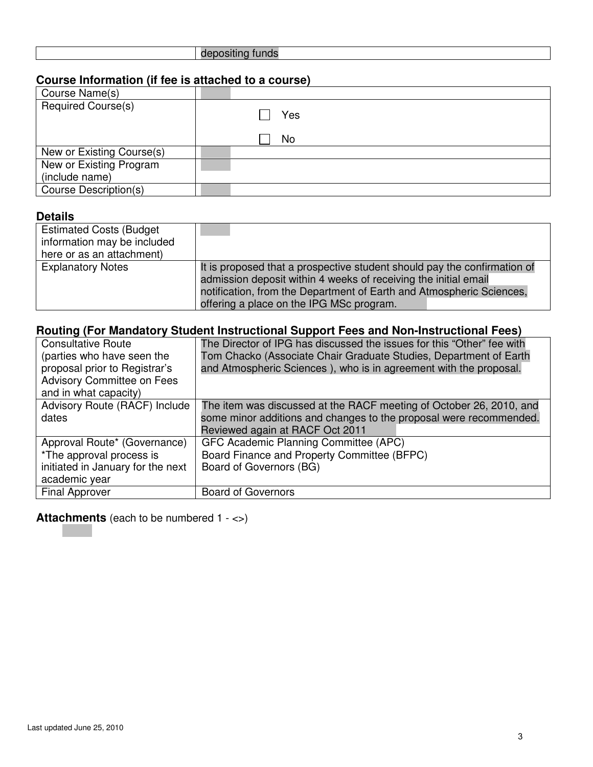| | depositing funds |
|---|---|

## Course Information (if fee is attached to a course)

| Course Name(s) | |
|---|---|
| Required Course(s) | ☐ Yes<br>☐ No |
| New or Existing Course(s) | |
| New or Existing Program (include name) | |
| Course Description(s) | |

## Details

| Estimated Costs (Budget information may be included here or as an attachment) | |
|---|---|
| Explanatory Notes | It is proposed that a prospective student should pay the confirmation of admission deposit within 4 weeks of receiving the initial email notification, from the Department of Earth and Atmospheric Sciences, offering a place on the IPG MSc program. |

## Routing (For Mandatory Student Instructional Support Fees and Non-Instructional Fees)

| Consultative Route (parties who have seen the proposal prior to Registrar's Advisory Committee on Fees and in what capacity) | The Director of IPG has discussed the issues for this "Other" fee with Tom Chacko (Associate Chair Graduate Studies, Department of Earth and Atmospheric Sciences ), who is in agreement with the proposal. |
|---|---|
| Advisory Route (RACF) Include dates | The item was discussed at the RACF meeting of October 26, 2010, and some minor additions and changes to the proposal were recommended. Reviewed again at RACF Oct 2011 |
| Approval Route* (Governance) *The approval process is initiated in January for the next academic year | GFC Academic Planning Committee (APC)<br>Board Finance and Property Committee (BFPC)<br>Board of Governors (BG) |
| Final Approver | Board of Governors |

**Attachments** (each to be numbered 1 - <>)

Last updated June 25, 2010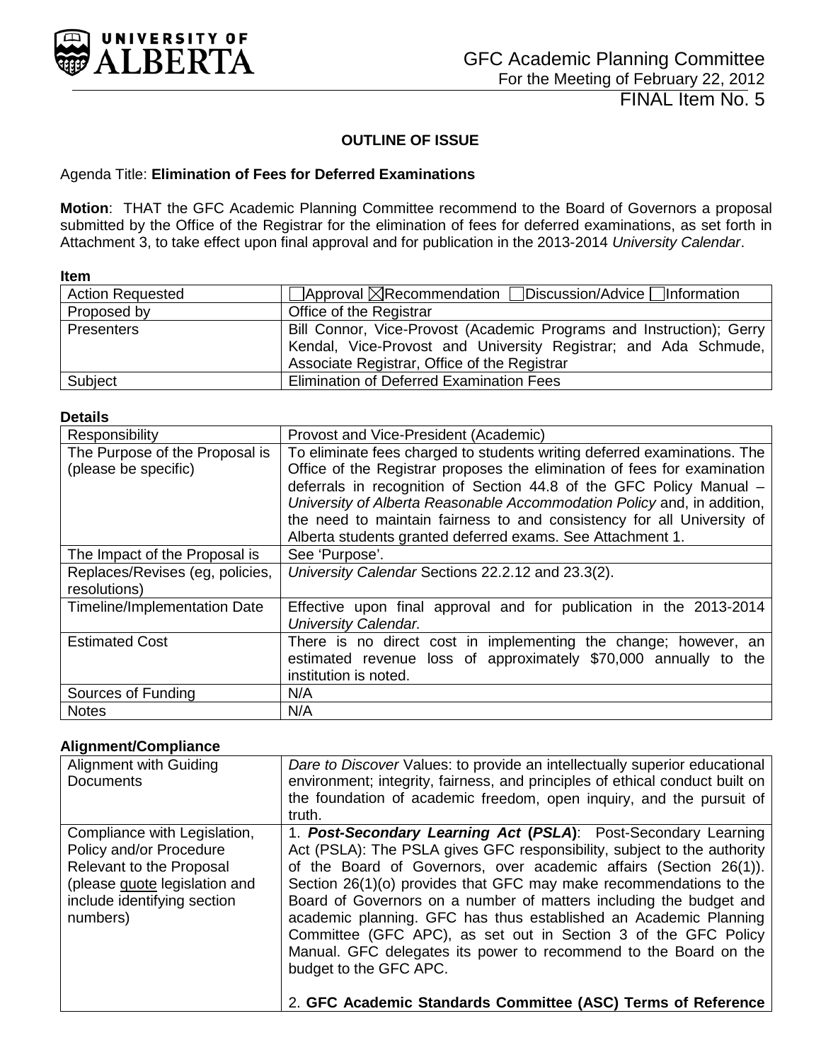GFC Academic Planning Committee
For the Meeting of February 22, 2012

FINAL Item No. 5

## OUTLINE OF ISSUE

Agenda Title: **Elimination of Fees for Deferred Examinations**

**Motion**: THAT the GFC Academic Planning Committee recommend to the Board of Governors a proposal submitted by the Office of the Registrar for the elimination of fees for deferred examinations, as set forth in Attachment 3, to take effect upon final approval and for publication in the 2013-2014 *University Calendar*.

**Item**

| | |
|---|---|
| Action Requested | ☐Approval ☒Recommendation ☐Discussion/Advice ☐Information |
| Proposed by | Office of the Registrar |
| Presenters | Bill Connor, Vice-Provost (Academic Programs and Instruction); Gerry Kendal, Vice-Provost and University Registrar; and Ada Schmude, Associate Registrar, Office of the Registrar |
| Subject | Elimination of Deferred Examination Fees |

**Details**

| | |
|---|---|
| Responsibility | Provost and Vice-President (Academic) |
| The Purpose of the Proposal is (please be specific) | To eliminate fees charged to students writing deferred examinations. The Office of the Registrar proposes the elimination of fees for examination deferrals in recognition of Section 44.8 of the GFC Policy Manual – *University of Alberta Reasonable Accommodation Policy* and, in addition, the need to maintain fairness to and consistency for all University of Alberta students granted deferred exams. See Attachment 1. |
| The Impact of the Proposal is | See 'Purpose'. |
| Replaces/Revises (eg, policies, resolutions) | *University Calendar* Sections 22.2.12 and 23.3(2). |
| Timeline/Implementation Date | Effective upon final approval and for publication in the 2013-2014 *University Calendar.* |
| Estimated Cost | There is no direct cost in implementing the change; however, an estimated revenue loss of approximately $70,000 annually to the institution is noted. |
| Sources of Funding | N/A |
| Notes | N/A |

**Alignment/Compliance**

| | |
|---|---|
| Alignment with Guiding Documents | *Dare to Discover* Values: to provide an intellectually superior educational environment; integrity, fairness, and principles of ethical conduct built on the foundation of academic freedom, open inquiry, and the pursuit of truth. |
| Compliance with Legislation, Policy and/or Procedure Relevant to the Proposal (please <u>quote</u> legislation and include identifying section numbers) | 1. ***Post-Secondary Learning Act* (*PSLA*)**: Post-Secondary Learning Act (PSLA): The PSLA gives GFC responsibility, subject to the authority of the Board of Governors, over academic affairs (Section 26(1)). Section 26(1)(o) provides that GFC may make recommendations to the Board of Governors on a number of matters including the budget and academic planning. GFC has thus established an Academic Planning Committee (GFC APC), as set out in Section 3 of the GFC Policy Manual. GFC delegates its power to recommend to the Board on the budget to the GFC APC.<br><br>2. **GFC Academic Standards Committee (ASC) Terms of Reference** |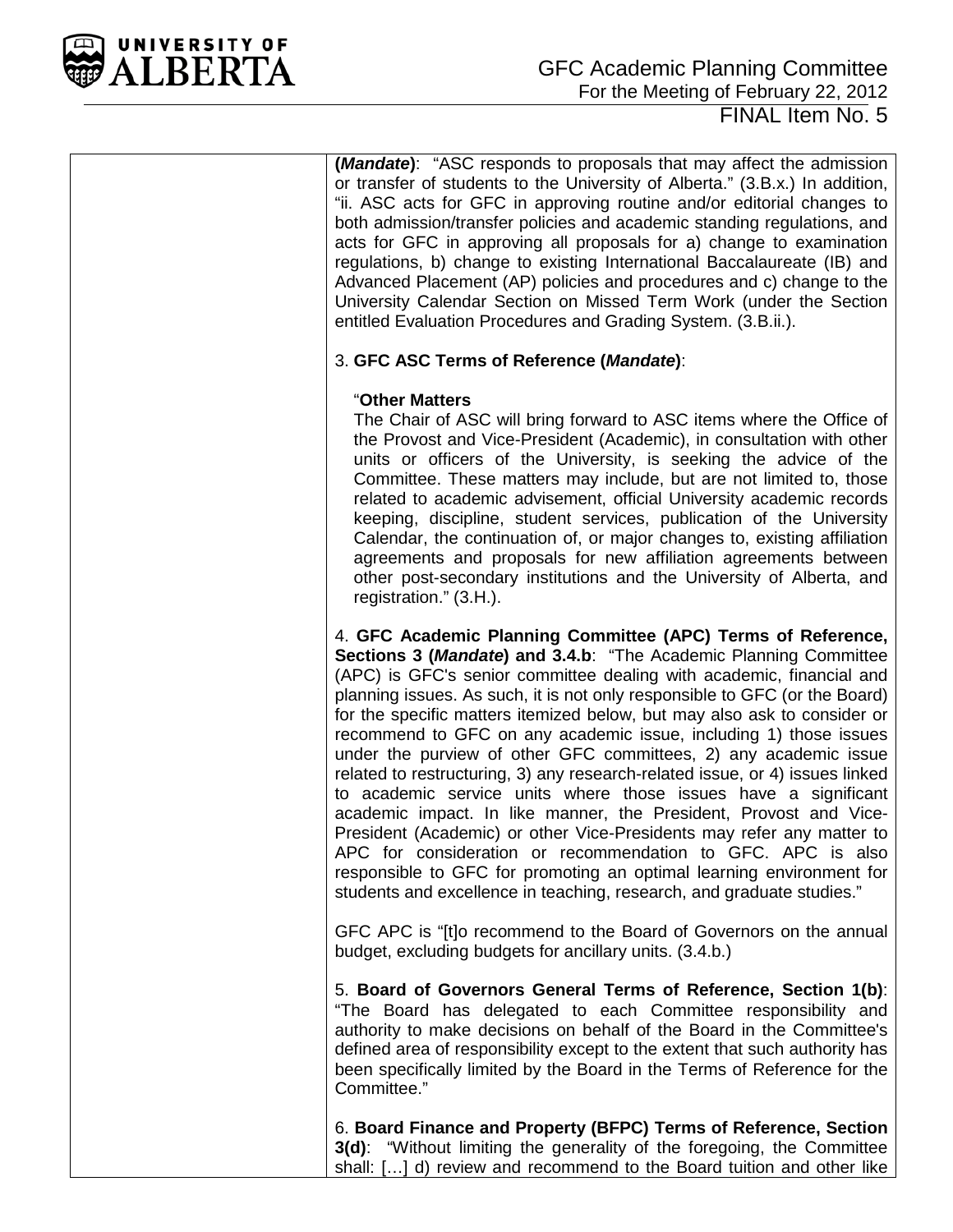| | |
|---|---|
| | **(*Mandate*)**: "ASC responds to proposals that may affect the admission or transfer of students to the University of Alberta." (3.B.x.) In addition, "ii. ASC acts for GFC in approving routine and/or editorial changes to both admission/transfer policies and academic standing regulations, and acts for GFC in approving all proposals for a) change to examination regulations, b) change to existing International Baccalaureate (IB) and Advanced Placement (AP) policies and procedures and c) change to the University Calendar Section on Missed Term Work (under the Section entitled Evaluation Procedures and Grading System. (3.B.ii.).<br><br>3. **GFC ASC Terms of Reference (*Mandate*)**:<br><br>"**Other Matters**<br>The Chair of ASC will bring forward to ASC items where the Office of the Provost and Vice-President (Academic), in consultation with other units or officers of the University, is seeking the advice of the Committee. These matters may include, but are not limited to, those related to academic advisement, official University academic records keeping, discipline, student services, publication of the University Calendar, the continuation of, or major changes to, existing affiliation agreements and proposals for new affiliation agreements between other post-secondary institutions and the University of Alberta, and registration." (3.H.).<br><br>4. **GFC Academic Planning Committee (APC) Terms of Reference, Sections 3 (*Mandate*) and 3.4.b**: "The Academic Planning Committee (APC) is GFC's senior committee dealing with academic, financial and planning issues. As such, it is not only responsible to GFC (or the Board) for the specific matters itemized below, but may also ask to consider or recommend to GFC on any academic issue, including 1) those issues under the purview of other GFC committees, 2) any academic issue related to restructuring, 3) any research-related issue, or 4) issues linked to academic service units where those issues have a significant academic impact. In like manner, the President, Provost and Vice-President (Academic) or other Vice-Presidents may refer any matter to APC for consideration or recommendation to GFC. APC is also responsible to GFC for promoting an optimal learning environment for students and excellence in teaching, research, and graduate studies."<br><br>GFC APC is "[t]o recommend to the Board of Governors on the annual budget, excluding budgets for ancillary units. (3.4.b.)<br><br>5. **Board of Governors General Terms of Reference, Section 1(b)**: "The Board has delegated to each Committee responsibility and authority to make decisions on behalf of the Board in the Committee's defined area of responsibility except to the extent that such authority has been specifically limited by the Board in the Terms of Reference for the Committee."<br><br>6. **Board Finance and Property (BFPC) Terms of Reference, Section 3(d)**: "Without limiting the generality of the foregoing, the Committee shall: […] d) review and recommend to the Board tuition and other like |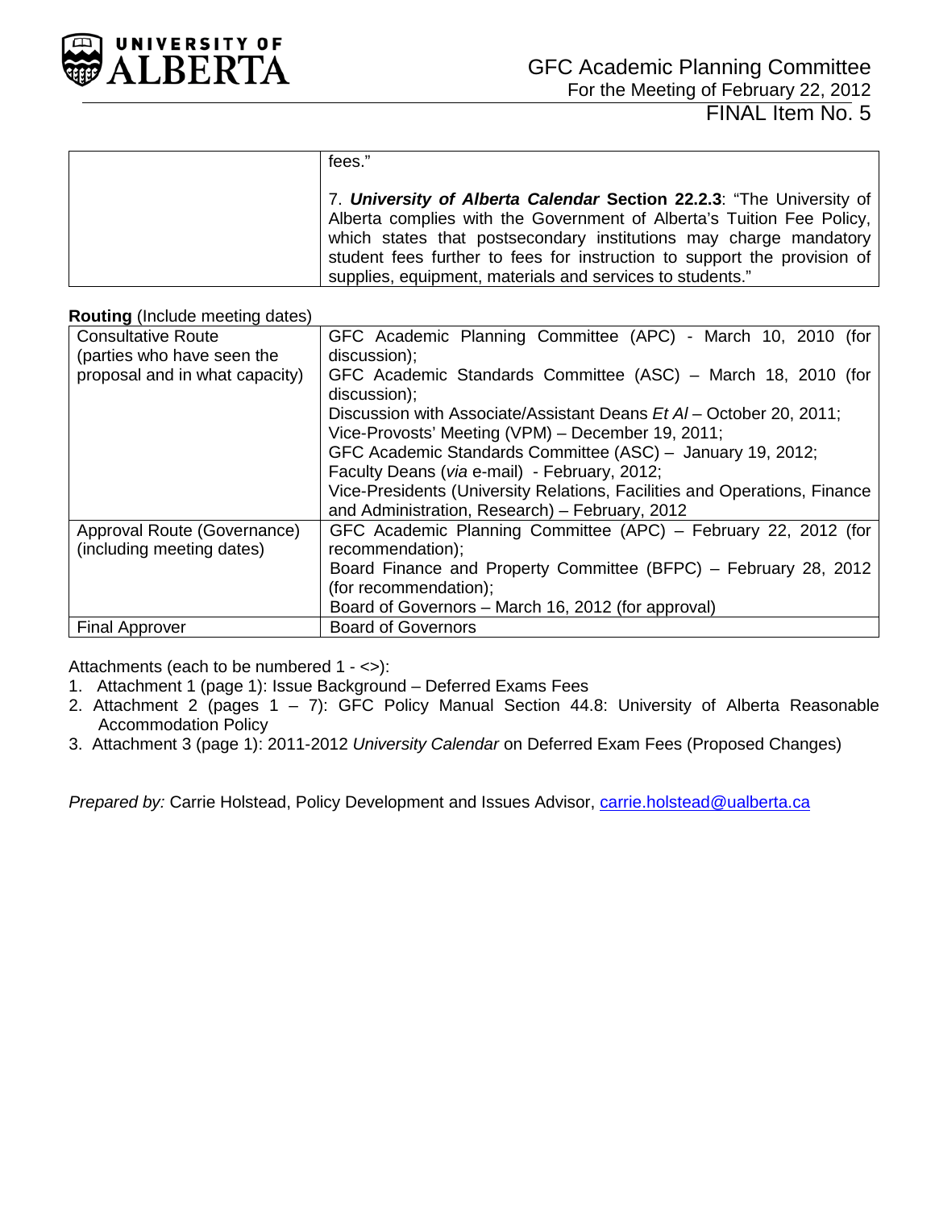| | fees."<br><br>7. ***University of Alberta Calendar* Section 22.2.3**: "The University of Alberta complies with the Government of Alberta's Tuition Fee Policy, which states that postsecondary institutions may charge mandatory student fees further to fees for instruction to support the provision of supplies, equipment, materials and services to students." |
|---|---|

**Routing** (Include meeting dates)

| | |
|---|---|
| Consultative Route (parties who have seen the proposal and in what capacity) | GFC Academic Planning Committee (APC) - March 10, 2010 (for discussion);<br>GFC Academic Standards Committee (ASC) – March 18, 2010 (for discussion);<br>Discussion with Associate/Assistant Deans *Et Al* – October 20, 2011;<br>Vice-Provosts' Meeting (VPM) – December 19, 2011;<br>GFC Academic Standards Committee (ASC) – January 19, 2012;<br>Faculty Deans (*via* e-mail) - February, 2012;<br>Vice-Presidents (University Relations, Facilities and Operations, Finance and Administration, Research) – February, 2012 |
| Approval Route (Governance) (including meeting dates) | GFC Academic Planning Committee (APC) – February 22, 2012 (for recommendation);<br>Board Finance and Property Committee (BFPC) – February 28, 2012 (for recommendation);<br>Board of Governors – March 16, 2012 (for approval) |
| Final Approver | Board of Governors |

Attachments (each to be numbered 1 - <>):

1. Attachment 1 (page 1): Issue Background – Deferred Exams Fees
2. Attachment 2 (pages 1 – 7): GFC Policy Manual Section 44.8: University of Alberta Reasonable Accommodation Policy
3. Attachment 3 (page 1): 2011-2012 *University Calendar* on Deferred Exam Fees (Proposed Changes)

*Prepared by:* Carrie Holstead, Policy Development and Issues Advisor, carrie.holstead@ualberta.ca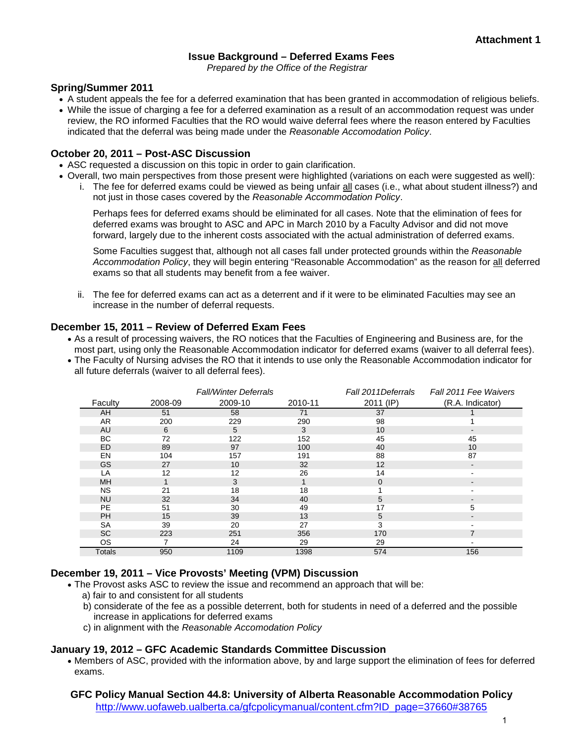**Attachment 1**

## Issue Background – Deferred Exams Fees

*Prepared by the Office of the Registrar*

### Spring/Summer 2011

- A student appeals the fee for a deferred examination that has been granted in accommodation of religious beliefs.
- While the issue of charging a fee for a deferred examination as a result of an accommodation request was under review, the RO informed Faculties that the RO would waive deferral fees where the reason entered by Faculties indicated that the deferral was being made under the *Reasonable Accomodation Policy*.

### October 20, 2011 – Post-ASC Discussion

- ASC requested a discussion on this topic in order to gain clarification.
- Overall, two main perspectives from those present were highlighted (variations on each were suggested as well):
  1. The fee for deferred exams could be viewed as being unfair <u>all</u> cases (i.e., what about student illness?) and not just in those cases covered by the *Reasonable Accommodation Policy*.

     Perhaps fees for deferred exams should be eliminated for all cases. Note that the elimination of fees for deferred exams was brought to ASC and APC in March 2010 by a Faculty Advisor and did not move forward, largely due to the inherent costs associated with the actual administration of deferred exams.

     Some Faculties suggest that, although not all cases fall under protected grounds within the *Reasonable Accommodation Policy*, they will begin entering "Reasonable Accommodation" as the reason for <u>all</u> deferred exams so that all students may benefit from a fee waiver.

  2. The fee for deferred exams can act as a deterrent and if it were to be eliminated Faculties may see an increase in the number of deferral requests.

### December 15, 2011 – Review of Deferred Exam Fees

- As a result of processing waivers, the RO notices that the Faculties of Engineering and Business are, for the most part, using only the Reasonable Accommodation indicator for deferred exams (waiver to all deferral fees).
- The Faculty of Nursing advises the RO that it intends to use only the Reasonable Accommodation indicator for all future deferrals (waiver to all deferral fees).

| | *Fall/Winter Deferrals* | | | *Fall 2011Deferrals* | *Fall 2011 Fee Waivers* |
|---|---|---|---|---|---|
| Faculty | 2008-09 | 2009-10 | 2010-11 | 2011 (IP) | (R.A. Indicator) |
| AH | 51 | 58 | 71 | 37 | 1 |
| AR | 200 | 229 | 290 | 98 | 1 |
| AU | 6 | 5 | 3 | 10 | - |
| BC | 72 | 122 | 152 | 45 | 45 |
| ED | 89 | 97 | 100 | 40 | 10 |
| EN | 104 | 157 | 191 | 88 | 87 |
| GS | 27 | 10 | 32 | 12 | - |
| LA | 12 | 12 | 26 | 14 | - |
| MH | 1 | 3 | 1 | 0 | - |
| NS | 21 | 18 | 18 | 1 | - |
| NU | 32 | 34 | 40 | 5 | - |
| PE | 51 | 30 | 49 | 17 | 5 |
| PH | 15 | 39 | 13 | 5 | - |
| SA | 39 | 20 | 27 | 3 | - |
| SC | 223 | 251 | 356 | 170 | 7 |
| OS | 7 | 24 | 29 | 29 | - |
| Totals | 950 | 1109 | 1398 | 574 | 156 |

### December 19, 2011 – Vice Provosts' Meeting (VPM) Discussion

- The Provost asks ASC to review the issue and recommend an approach that will be:
  a) fair to and consistent for all students
  b) considerate of the fee as a possible deterrent, both for students in need of a deferred and the possible increase in applications for deferred exams
  c) in alignment with the *Reasonable Accomodation Policy*

### January 19, 2012 – GFC Academic Standards Committee Discussion

- Members of ASC, provided with the information above, by and large support the elimination of fees for deferred exams.

**GFC Policy Manual Section 44.8: University of Alberta Reasonable Accommodation Policy**
http://www.uofaweb.ualberta.ca/gfcpolicymanual/content.cfm?ID_page=37660#38765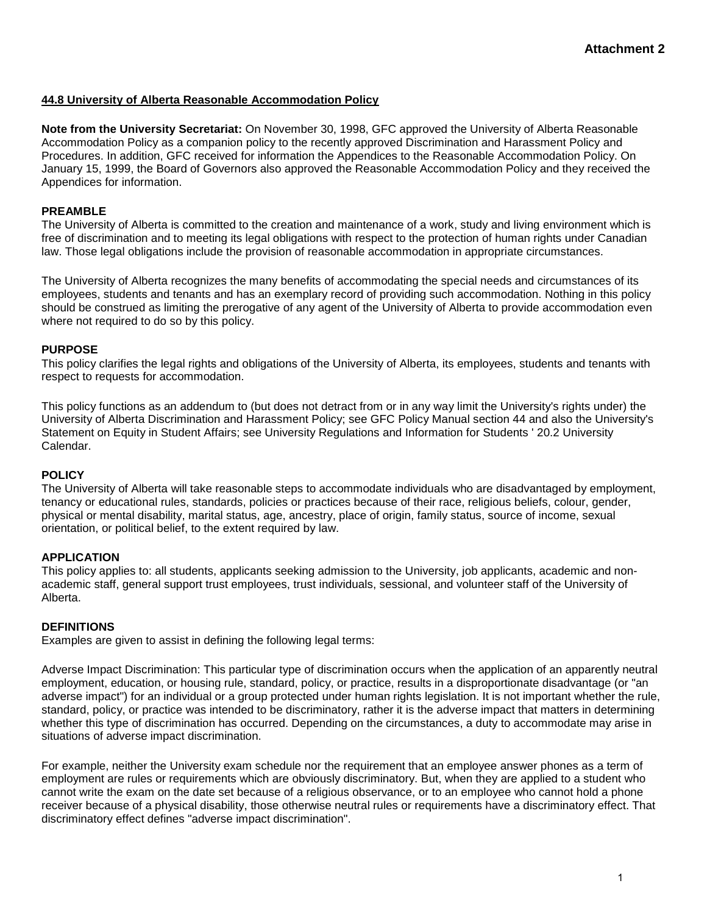**Attachment 2**

## 44.8 University of Alberta Reasonable Accommodation Policy

**Note from the University Secretariat:** On November 30, 1998, GFC approved the University of Alberta Reasonable Accommodation Policy as a companion policy to the recently approved Discrimination and Harassment Policy and Procedures. In addition, GFC received for information the Appendices to the Reasonable Accommodation Policy. On January 15, 1999, the Board of Governors also approved the Reasonable Accommodation Policy and they received the Appendices for information.

### PREAMBLE

The University of Alberta is committed to the creation and maintenance of a work, study and living environment which is free of discrimination and to meeting its legal obligations with respect to the protection of human rights under Canadian law. Those legal obligations include the provision of reasonable accommodation in appropriate circumstances.

The University of Alberta recognizes the many benefits of accommodating the special needs and circumstances of its employees, students and tenants and has an exemplary record of providing such accommodation. Nothing in this policy should be construed as limiting the prerogative of any agent of the University of Alberta to provide accommodation even where not required to do so by this policy.

### PURPOSE

This policy clarifies the legal rights and obligations of the University of Alberta, its employees, students and tenants with respect to requests for accommodation.

This policy functions as an addendum to (but does not detract from or in any way limit the University's rights under) the University of Alberta Discrimination and Harassment Policy; see GFC Policy Manual section 44 and also the University's Statement on Equity in Student Affairs; see University Regulations and Information for Students ' 20.2 University Calendar.

### POLICY

The University of Alberta will take reasonable steps to accommodate individuals who are disadvantaged by employment, tenancy or educational rules, standards, policies or practices because of their race, religious beliefs, colour, gender, physical or mental disability, marital status, age, ancestry, place of origin, family status, source of income, sexual orientation, or political belief, to the extent required by law.

### APPLICATION

This policy applies to: all students, applicants seeking admission to the University, job applicants, academic and non-academic staff, general support trust employees, trust individuals, sessional, and volunteer staff of the University of Alberta.

### DEFINITIONS

Examples are given to assist in defining the following legal terms:

Adverse Impact Discrimination: This particular type of discrimination occurs when the application of an apparently neutral employment, education, or housing rule, standard, policy, or practice, results in a disproportionate disadvantage (or "an adverse impact") for an individual or a group protected under human rights legislation. It is not important whether the rule, standard, policy, or practice was intended to be discriminatory, rather it is the adverse impact that matters in determining whether this type of discrimination has occurred. Depending on the circumstances, a duty to accommodate may arise in situations of adverse impact discrimination.

For example, neither the University exam schedule nor the requirement that an employee answer phones as a term of employment are rules or requirements which are obviously discriminatory. But, when they are applied to a student who cannot write the exam on the date set because of a religious observance, or to an employee who cannot hold a phone receiver because of a physical disability, those otherwise neutral rules or requirements have a discriminatory effect. That discriminatory effect defines "adverse impact discrimination".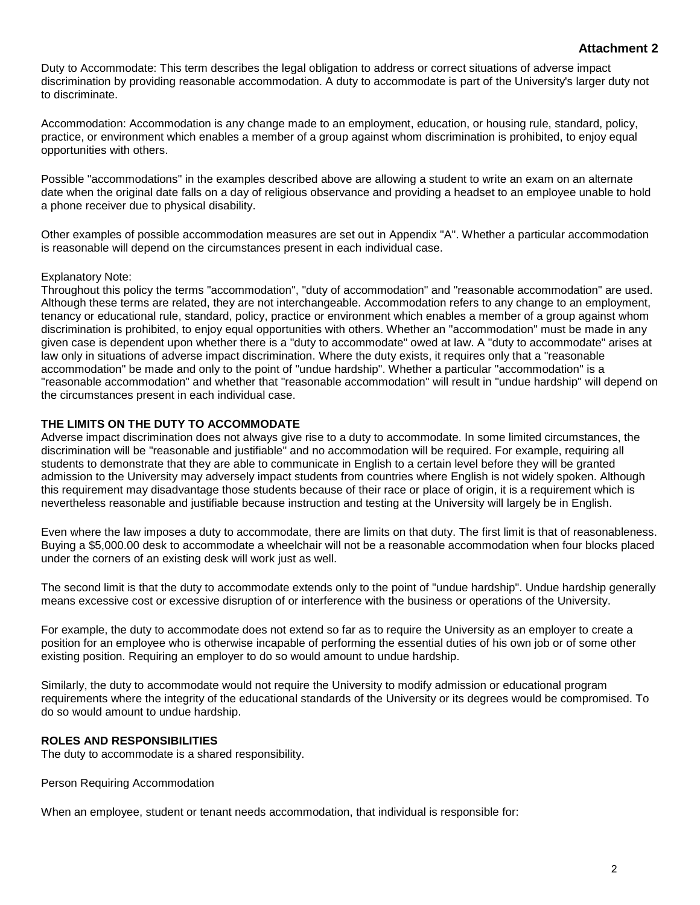**Attachment 2**

Duty to Accommodate: This term describes the legal obligation to address or correct situations of adverse impact discrimination by providing reasonable accommodation. A duty to accommodate is part of the University's larger duty not to discriminate.

Accommodation: Accommodation is any change made to an employment, education, or housing rule, standard, policy, practice, or environment which enables a member of a group against whom discrimination is prohibited, to enjoy equal opportunities with others.

Possible "accommodations" in the examples described above are allowing a student to write an exam on an alternate date when the original date falls on a day of religious observance and providing a headset to an employee unable to hold a phone receiver due to physical disability.

Other examples of possible accommodation measures are set out in Appendix "A". Whether a particular accommodation is reasonable will depend on the circumstances present in each individual case.

Explanatory Note:
Throughout this policy the terms "accommodation", "duty of accommodation" and "reasonable accommodation" are used. Although these terms are related, they are not interchangeable. Accommodation refers to any change to an employment, tenancy or educational rule, standard, policy, practice or environment which enables a member of a group against whom discrimination is prohibited, to enjoy equal opportunities with others. Whether an "accommodation" must be made in any given case is dependent upon whether there is a "duty to accommodate" owed at law. A "duty to accommodate" arises at law only in situations of adverse impact discrimination. Where the duty exists, it requires only that a "reasonable accommodation" be made and only to the point of "undue hardship". Whether a particular "accommodation" is a "reasonable accommodation" and whether that "reasonable accommodation" will result in "undue hardship" will depend on the circumstances present in each individual case.

**THE LIMITS ON THE DUTY TO ACCOMMODATE**

Adverse impact discrimination does not always give rise to a duty to accommodate. In some limited circumstances, the discrimination will be "reasonable and justifiable" and no accommodation will be required. For example, requiring all students to demonstrate that they are able to communicate in English to a certain level before they will be granted admission to the University may adversely impact students from countries where English is not widely spoken. Although this requirement may disadvantage those students because of their race or place of origin, it is a requirement which is nevertheless reasonable and justifiable because instruction and testing at the University will largely be in English.

Even where the law imposes a duty to accommodate, there are limits on that duty. The first limit is that of reasonableness. Buying a $5,000.00 desk to accommodate a wheelchair will not be a reasonable accommodation when four blocks placed under the corners of an existing desk will work just as well.

The second limit is that the duty to accommodate extends only to the point of "undue hardship". Undue hardship generally means excessive cost or excessive disruption of or interference with the business or operations of the University.

For example, the duty to accommodate does not extend so far as to require the University as an employer to create a position for an employee who is otherwise incapable of performing the essential duties of his own job or of some other existing position. Requiring an employer to do so would amount to undue hardship.

Similarly, the duty to accommodate would not require the University to modify admission or educational program requirements where the integrity of the educational standards of the University or its degrees would be compromised. To do so would amount to undue hardship.

**ROLES AND RESPONSIBILITIES**

The duty to accommodate is a shared responsibility.

Person Requiring Accommodation

When an employee, student or tenant needs accommodation, that individual is responsible for: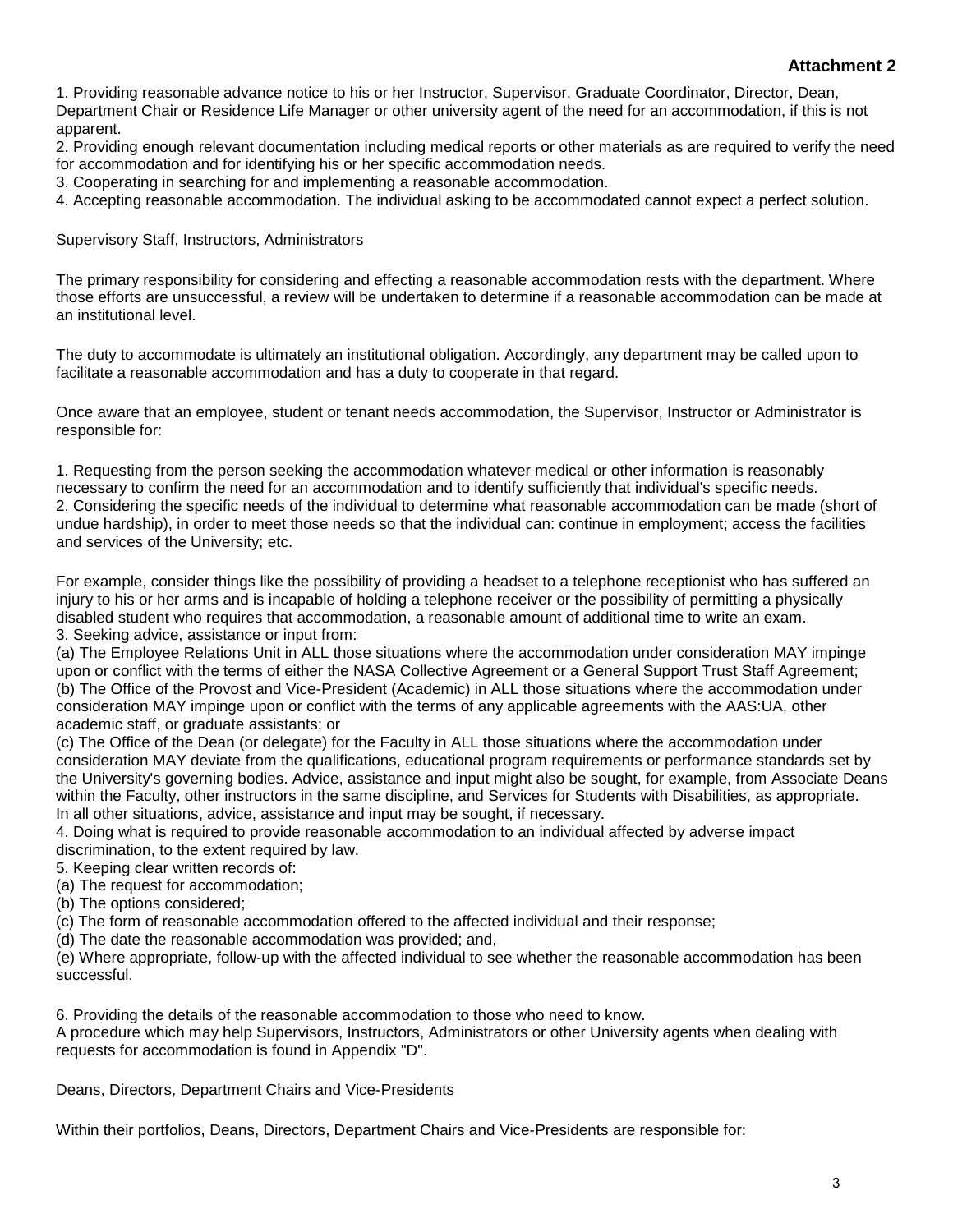**Attachment 2**

1. Providing reasonable advance notice to his or her Instructor, Supervisor, Graduate Coordinator, Director, Dean, Department Chair or Residence Life Manager or other university agent of the need for an accommodation, if this is not apparent.
2. Providing enough relevant documentation including medical reports or other materials as are required to verify the need for accommodation and for identifying his or her specific accommodation needs.
3. Cooperating in searching for and implementing a reasonable accommodation.
4. Accepting reasonable accommodation. The individual asking to be accommodated cannot expect a perfect solution.

Supervisory Staff, Instructors, Administrators

The primary responsibility for considering and effecting a reasonable accommodation rests with the department. Where those efforts are unsuccessful, a review will be undertaken to determine if a reasonable accommodation can be made at an institutional level.

The duty to accommodate is ultimately an institutional obligation. Accordingly, any department may be called upon to facilitate a reasonable accommodation and has a duty to cooperate in that regard.

Once aware that an employee, student or tenant needs accommodation, the Supervisor, Instructor or Administrator is responsible for:

1. Requesting from the person seeking the accommodation whatever medical or other information is reasonably necessary to confirm the need for an accommodation and to identify sufficiently that individual's specific needs.
2. Considering the specific needs of the individual to determine what reasonable accommodation can be made (short of undue hardship), in order to meet those needs so that the individual can: continue in employment; access the facilities and services of the University; etc.

For example, consider things like the possibility of providing a headset to a telephone receptionist who has suffered an injury to his or her arms and is incapable of holding a telephone receiver or the possibility of permitting a physically disabled student who requires that accommodation, a reasonable amount of additional time to write an exam.

3. Seeking advice, assistance or input from:
(a) The Employee Relations Unit in ALL those situations where the accommodation under consideration MAY impinge upon or conflict with the terms of either the NASA Collective Agreement or a General Support Trust Staff Agreement;
(b) The Office of the Provost and Vice-President (Academic) in ALL those situations where the accommodation under consideration MAY impinge upon or conflict with the terms of any applicable agreements with the AAS:UA, other academic staff, or graduate assistants; or
(c) The Office of the Dean (or delegate) for the Faculty in ALL those situations where the accommodation under consideration MAY deviate from the qualifications, educational program requirements or performance standards set by the University's governing bodies. Advice, assistance and input might also be sought, for example, from Associate Deans within the Faculty, other instructors in the same discipline, and Services for Students with Disabilities, as appropriate.
In all other situations, advice, assistance and input may be sought, if necessary.
4. Doing what is required to provide reasonable accommodation to an individual affected by adverse impact discrimination, to the extent required by law.
5. Keeping clear written records of:
(a) The request for accommodation;
(b) The options considered;
(c) The form of reasonable accommodation offered to the affected individual and their response;
(d) The date the reasonable accommodation was provided; and,
(e) Where appropriate, follow-up with the affected individual to see whether the reasonable accommodation has been successful.

6. Providing the details of the reasonable accommodation to those who need to know.

A procedure which may help Supervisors, Instructors, Administrators or other University agents when dealing with requests for accommodation is found in Appendix "D".

Deans, Directors, Department Chairs and Vice-Presidents

Within their portfolios, Deans, Directors, Department Chairs and Vice-Presidents are responsible for: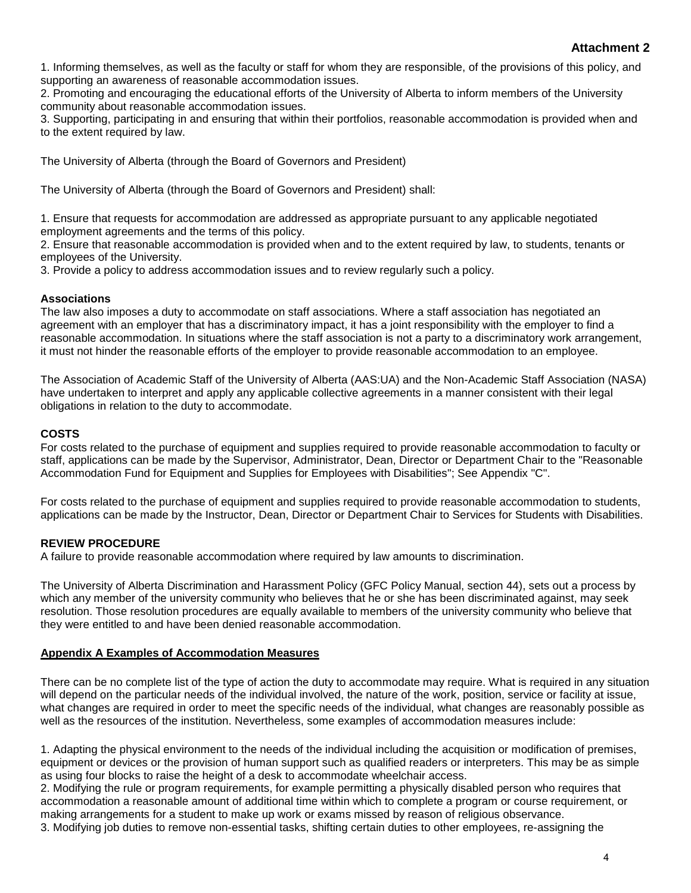**Attachment 2**

1. Informing themselves, as well as the faculty or staff for whom they are responsible, of the provisions of this policy, and supporting an awareness of reasonable accommodation issues.
2. Promoting and encouraging the educational efforts of the University of Alberta to inform members of the University community about reasonable accommodation issues.
3. Supporting, participating in and ensuring that within their portfolios, reasonable accommodation is provided when and to the extent required by law.

The University of Alberta (through the Board of Governors and President)

The University of Alberta (through the Board of Governors and President) shall:

1. Ensure that requests for accommodation are addressed as appropriate pursuant to any applicable negotiated employment agreements and the terms of this policy.
2. Ensure that reasonable accommodation is provided when and to the extent required by law, to students, tenants or employees of the University.
3. Provide a policy to address accommodation issues and to review regularly such a policy.

**Associations**

The law also imposes a duty to accommodate on staff associations. Where a staff association has negotiated an agreement with an employer that has a discriminatory impact, it has a joint responsibility with the employer to find a reasonable accommodation. In situations where the staff association is not a party to a discriminatory work arrangement, it must not hinder the reasonable efforts of the employer to provide reasonable accommodation to an employee.

The Association of Academic Staff of the University of Alberta (AAS:UA) and the Non-Academic Staff Association (NASA) have undertaken to interpret and apply any applicable collective agreements in a manner consistent with their legal obligations in relation to the duty to accommodate.

**COSTS**

For costs related to the purchase of equipment and supplies required to provide reasonable accommodation to faculty or staff, applications can be made by the Supervisor, Administrator, Dean, Director or Department Chair to the "Reasonable Accommodation Fund for Equipment and Supplies for Employees with Disabilities"; See Appendix "C".

For costs related to the purchase of equipment and supplies required to provide reasonable accommodation to students, applications can be made by the Instructor, Dean, Director or Department Chair to Services for Students with Disabilities.

**REVIEW PROCEDURE**

A failure to provide reasonable accommodation where required by law amounts to discrimination.

The University of Alberta Discrimination and Harassment Policy (GFC Policy Manual, section 44), sets out a process by which any member of the university community who believes that he or she has been discriminated against, may seek resolution. Those resolution procedures are equally available to members of the university community who believe that they were entitled to and have been denied reasonable accommodation.

**Appendix A Examples of Accommodation Measures**

There can be no complete list of the type of action the duty to accommodate may require. What is required in any situation will depend on the particular needs of the individual involved, the nature of the work, position, service or facility at issue, what changes are required in order to meet the specific needs of the individual, what changes are reasonably possible as well as the resources of the institution. Nevertheless, some examples of accommodation measures include:

1. Adapting the physical environment to the needs of the individual including the acquisition or modification of premises, equipment or devices or the provision of human support such as qualified readers or interpreters. This may be as simple as using four blocks to raise the height of a desk to accommodate wheelchair access.
2. Modifying the rule or program requirements, for example permitting a physically disabled person who requires that accommodation a reasonable amount of additional time within which to complete a program or course requirement, or making arrangements for a student to make up work or exams missed by reason of religious observance.
3. Modifying job duties to remove non-essential tasks, shifting certain duties to other employees, re-assigning the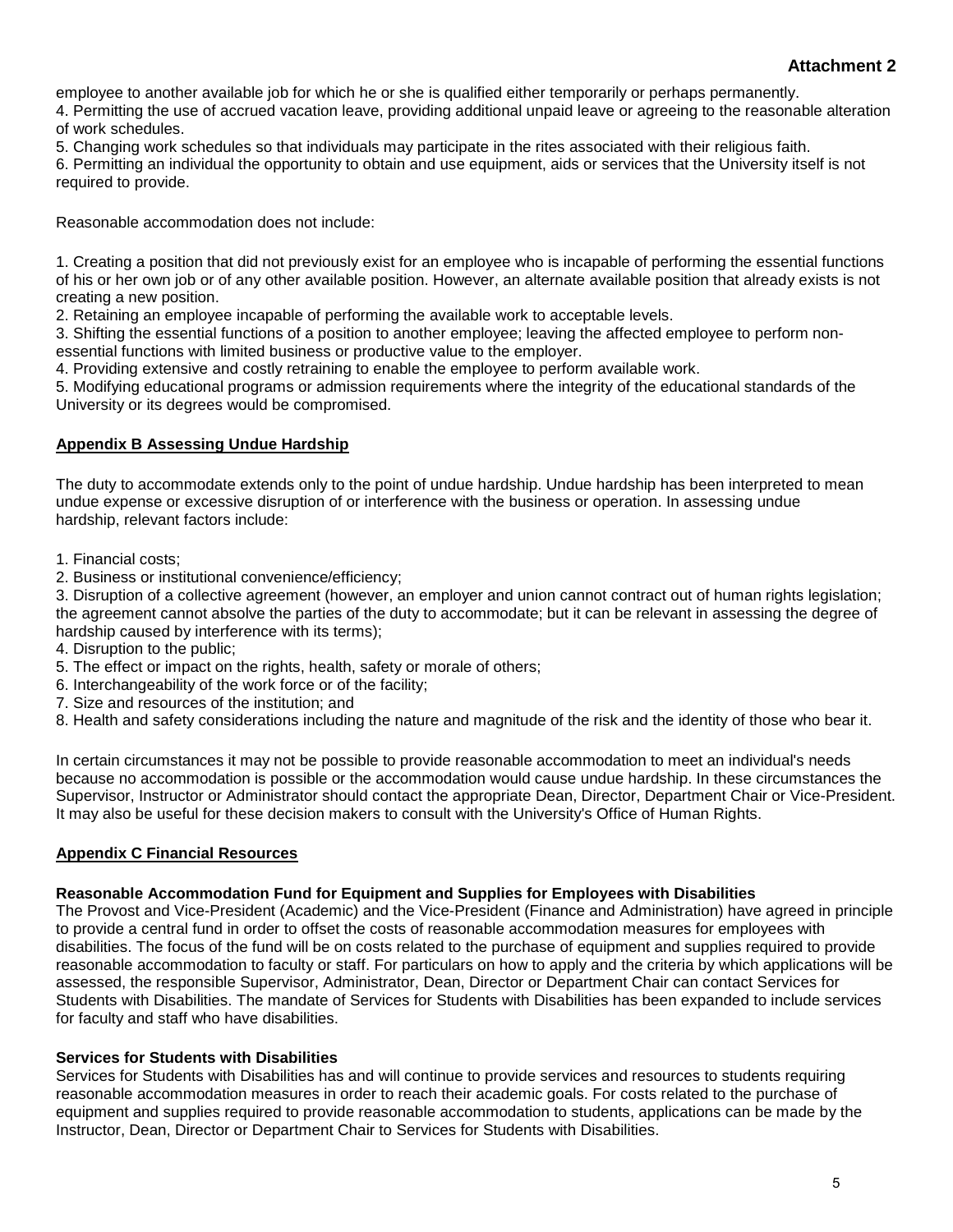**Attachment 2**

employee to another available job for which he or she is qualified either temporarily or perhaps permanently.

4. Permitting the use of accrued vacation leave, providing additional unpaid leave or agreeing to the reasonable alteration of work schedules.
5. Changing work schedules so that individuals may participate in the rites associated with their religious faith.
6. Permitting an individual the opportunity to obtain and use equipment, aids or services that the University itself is not required to provide.

Reasonable accommodation does not include:

1. Creating a position that did not previously exist for an employee who is incapable of performing the essential functions of his or her own job or of any other available position. However, an alternate available position that already exists is not creating a new position.
2. Retaining an employee incapable of performing the available work to acceptable levels.
3. Shifting the essential functions of a position to another employee; leaving the affected employee to perform non-essential functions with limited business or productive value to the employer.
4. Providing extensive and costly retraining to enable the employee to perform available work.
5. Modifying educational programs or admission requirements where the integrity of the educational standards of the University or its degrees would be compromised.

## Appendix B Assessing Undue Hardship

The duty to accommodate extends only to the point of undue hardship. Undue hardship has been interpreted to mean undue expense or excessive disruption of or interference with the business or operation. In assessing undue hardship, relevant factors include:

1. Financial costs;
2. Business or institutional convenience/efficiency;
3. Disruption of a collective agreement (however, an employer and union cannot contract out of human rights legislation; the agreement cannot absolve the parties of the duty to accommodate; but it can be relevant in assessing the degree of hardship caused by interference with its terms);
4. Disruption to the public;
5. The effect or impact on the rights, health, safety or morale of others;
6. Interchangeability of the work force or of the facility;
7. Size and resources of the institution; and
8. Health and safety considerations including the nature and magnitude of the risk and the identity of those who bear it.

In certain circumstances it may not be possible to provide reasonable accommodation to meet an individual's needs because no accommodation is possible or the accommodation would cause undue hardship. In these circumstances the Supervisor, Instructor or Administrator should contact the appropriate Dean, Director, Department Chair or Vice-President. It may also be useful for these decision makers to consult with the University's Office of Human Rights.

## Appendix C Financial Resources

**Reasonable Accommodation Fund for Equipment and Supplies for Employees with Disabilities**

The Provost and Vice-President (Academic) and the Vice-President (Finance and Administration) have agreed in principle to provide a central fund in order to offset the costs of reasonable accommodation measures for employees with disabilities. The focus of the fund will be on costs related to the purchase of equipment and supplies required to provide reasonable accommodation to faculty or staff. For particulars on how to apply and the criteria by which applications will be assessed, the responsible Supervisor, Administrator, Dean, Director or Department Chair can contact Services for Students with Disabilities. The mandate of Services for Students with Disabilities has been expanded to include services for faculty and staff who have disabilities.

**Services for Students with Disabilities**

Services for Students with Disabilities has and will continue to provide services and resources to students requiring reasonable accommodation measures in order to reach their academic goals. For costs related to the purchase of equipment and supplies required to provide reasonable accommodation to students, applications can be made by the Instructor, Dean, Director or Department Chair to Services for Students with Disabilities.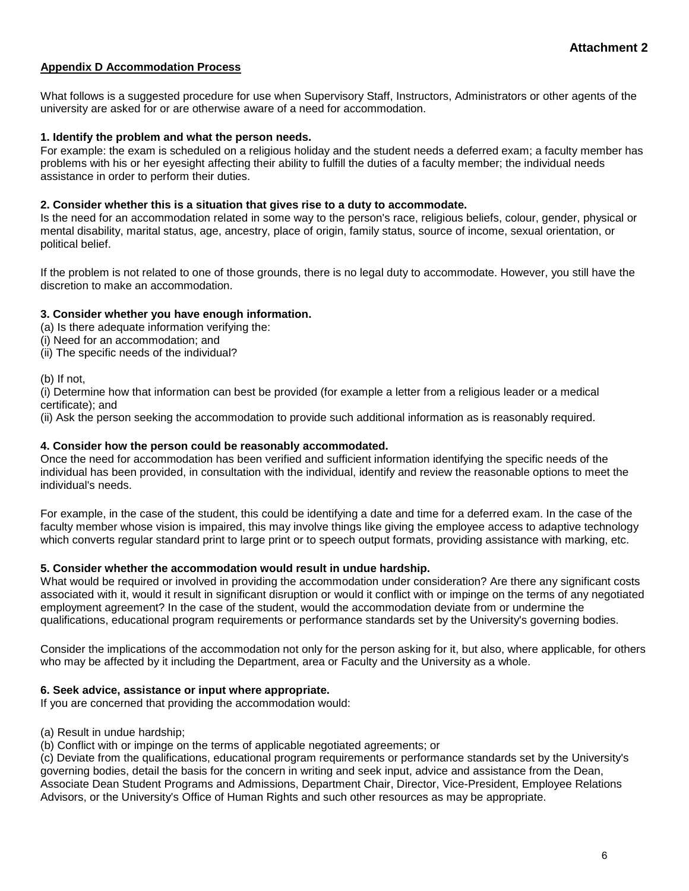**Attachment 2**

## Appendix D Accommodation Process

What follows is a suggested procedure for use when Supervisory Staff, Instructors, Administrators or other agents of the university are asked for or are otherwise aware of a need for accommodation.

**1. Identify the problem and what the person needs.**
For example: the exam is scheduled on a religious holiday and the student needs a deferred exam; a faculty member has problems with his or her eyesight affecting their ability to fulfill the duties of a faculty member; the individual needs assistance in order to perform their duties.

**2. Consider whether this is a situation that gives rise to a duty to accommodate.**
Is the need for an accommodation related in some way to the person's race, religious beliefs, colour, gender, physical or mental disability, marital status, age, ancestry, place of origin, family status, source of income, sexual orientation, or political belief.

If the problem is not related to one of those grounds, there is no legal duty to accommodate. However, you still have the discretion to make an accommodation.

**3. Consider whether you have enough information.**
(a) Is there adequate information verifying the:
(i) Need for an accommodation; and
(ii) The specific needs of the individual?

(b) If not,
(i) Determine how that information can best be provided (for example a letter from a religious leader or a medical certificate); and
(ii) Ask the person seeking the accommodation to provide such additional information as is reasonably required.

**4. Consider how the person could be reasonably accommodated.**
Once the need for accommodation has been verified and sufficient information identifying the specific needs of the individual has been provided, in consultation with the individual, identify and review the reasonable options to meet the individual's needs.

For example, in the case of the student, this could be identifying a date and time for a deferred exam. In the case of the faculty member whose vision is impaired, this may involve things like giving the employee access to adaptive technology which converts regular standard print to large print or to speech output formats, providing assistance with marking, etc.

**5. Consider whether the accommodation would result in undue hardship.**
What would be required or involved in providing the accommodation under consideration? Are there any significant costs associated with it, would it result in significant disruption or would it conflict with or impinge on the terms of any negotiated employment agreement? In the case of the student, would the accommodation deviate from or undermine the qualifications, educational program requirements or performance standards set by the University's governing bodies.

Consider the implications of the accommodation not only for the person asking for it, but also, where applicable, for others who may be affected by it including the Department, area or Faculty and the University as a whole.

**6. Seek advice, assistance or input where appropriate.**
If you are concerned that providing the accommodation would:

(a) Result in undue hardship;
(b) Conflict with or impinge on the terms of applicable negotiated agreements; or
(c) Deviate from the qualifications, educational program requirements or performance standards set by the University's governing bodies, detail the basis for the concern in writing and seek input, advice and assistance from the Dean, Associate Dean Student Programs and Admissions, Department Chair, Director, Vice-President, Employee Relations Advisors, or the University's Office of Human Rights and such other resources as may be appropriate.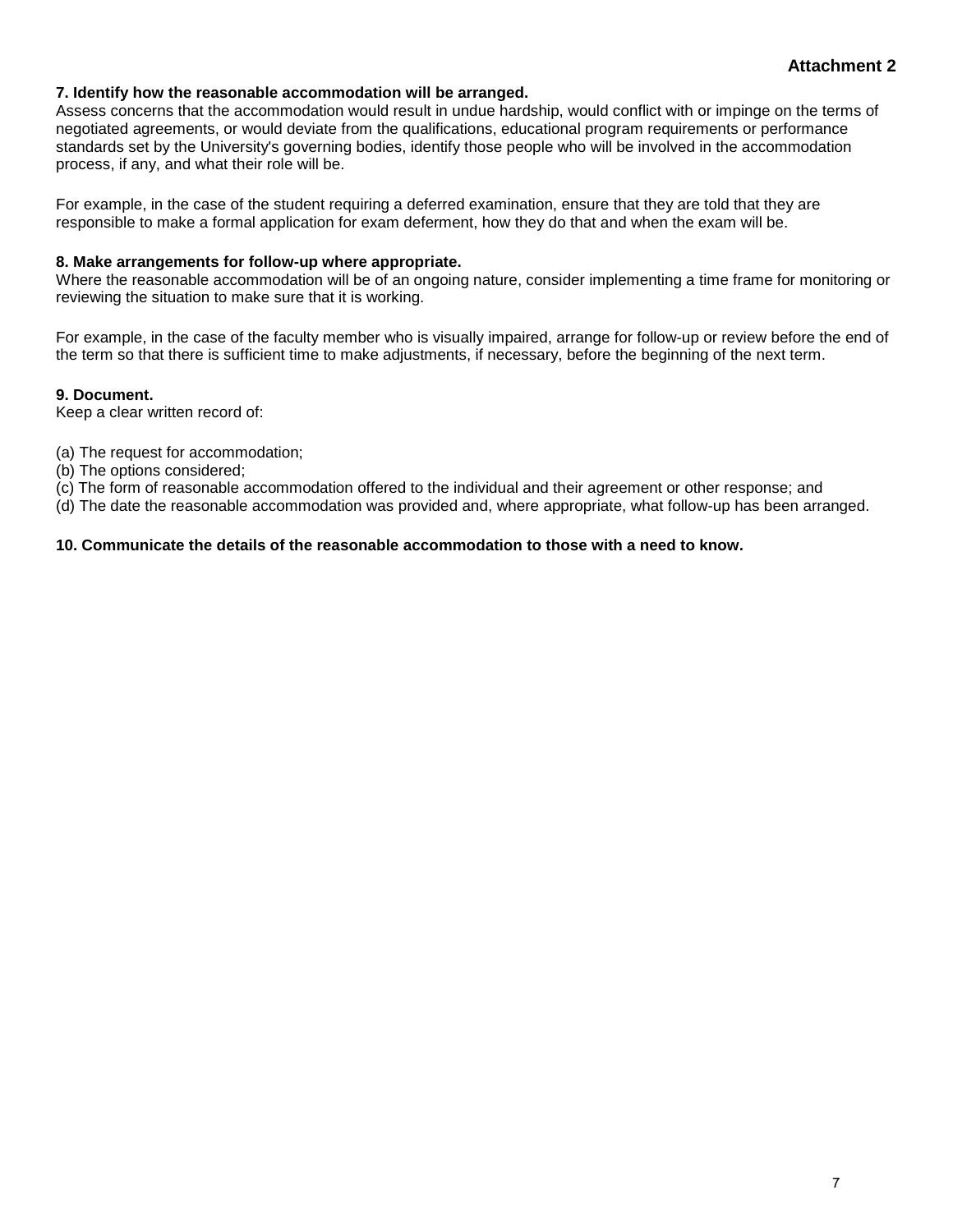**Attachment 2**

**7. Identify how the reasonable accommodation will be arranged.**
Assess concerns that the accommodation would result in undue hardship, would conflict with or impinge on the terms of negotiated agreements, or would deviate from the qualifications, educational program requirements or performance standards set by the University's governing bodies, identify those people who will be involved in the accommodation process, if any, and what their role will be.

For example, in the case of the student requiring a deferred examination, ensure that they are told that they are responsible to make a formal application for exam deferment, how they do that and when the exam will be.

**8. Make arrangements for follow-up where appropriate.**
Where the reasonable accommodation will be of an ongoing nature, consider implementing a time frame for monitoring or reviewing the situation to make sure that it is working.

For example, in the case of the faculty member who is visually impaired, arrange for follow-up or review before the end of the term so that there is sufficient time to make adjustments, if necessary, before the beginning of the next term.

**9. Document.**
Keep a clear written record of:

(a) The request for accommodation;
(b) The options considered;
(c) The form of reasonable accommodation offered to the individual and their agreement or other response; and
(d) The date the reasonable accommodation was provided and, where appropriate, what follow-up has been arranged.

**10. Communicate the details of the reasonable accommodation to those with a need to know.**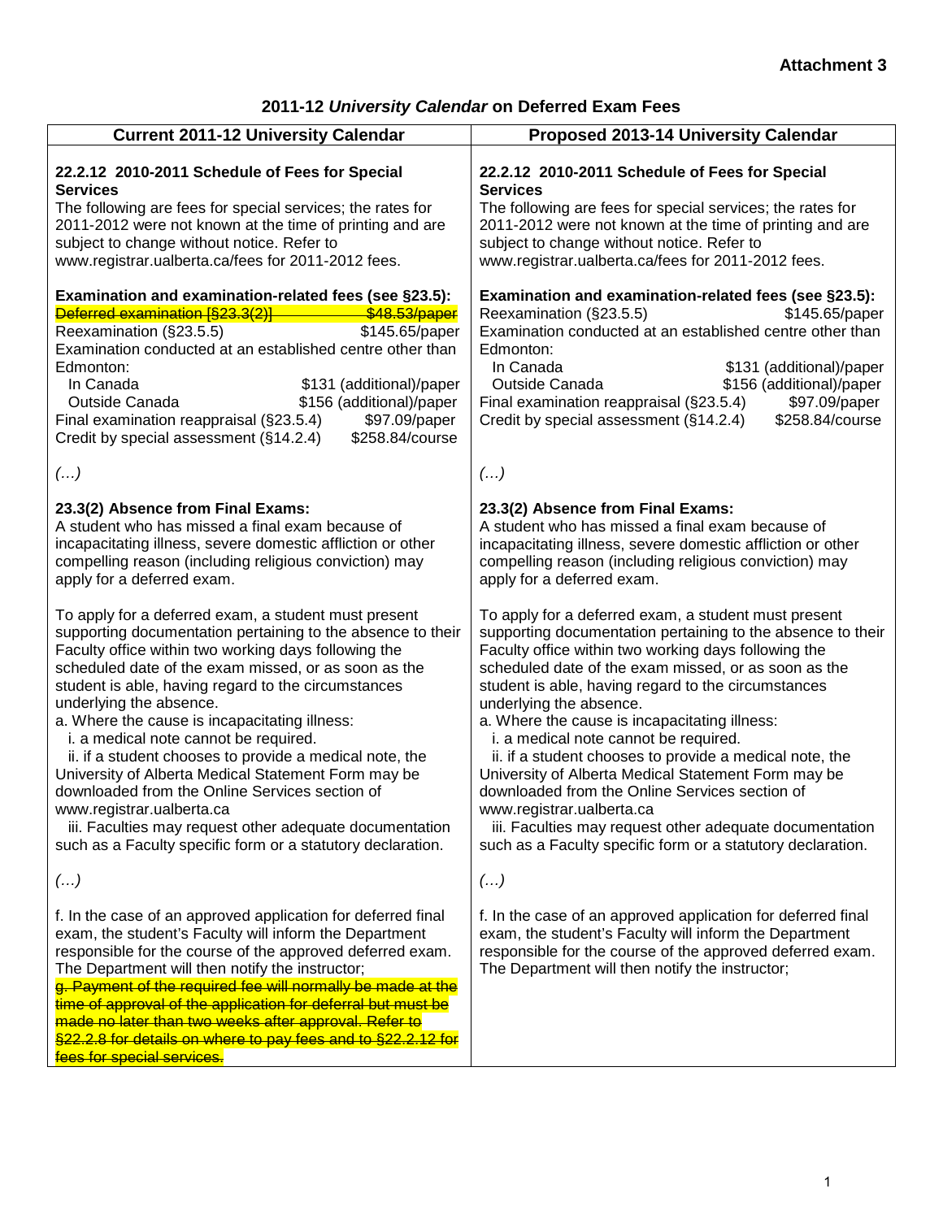**Attachment 3**

## 2011-12 *University Calendar* on Deferred Exam Fees

| Current 2011-12 University Calendar | Proposed 2013-14 University Calendar |
| --- | --- |
| **22.2.12 2010-2011 Schedule of Fees for Special Services**<br>The following are fees for special services; the rates for 2011-2012 were not known at the time of printing and are subject to change without notice. Refer to www.registrar.ualberta.ca/fees for 2011-2012 fees.<br><br>**Examination and examination-related fees (see §23.5):**<br>~~Deferred examination [§23.3(2)] $48.53/paper~~<br>Reexamination (§23.5.5) $145.65/paper<br>Examination conducted at an established centre other than Edmonton:<br>In Canada $131 (additional)/paper<br>Outside Canada $156 (additional)/paper<br>Final examination reappraisal (§23.5.4) $97.09/paper<br>Credit by special assessment (§14.2.4) $258.84/course<br><br>*(…)*<br><br>**23.3(2) Absence from Final Exams:**<br>A student who has missed a final exam because of incapacitating illness, severe domestic affliction or other compelling reason (including religious conviction) may apply for a deferred exam.<br><br>To apply for a deferred exam, a student must present supporting documentation pertaining to the absence to their Faculty office within two working days following the scheduled date of the exam missed, or as soon as the student is able, having regard to the circumstances underlying the absence.<br>a. Where the cause is incapacitating illness:<br>i. a medical note cannot be required.<br>ii. if a student chooses to provide a medical note, the University of Alberta Medical Statement Form may be downloaded from the Online Services section of www.registrar.ualberta.ca<br>iii. Faculties may request other adequate documentation such as a Faculty specific form or a statutory declaration.<br><br>*(…)*<br><br>f. In the case of an approved application for deferred final exam, the student's Faculty will inform the Department responsible for the course of the approved deferred exam. The Department will then notify the instructor;<br>~~g. Payment of the required fee will normally be made at the time of approval of the application for deferral but must be made no later than two weeks after approval. Refer to §22.2.8 for details on where to pay fees and to §22.2.12 for fees for special services.~~ | **22.2.12 2010-2011 Schedule of Fees for Special Services**<br>The following are fees for special services; the rates for 2011-2012 were not known at the time of printing and are subject to change without notice. Refer to www.registrar.ualberta.ca/fees for 2011-2012 fees.<br><br>**Examination and examination-related fees (see §23.5):**<br>Reexamination (§23.5.5) $145.65/paper<br>Examination conducted at an established centre other than Edmonton:<br>In Canada $131 (additional)/paper<br>Outside Canada $156 (additional)/paper<br>Final examination reappraisal (§23.5.4) $97.09/paper<br>Credit by special assessment (§14.2.4) $258.84/course<br><br>*(…)*<br><br>**23.3(2) Absence from Final Exams:**<br>A student who has missed a final exam because of incapacitating illness, severe domestic affliction or other compelling reason (including religious conviction) may apply for a deferred exam.<br><br>To apply for a deferred exam, a student must present supporting documentation pertaining to the absence to their Faculty office within two working days following the scheduled date of the exam missed, or as soon as the student is able, having regard to the circumstances underlying the absence.<br>a. Where the cause is incapacitating illness:<br>i. a medical note cannot be required.<br>ii. if a student chooses to provide a medical note, the University of Alberta Medical Statement Form may be downloaded from the Online Services section of www.registrar.ualberta.ca<br>iii. Faculties may request other adequate documentation such as a Faculty specific form or a statutory declaration.<br><br>*(…)*<br><br>f. In the case of an approved application for deferred final exam, the student's Faculty will inform the Department responsible for the course of the approved deferred exam. The Department will then notify the instructor; |